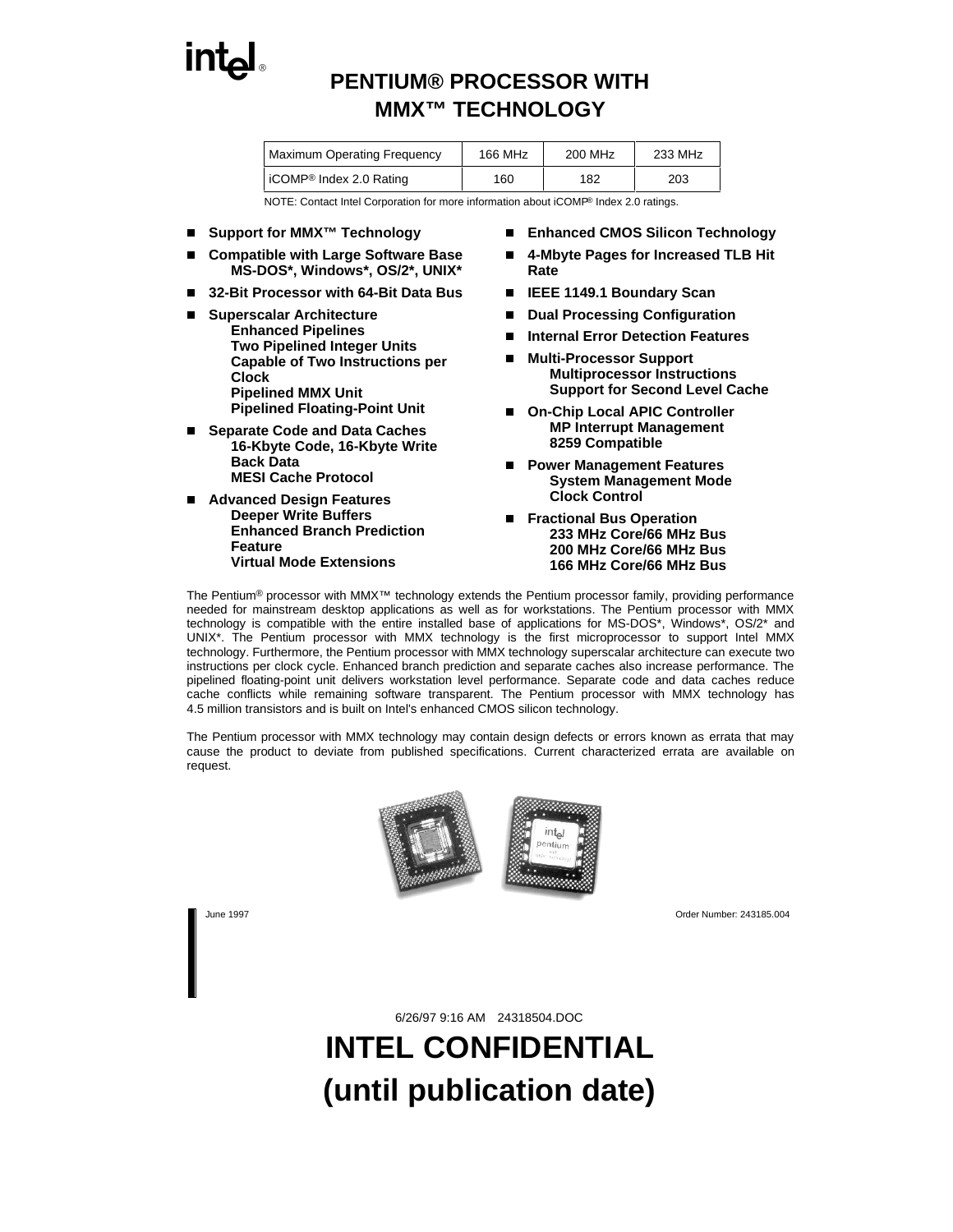# PENTIUM® PROCESSOR WITH MMX™ TECHNOLOGY

| Maximum Operating Frequency | 166 MHz | 200 MHz | 233 MHz |
|---|---|---|---|
| iCOMP® Index 2.0 Rating | 160 | 182 | 203 |

NOTE: Contact Intel Corporation for more information about iCOMP® Index 2.0 ratings.

- **Support for MMX™ Technology**
- **Compatible with Large Software Base MS-DOS*, Windows*, OS/2*, UNIX***
- **32-Bit Processor with 64-Bit Data Bus**
- **Superscalar Architecture**
  - **Enhanced Pipelines**
  - **Two Pipelined Integer Units Capable of Two Instructions per Clock**
  - **Pipelined MMX Unit**
  - **Pipelined Floating-Point Unit**
- **Separate Code and Data Caches**
  - **16-Kbyte Code, 16-Kbyte Write Back Data**
  - **MESI Cache Protocol**
- **Advanced Design Features**
  - **Deeper Write Buffers**
  - **Enhanced Branch Prediction Feature**
  - **Virtual Mode Extensions**
- **Enhanced CMOS Silicon Technology**
- **4-Mbyte Pages for Increased TLB Hit Rate**
- **IEEE 1149.1 Boundary Scan**
- **Dual Processing Configuration**
- **Internal Error Detection Features**
- **Multi-Processor Support**
  - **Multiprocessor Instructions**
  - **Support for Second Level Cache**
- **On-Chip Local APIC Controller**
  - **MP Interrupt Management**
  - **8259 Compatible**
- **Power Management Features**
  - **System Management Mode**
  - **Clock Control**
- **Fractional Bus Operation**
  - **233 MHz Core/66 MHz Bus**
  - **200 MHz Core/66 MHz Bus**
  - **166 MHz Core/66 MHz Bus**

The Pentium® processor with MMX™ technology extends the Pentium processor family, providing performance needed for mainstream desktop applications as well as for workstations. The Pentium processor with MMX technology is compatible with the entire installed base of applications for MS-DOS*, Windows*, OS/2* and UNIX*. The Pentium processor with MMX technology is the first microprocessor to support Intel MMX technology. Furthermore, the Pentium processor with MMX technology superscalar architecture can execute two instructions per clock cycle. Enhanced branch prediction and separate caches also increase performance. The pipelined floating-point unit delivers workstation level performance. Separate code and data caches reduce cache conflicts while remaining software transparent. The Pentium processor with MMX technology has 4.5 million transistors and is built on Intel's enhanced CMOS silicon technology.

The Pentium processor with MMX technology may contain design defects or errors known as errata that may cause the product to deviate from published specifications. Current characterized errata are available on request.

June 1997

Order Number: 243185.004

6/26/97 9:16 AM 24318504.DOC

**INTEL CONFIDENTIAL (until publication date)**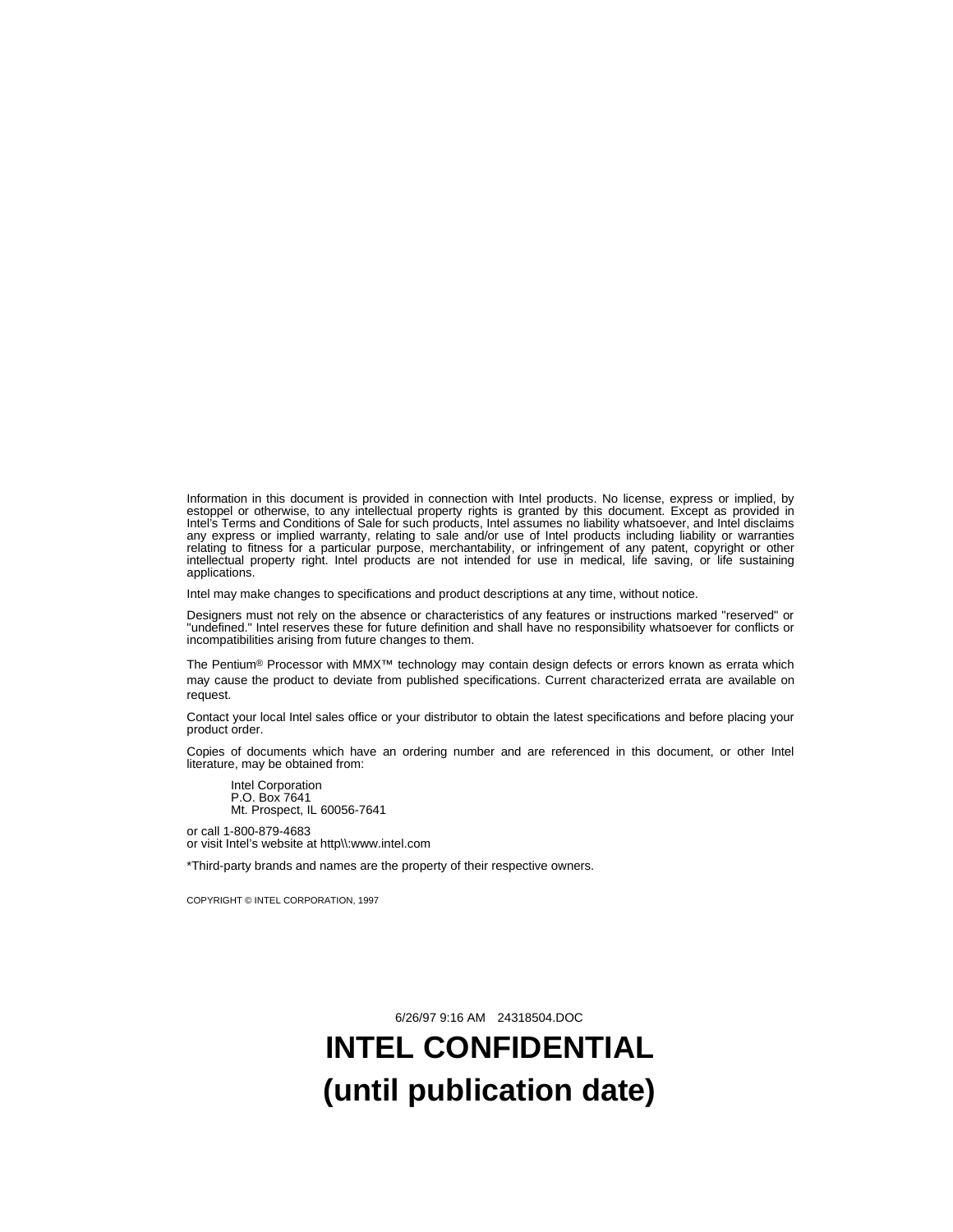Information in this document is provided in connection with Intel products. No license, express or implied, by estoppel or otherwise, to any intellectual property rights is granted by this document. Except as provided in Intel's Terms and Conditions of Sale for such products, Intel assumes no liability whatsoever, and Intel disclaims any express or implied warranty, relating to sale and/or use of Intel products including liability or warranties relating to fitness for a particular purpose, merchantability, or infringement of any patent, copyright or other intellectual property right. Intel products are not intended for use in medical, life saving, or life sustaining applications.

Intel may make changes to specifications and product descriptions at any time, without notice.

Designers must not rely on the absence or characteristics of any features or instructions marked "reserved" or "undefined." Intel reserves these for future definition and shall have no responsibility whatsoever for conflicts or incompatibilities arising from future changes to them.

The Pentium® Processor with MMX™ technology may contain design defects or errors known as errata which may cause the product to deviate from published specifications. Current characterized errata are available on request.

Contact your local Intel sales office or your distributor to obtain the latest specifications and before placing your product order.

Copies of documents which have an ordering number and are referenced in this document, or other Intel literature, may be obtained from:

Intel Corporation
P.O. Box 7641
Mt. Prospect, IL 60056-7641

or call 1-800-879-4683
or visit Intel's website at http\\:www.intel.com

*Third-party brands and names are the property of their respective owners.

COPYRIGHT © INTEL CORPORATION, 1997

6/26/97 9:16 AM 24318504.DOC

**INTEL CONFIDENTIAL**
**(until publication date)**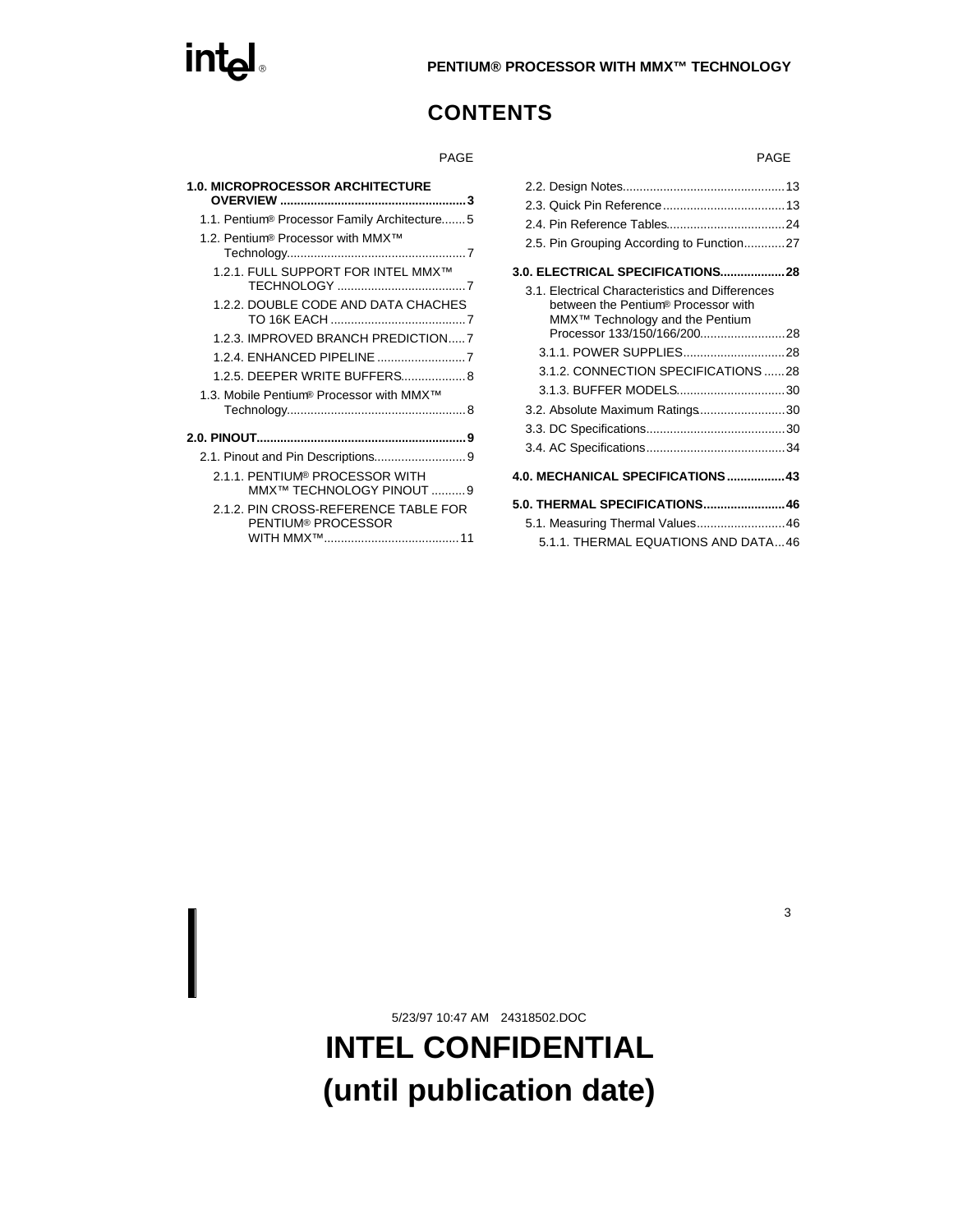# CONTENTS

| | PAGE |
|---|---|
| **1.0. MICROPROCESSOR ARCHITECTURE OVERVIEW** | **3** |
| 1.1. Pentium® Processor Family Architecture | 5 |
| 1.2. Pentium® Processor with MMX™ Technology | 7 |
| 1.2.1. FULL SUPPORT FOR INTEL MMX™ TECHNOLOGY | 7 |
| 1.2.2. DOUBLE CODE AND DATA CHACHES TO 16K EACH | 7 |
| 1.2.3. IMPROVED BRANCH PREDICTION | 7 |
| 1.2.4. ENHANCED PIPELINE | 7 |
| 1.2.5. DEEPER WRITE BUFFERS | 8 |
| 1.3. Mobile Pentium® Processor with MMX™ Technology | 8 |
| **2.0. PINOUT** | **9** |
| 2.1. Pinout and Pin Descriptions | 9 |
| 2.1.1. PENTIUM® PROCESSOR WITH MMX™ TECHNOLOGY PINOUT | 9 |
| 2.1.2. PIN CROSS-REFERENCE TABLE FOR PENTIUM® PROCESSOR WITH MMX™ | 11 |
| 2.2. Design Notes | 13 |
| 2.3. Quick Pin Reference | 13 |
| 2.4. Pin Reference Tables | 24 |
| 2.5. Pin Grouping According to Function | 27 |
| **3.0. ELECTRICAL SPECIFICATIONS** | **28** |
| 3.1. Electrical Characteristics and Differences between the Pentium® Processor with MMX™ Technology and the Pentium Processor 133/150/166/200 | 28 |
| 3.1.1. POWER SUPPLIES | 28 |
| 3.1.2. CONNECTION SPECIFICATIONS | 28 |
| 3.1.3. BUFFER MODELS | 30 |
| 3.2. Absolute Maximum Ratings | 30 |
| 3.3. DC Specifications | 30 |
| 3.4. AC Specifications | 34 |
| **4.0. MECHANICAL SPECIFICATIONS** | **43** |
| **5.0. THERMAL SPECIFICATIONS** | **46** |
| 5.1. Measuring Thermal Values | 46 |
| 5.1.1. THERMAL EQUATIONS AND DATA | 46 |

5/23/97 10:47 AM 24318502.DOC

**INTEL CONFIDENTIAL**
**(until publication date)**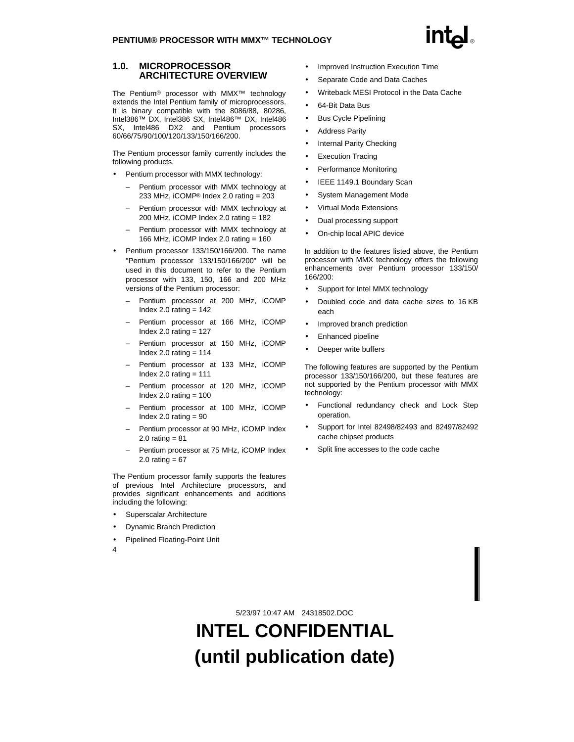## 1.0. MICROPROCESSOR ARCHITECTURE OVERVIEW

The Pentium® processor with MMX™ technology extends the Intel Pentium family of microprocessors. It is binary compatible with the 8086/88, 80286, Intel386™ DX, Intel386 SX, Intel486™ DX, Intel486 SX, Intel486 DX2 and Pentium processors 60/66/75/90/100/120/133/150/166/200.

The Pentium processor family currently includes the following products.

- Pentium processor with MMX technology:
  - Pentium processor with MMX technology at 233 MHz, iCOMP® Index 2.0 rating = 203
  - Pentium processor with MMX technology at 200 MHz, iCOMP Index 2.0 rating = 182
  - Pentium processor with MMX technology at 166 MHz, iCOMP Index 2.0 rating = 160
- Pentium processor 133/150/166/200. The name "Pentium processor 133/150/166/200" will be used in this document to refer to the Pentium processor with 133, 150, 166 and 200 MHz versions of the Pentium processor:
  - Pentium processor at 200 MHz, iCOMP Index 2.0 rating = 142
  - Pentium processor at 166 MHz, iCOMP Index 2.0 rating = 127
  - Pentium processor at 150 MHz, iCOMP Index 2.0 rating = 114
  - Pentium processor at 133 MHz, iCOMP Index 2.0 rating = 111
  - Pentium processor at 120 MHz, iCOMP Index 2.0 rating = 100
  - Pentium processor at 100 MHz, iCOMP Index 2.0 rating = 90
  - Pentium processor at 90 MHz, iCOMP Index 2.0 rating = 81
  - Pentium processor at 75 MHz, iCOMP Index 2.0 rating = 67

The Pentium processor family supports the features of previous Intel Architecture processors, and provides significant enhancements and additions including the following:

- Superscalar Architecture
- Dynamic Branch Prediction
- Pipelined Floating-Point Unit
- Improved Instruction Execution Time
- Separate Code and Data Caches
- Writeback MESI Protocol in the Data Cache
- 64-Bit Data Bus
- Bus Cycle Pipelining
- Address Parity
- Internal Parity Checking
- Execution Tracing
- Performance Monitoring
- IEEE 1149.1 Boundary Scan
- System Management Mode
- Virtual Mode Extensions
- Dual processing support
- On-chip local APIC device

In addition to the features listed above, the Pentium processor with MMX technology offers the following enhancements over Pentium processor 133/150/166/200:

- Support for Intel MMX technology
- Doubled code and data cache sizes to 16 KB each
- Improved branch prediction
- Enhanced pipeline
- Deeper write buffers

The following features are supported by the Pentium processor 133/150/166/200, but these features are not supported by the Pentium processor with MMX technology:

- Functional redundancy check and Lock Step operation.
- Support for Intel 82498/82493 and 82497/82492 cache chipset products
- Split line accesses to the code cache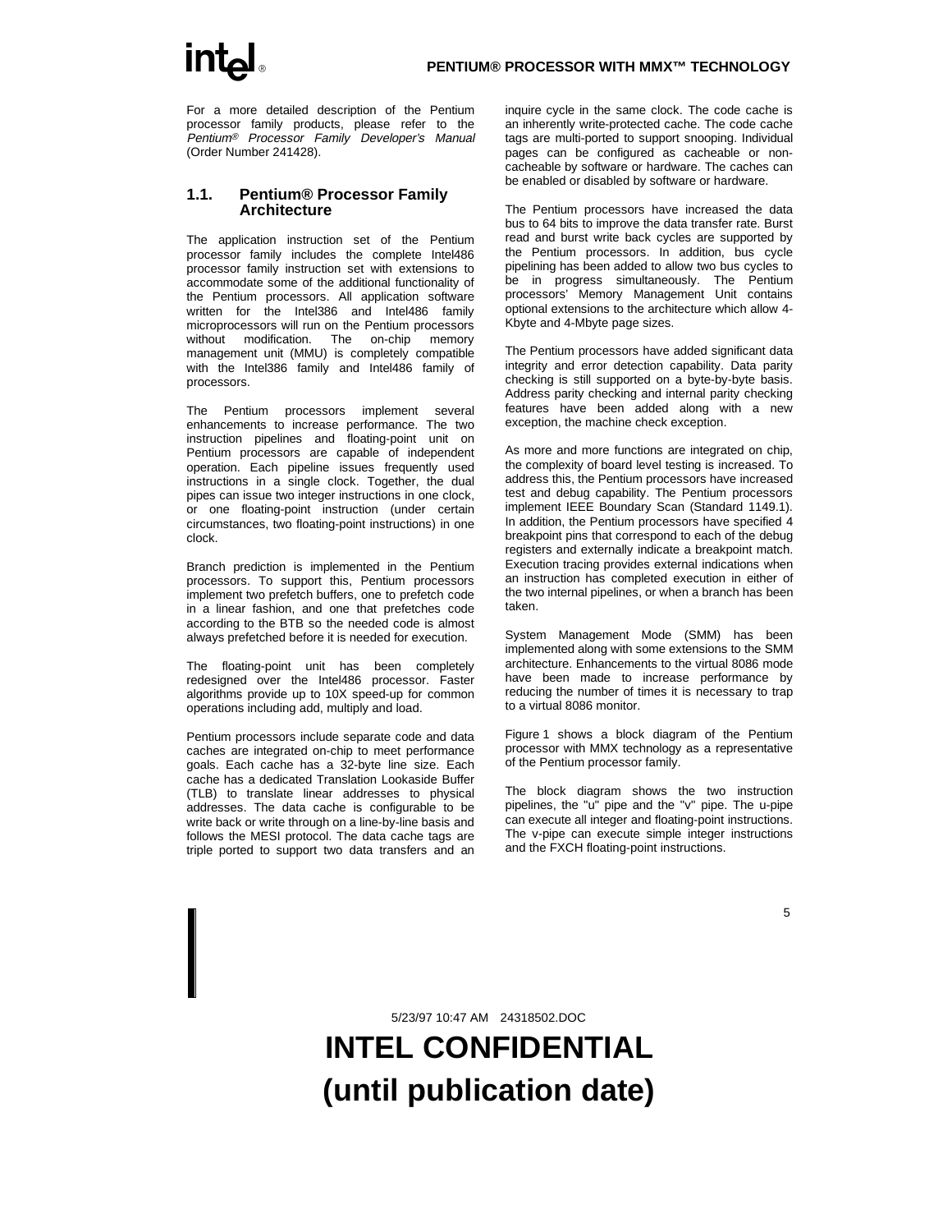For a more detailed description of the Pentium processor family products, please refer to the *Pentium® Processor Family Developer's Manual* (Order Number 241428).

## 1.1. Pentium® Processor Family Architecture

The application instruction set of the Pentium processor family includes the complete Intel486 processor family instruction set with extensions to accommodate some of the additional functionality of the Pentium processors. All application software written for the Intel386 and Intel486 family microprocessors will run on the Pentium processors without modification. The on-chip memory management unit (MMU) is completely compatible with the Intel386 family and Intel486 family of processors.

The Pentium processors implement several enhancements to increase performance. The two instruction pipelines and floating-point unit on Pentium processors are capable of independent operation. Each pipeline issues frequently used instructions in a single clock. Together, the dual pipes can issue two integer instructions in one clock, or one floating-point instruction (under certain circumstances, two floating-point instructions) in one clock.

Branch prediction is implemented in the Pentium processors. To support this, Pentium processors implement two prefetch buffers, one to prefetch code in a linear fashion, and one that prefetches code according to the BTB so the needed code is almost always prefetched before it is needed for execution.

The floating-point unit has been completely redesigned over the Intel486 processor. Faster algorithms provide up to 10X speed-up for common operations including add, multiply and load.

Pentium processors include separate code and data caches are integrated on-chip to meet performance goals. Each cache has a 32-byte line size. Each cache has a dedicated Translation Lookaside Buffer (TLB) to translate linear addresses to physical addresses. The data cache is configurable to be write back or write through on a line-by-line basis and follows the MESI protocol. The data cache tags are triple ported to support two data transfers and an inquire cycle in the same clock. The code cache is an inherently write-protected cache. The code cache tags are multi-ported to support snooping. Individual pages can be configured as cacheable or non-cacheable by software or hardware. The caches can be enabled or disabled by software or hardware.

The Pentium processors have increased the data bus to 64 bits to improve the data transfer rate. Burst read and burst write back cycles are supported by the Pentium processors. In addition, bus cycle pipelining has been added to allow two bus cycles to be in progress simultaneously. The Pentium processors' Memory Management Unit contains optional extensions to the architecture which allow 4-Kbyte and 4-Mbyte page sizes.

The Pentium processors have added significant data integrity and error detection capability. Data parity checking is still supported on a byte-by-byte basis. Address parity checking and internal parity checking features have been added along with a new exception, the machine check exception.

As more and more functions are integrated on chip, the complexity of board level testing is increased. To address this, the Pentium processors have increased test and debug capability. The Pentium processors implement IEEE Boundary Scan (Standard 1149.1). In addition, the Pentium processors have specified 4 breakpoint pins that correspond to each of the debug registers and externally indicate a breakpoint match. Execution tracing provides external indications when an instruction has completed execution in either of the two internal pipelines, or when a branch has been taken.

System Management Mode (SMM) has been implemented along with some extensions to the SMM architecture. Enhancements to the virtual 8086 mode have been made to increase performance by reducing the number of times it is necessary to trap to a virtual 8086 monitor.

Figure 1 shows a block diagram of the Pentium processor with MMX technology as a representative of the Pentium processor family.

The block diagram shows the two instruction pipelines, the "u" pipe and the "v" pipe. The u-pipe can execute all integer and floating-point instructions. The v-pipe can execute simple integer instructions and the FXCH floating-point instructions.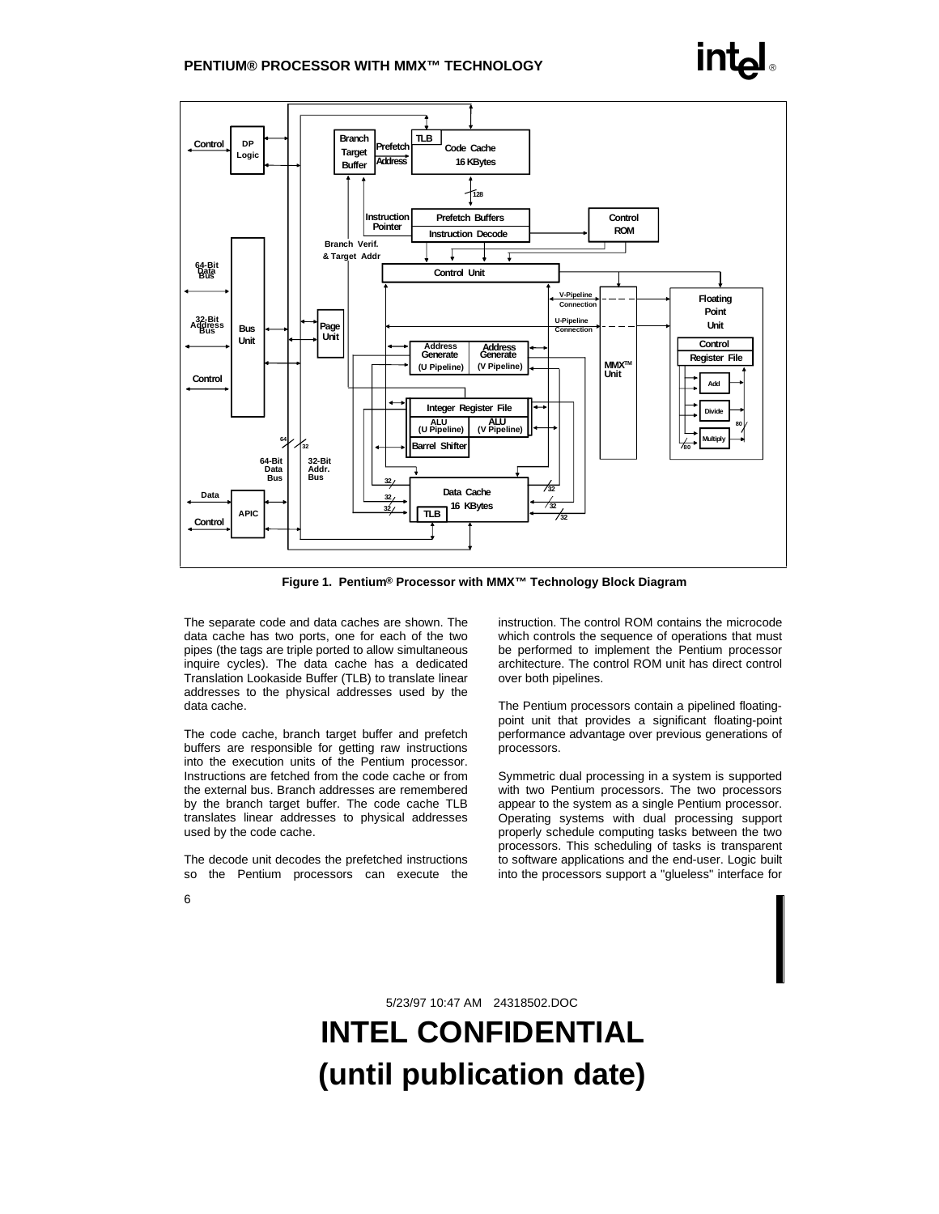Figure 1. Pentium® Processor with MMX™ Technology Block Diagram

The separate code and data caches are shown. The data cache has two ports, one for each of the two pipes (the tags are triple ported to allow simultaneous inquire cycles). The data cache has a dedicated Translation Lookaside Buffer (TLB) to translate linear addresses to the physical addresses used by the data cache.

The code cache, branch target buffer and prefetch buffers are responsible for getting raw instructions into the execution units of the Pentium processor. Instructions are fetched from the code cache or from the external bus. Branch addresses are remembered by the branch target buffer. The code cache TLB translates linear addresses to physical addresses used by the code cache.

The decode unit decodes the prefetched instructions so the Pentium processors can execute the instruction. The control ROM contains the microcode which controls the sequence of operations that must be performed to implement the Pentium processor architecture. The control ROM unit has direct control over both pipelines.

The Pentium processors contain a pipelined floating-point unit that provides a significant floating-point performance advantage over previous generations of processors.

Symmetric dual processing in a system is supported with two Pentium processors. The two processors appear to the system as a single Pentium processor. Operating systems with dual processing support properly schedule computing tasks between the two processors. This scheduling of tasks is transparent to software applications and the end-user. Logic built into the processors support a "glueless" interface for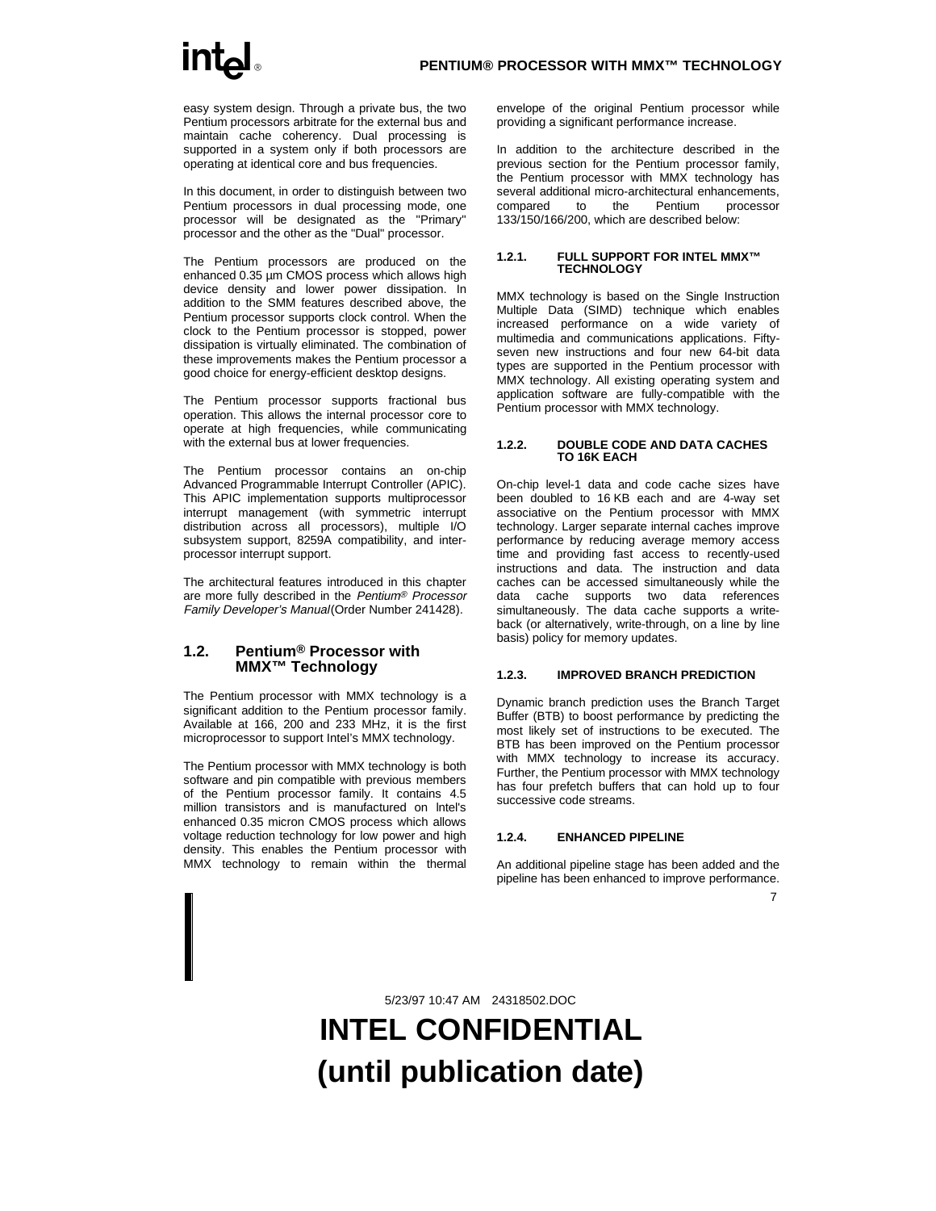easy system design. Through a private bus, the two Pentium processors arbitrate for the external bus and maintain cache coherency. Dual processing is supported in a system only if both processors are operating at identical core and bus frequencies.

In this document, in order to distinguish between two Pentium processors in dual processing mode, one processor will be designated as the "Primary" processor and the other as the "Dual" processor.

The Pentium processors are produced on the enhanced 0.35 µm CMOS process which allows high device density and lower power dissipation. In addition to the SMM features described above, the Pentium processor supports clock control. When the clock to the Pentium processor is stopped, power dissipation is virtually eliminated. The combination of these improvements makes the Pentium processor a good choice for energy-efficient desktop designs.

The Pentium processor supports fractional bus operation. This allows the internal processor core to operate at high frequencies, while communicating with the external bus at lower frequencies.

The Pentium processor contains an on-chip Advanced Programmable Interrupt Controller (APIC). This APIC implementation supports multiprocessor interrupt management (with symmetric interrupt distribution across all processors), multiple I/O subsystem support, 8259A compatibility, and inter-processor interrupt support.

The architectural features introduced in this chapter are more fully described in the *Pentium® Processor Family Developer's Manual* (Order Number 241428).

## 1.2. Pentium® Processor with MMX™ Technology

The Pentium processor with MMX technology is a significant addition to the Pentium processor family. Available at 166, 200 and 233 MHz, it is the first microprocessor to support Intel's MMX technology.

The Pentium processor with MMX technology is both software and pin compatible with previous members of the Pentium processor family. It contains 4.5 million transistors and is manufactured on Intel's enhanced 0.35 micron CMOS process which allows voltage reduction technology for low power and high density. This enables the Pentium processor with MMX technology to remain within the thermal envelope of the original Pentium processor while providing a significant performance increase.

In addition to the architecture described in the previous section for the Pentium processor family, the Pentium processor with MMX technology has several additional micro-architectural enhancements, compared to the Pentium processor 133/150/166/200, which are described below:

### 1.2.1. FULL SUPPORT FOR INTEL MMX™ TECHNOLOGY

MMX technology is based on the Single Instruction Multiple Data (SIMD) technique which enables increased performance on a wide variety of multimedia and communications applications. Fifty-seven new instructions and four new 64-bit data types are supported in the Pentium processor with MMX technology. All existing operating system and application software are fully-compatible with the Pentium processor with MMX technology.

### 1.2.2. DOUBLE CODE AND DATA CACHES TO 16K EACH

On-chip level-1 data and code cache sizes have been doubled to 16 KB each and are 4-way set associative on the Pentium processor with MMX technology. Larger separate internal caches improve performance by reducing average memory access time and providing fast access to recently-used instructions and data. The instruction and data caches can be accessed simultaneously while the data cache supports two data references simultaneously. The data cache supports a write-back (or alternatively, write-through, on a line by line basis) policy for memory updates.

### 1.2.3. IMPROVED BRANCH PREDICTION

Dynamic branch prediction uses the Branch Target Buffer (BTB) to boost performance by predicting the most likely set of instructions to be executed. The BTB has been improved on the Pentium processor with MMX technology to increase its accuracy. Further, the Pentium processor with MMX technology has four prefetch buffers that can hold up to four successive code streams.

### 1.2.4. ENHANCED PIPELINE

An additional pipeline stage has been added and the pipeline has been enhanced to improve performance.

5/23/97 10:47 AM 24318502.DOC

**INTEL CONFIDENTIAL (until publication date)**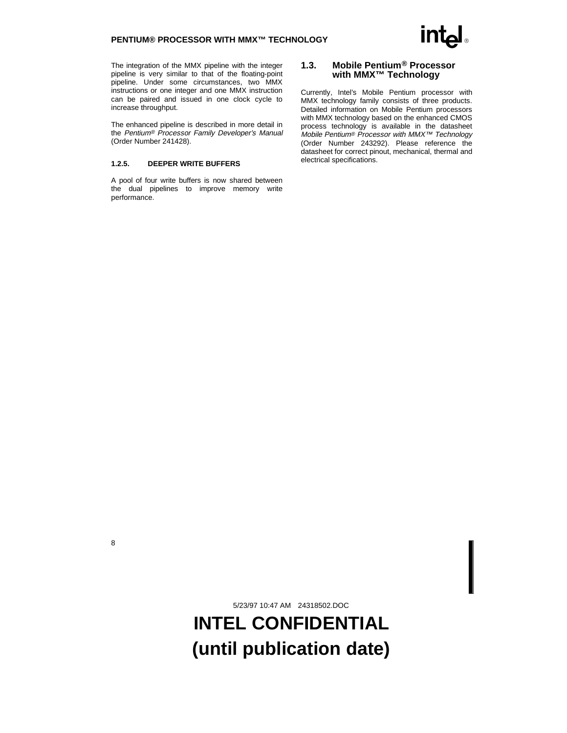The integration of the MMX pipeline with the integer pipeline is very similar to that of the floating-point pipeline. Under some circumstances, two MMX instructions or one integer and one MMX instruction can be paired and issued in one clock cycle to increase throughput.

The enhanced pipeline is described in more detail in the *Pentium® Processor Family Developer's Manual* (Order Number 241428).

#### 1.2.5. DEEPER WRITE BUFFERS

A pool of four write buffers is now shared between the dual pipelines to improve memory write performance.

## 1.3. Mobile Pentium® Processor with MMX™ Technology

Currently, Intel's Mobile Pentium processor with MMX technology family consists of three products. Detailed information on Mobile Pentium processors with MMX technology based on the enhanced CMOS process technology is available in the datasheet *Mobile Pentium® Processor with MMX™ Technology* (Order Number 243292). Please reference the datasheet for correct pinout, mechanical, thermal and electrical specifications.

5/23/97 10:47 AM 24318502.DOC

**INTEL CONFIDENTIAL**
**(until publication date)**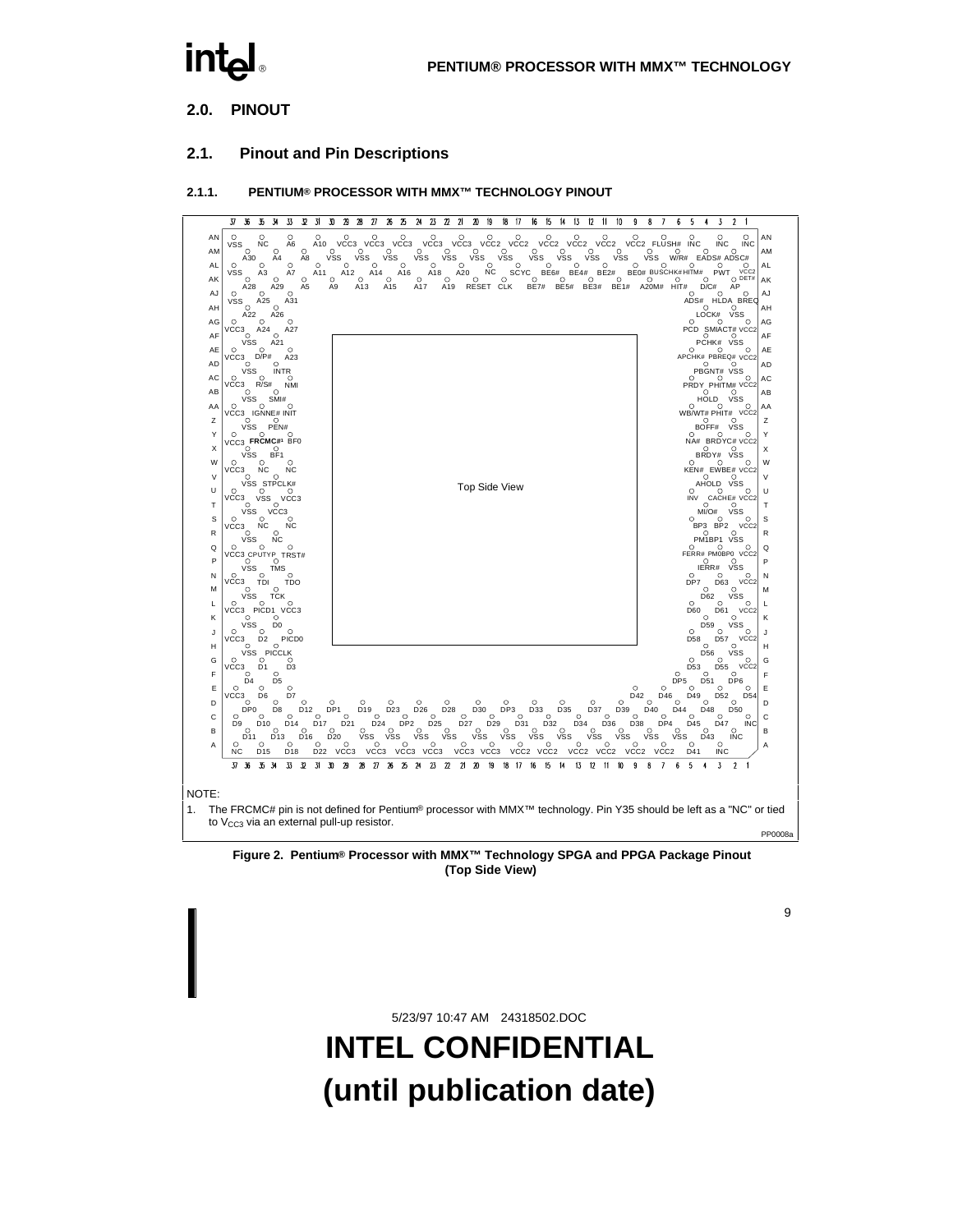## 2.0. PINOUT

## 2.1. Pinout and Pin Descriptions

### 2.1.1. PENTIUM® PROCESSOR WITH MMX™ TECHNOLOGY PINOUT

NOTE:

1. The FRCMC# pin is not defined for Pentium® processor with MMX™ technology. Pin Y35 should be left as a "NC" or tied to $V_{CC3}$ via an external pull-up resistor.

PP0008a

**Figure 2. Pentium® Processor with MMX™ Technology SPGA and PPGA Package Pinout (Top Side View)**

5/23/97 10:47 AM 24318502.DOC

# INTEL CONFIDENTIAL
# (until publication date)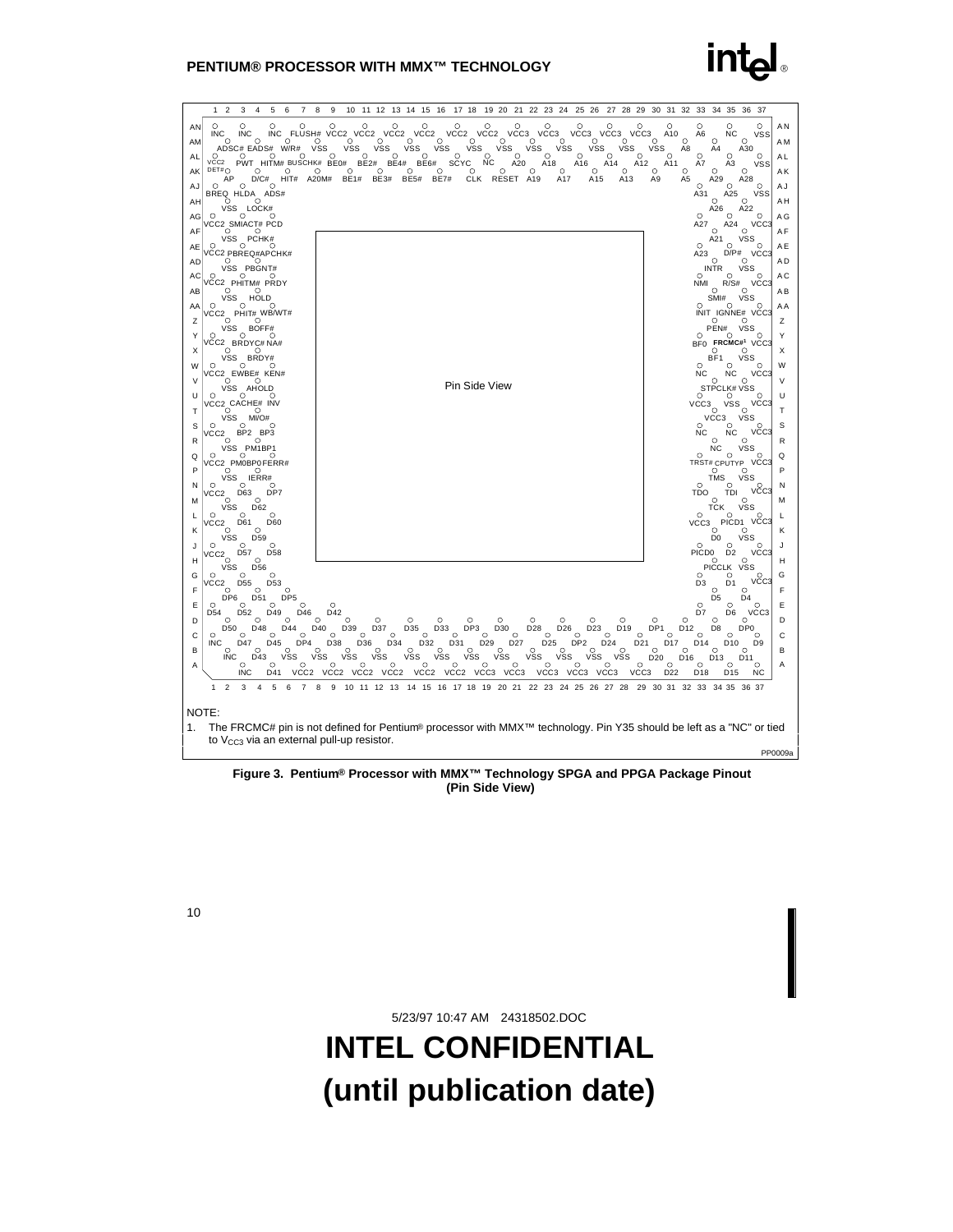Pin Side View

NOTE:

1. The FRCMC# pin is not defined for Pentium® processor with MMX™ technology. Pin Y35 should be left as a "NC" or tied to $V_{CC3}$ via an external pull-up resistor.

PP0009a

**Figure 3. Pentium® Processor with MMX™ Technology SPGA and PPGA Package Pinout (Pin Side View)**

5/23/97 10:47 AM 24318502.DOC

# INTEL CONFIDENTIAL
# (until publication date)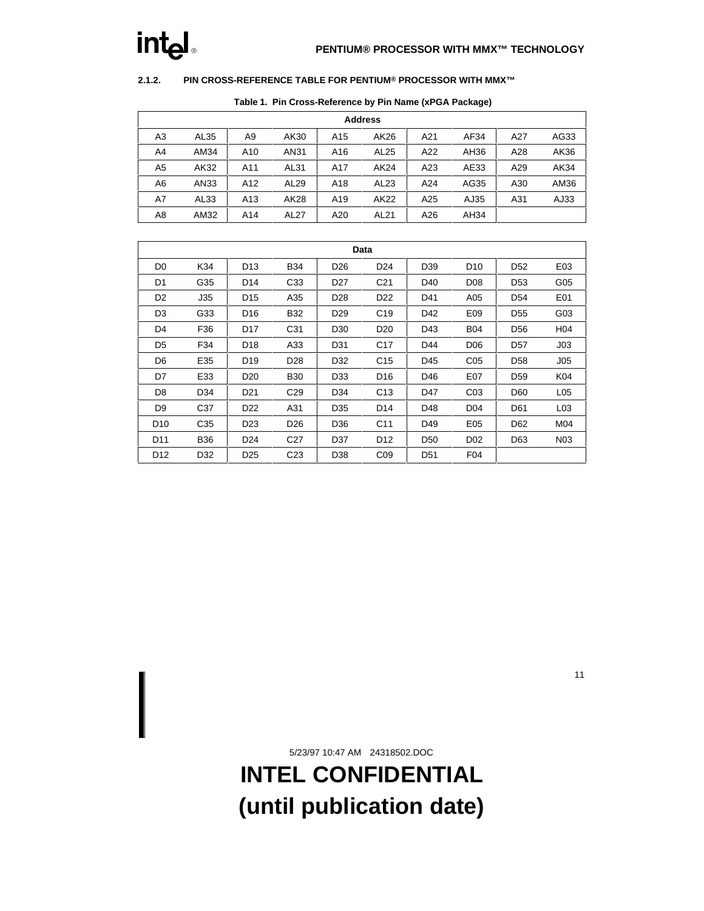### 2.1.2. PIN CROSS-REFERENCE TABLE FOR PENTIUM® PROCESSOR WITH MMX™

**Table 1. Pin Cross-Reference by Pin Name (xPGA Package)**

| Address | | | | | | | | | |
|---|---|---|---|---|---|---|---|---|---|
| A3 | AL35 | A9 | AK30 | A15 | AK26 | A21 | AF34 | A27 | AG33 |
| A4 | AM34 | A10 | AN31 | A16 | AL25 | A22 | AH36 | A28 | AK36 |
| A5 | AK32 | A11 | AL31 | A17 | AK24 | A23 | AE33 | A29 | AK34 |
| A6 | AN33 | A12 | AL29 | A18 | AL23 | A24 | AG35 | A30 | AM36 |
| A7 | AL33 | A13 | AK28 | A19 | AK22 | A25 | AJ35 | A31 | AJ33 |
| A8 | AM32 | A14 | AL27 | A20 | AL21 | A26 | AH34 | | |

| Data | | | | | | | | | |
|---|---|---|---|---|---|---|---|---|---|
| D0 | K34 | D13 | B34 | D26 | D24 | D39 | D10 | D52 | E03 |
| D1 | G35 | D14 | C33 | D27 | C21 | D40 | D08 | D53 | G05 |
| D2 | J35 | D15 | A35 | D28 | D22 | D41 | A05 | D54 | E01 |
| D3 | G33 | D16 | B32 | D29 | C19 | D42 | E09 | D55 | G03 |
| D4 | F36 | D17 | C31 | D30 | D20 | D43 | B04 | D56 | H04 |
| D5 | F34 | D18 | A33 | D31 | C17 | D44 | D06 | D57 | J03 |
| D6 | E35 | D19 | D28 | D32 | C15 | D45 | C05 | D58 | J05 |
| D7 | E33 | D20 | B30 | D33 | D16 | D46 | E07 | D59 | K04 |
| D8 | D34 | D21 | C29 | D34 | C13 | D47 | C03 | D60 | L05 |
| D9 | C37 | D22 | A31 | D35 | D14 | D48 | D04 | D61 | L03 |
| D10 | C35 | D23 | D26 | D36 | C11 | D49 | E05 | D62 | M04 |
| D11 | B36 | D24 | C27 | D37 | D12 | D50 | D02 | D63 | N03 |
| D12 | D32 | D25 | C23 | D38 | C09 | D51 | F04 | | |

5/23/97 10:47 AM 24318502.DOC

**INTEL CONFIDENTIAL**
**(until publication date)**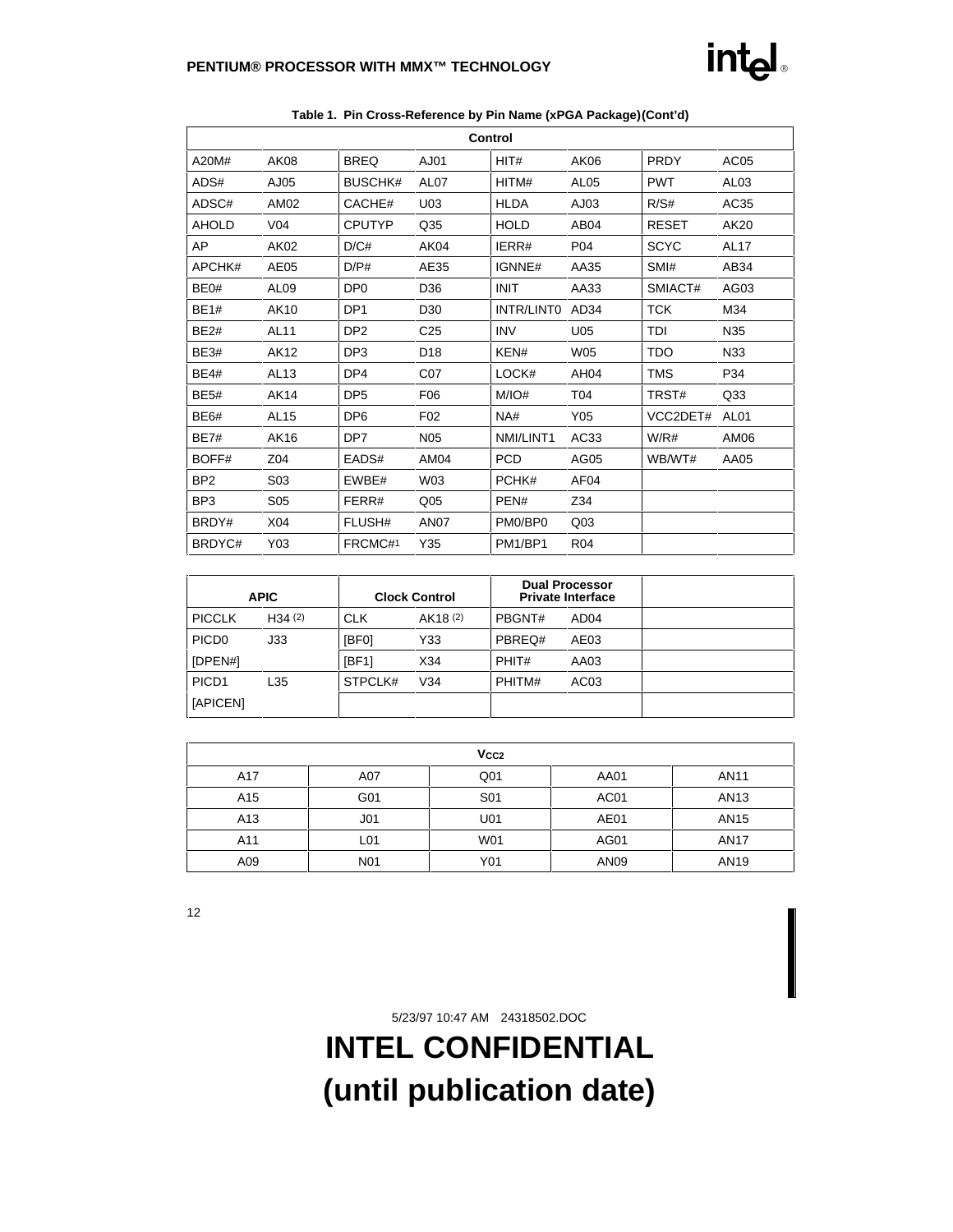**Table 1. Pin Cross-Reference by Pin Name (xPGA Package)(Cont'd)**

| Control | | | | | | | |
|---|---|---|---|---|---|---|---|
| A20M# | AK08 | BREQ | AJ01 | HIT# | AK06 | PRDY | AC05 |
| ADS# | AJ05 | BUSCHK# | AL07 | HITM# | AL05 | PWT | AL03 |
| ADSC# | AM02 | CACHE# | U03 | HLDA | AJ03 | R/S# | AC35 |
| AHOLD | V04 | CPUTYP | Q35 | HOLD | AB04 | RESET | AK20 |
| AP | AK02 | D/C# | AK04 | IERR# | P04 | SCYC | AL17 |
| APCHK# | AE05 | D/P# | AE35 | IGNNE# | AA35 | SMI# | AB34 |
| BE0# | AL09 | DP0 | D36 | INIT | AA33 | SMIACT# | AG03 |
| BE1# | AK10 | DP1 | D30 | INTR/LINT0 | AD34 | TCK | M34 |
| BE2# | AL11 | DP2 | C25 | INV | U05 | TDI | N35 |
| BE3# | AK12 | DP3 | D18 | KEN# | W05 | TDO | N33 |
| BE4# | AL13 | DP4 | C07 | LOCK# | AH04 | TMS | P34 |
| BE5# | AK14 | DP5 | F06 | M/IO# | T04 | TRST# | Q33 |
| BE6# | AL15 | DP6 | F02 | NA# | Y05 | VCC2DET# | AL01 |
| BE7# | AK16 | DP7 | N05 | NMI/LINT1 | AC33 | W/R# | AM06 |
| BOFF# | Z04 | EADS# | AM04 | PCD | AG05 | WB/WT# | AA05 |
| BP2 | S03 | EWBE# | W03 | PCHK# | AF04 | | |
| BP3 | S05 | FERR# | Q05 | PEN# | Z34 | | |
| BRDY# | X04 | FLUSH# | AN07 | PM0/BP0 | Q03 | | |
| BRDYC# | Y03 | FRCMC#1 | Y35 | PM1/BP1 | R04 | | |

| APIC | | Clock Control | | Dual Processor Private Interface | | |
|---|---|---|---|---|---|---|
| PICCLK | H34 (2) | CLK | AK18 (2) | PBGNT# | AD04 | |
| PICD0 | J33 | [BF0] | Y33 | PBREQ# | AE03 | |
| [DPEN#] | | [BF1] | X34 | PHIT# | AA03 | |
| PICD1 | L35 | STPCLK# | V34 | PHITM# | AC03 | |
| [APICEN] | | | | | | |

| $V_{CC2}$ | | | | |
|---|---|---|---|---|
| A17 | A07 | Q01 | AA01 | AN11 |
| A15 | G01 | S01 | AC01 | AN13 |
| A13 | J01 | U01 | AE01 | AN15 |
| A11 | L01 | W01 | AG01 | AN17 |
| A09 | N01 | Y01 | AN09 | AN19 |

5/23/97 10:47 AM 24318502.DOC

**INTEL CONFIDENTIAL**
**(until publication date)**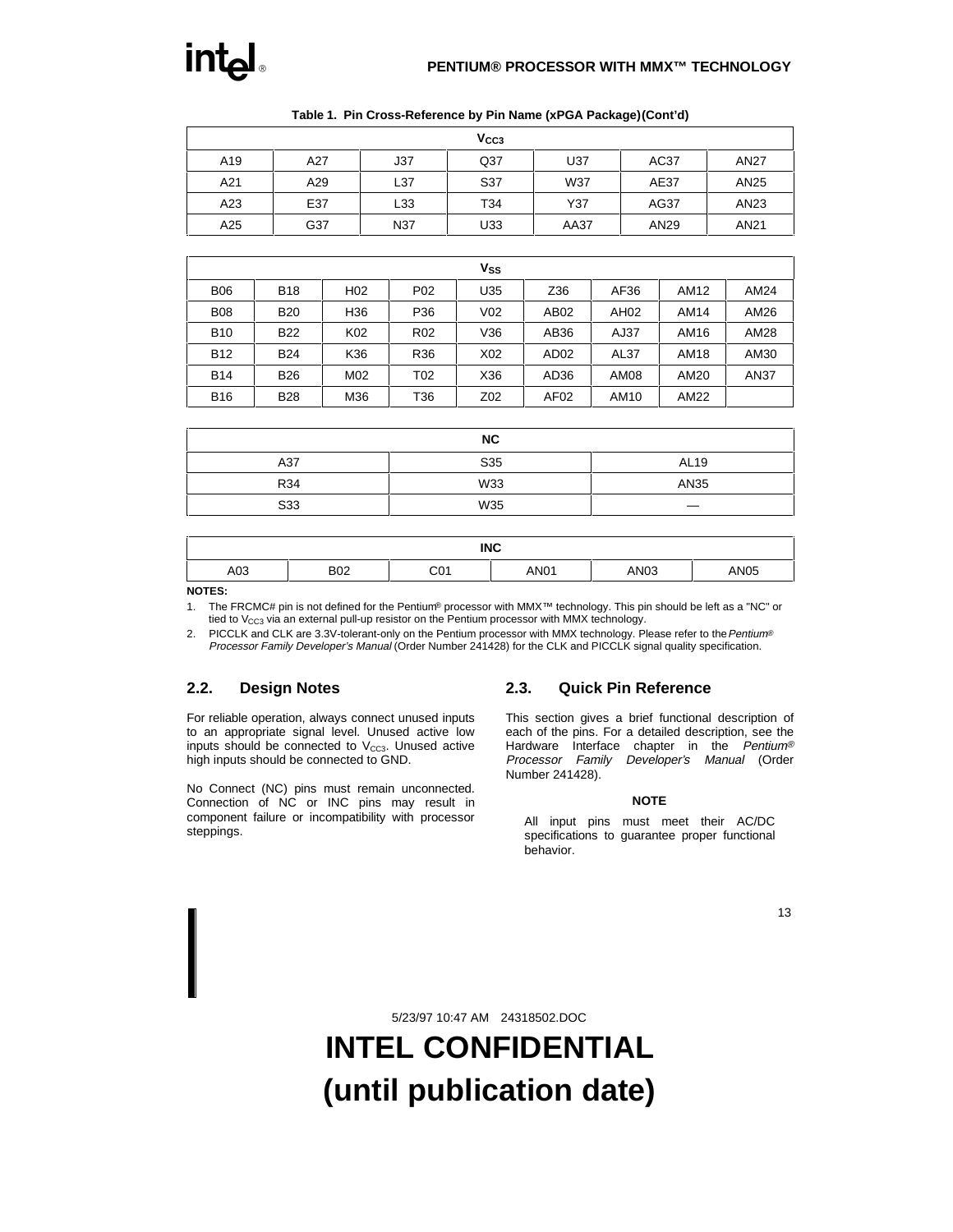**Table 1. Pin Cross-Reference by Pin Name (xPGA Package)(Cont'd)**

| $V_{CC3}$ | | | | | | |
|---|---|---|---|---|---|---|
| A19 | A27 | J37 | Q37 | U37 | AC37 | AN27 |
| A21 | A29 | L37 | S37 | W37 | AE37 | AN25 |
| A23 | E37 | L33 | T34 | Y37 | AG37 | AN23 |
| A25 | G37 | N37 | U33 | AA37 | AN29 | AN21 |

| $V_{SS}$ | | | | | | | | |
|---|---|---|---|---|---|---|---|---|
| B06 | B18 | H02 | P02 | U35 | Z36 | AF36 | AM12 | AM24 |
| B08 | B20 | H36 | P36 | V02 | AB02 | AH02 | AM14 | AM26 |
| B10 | B22 | K02 | R02 | V36 | AB36 | AJ37 | AM16 | AM28 |
| B12 | B24 | K36 | R36 | X02 | AD02 | AL37 | AM18 | AM30 |
| B14 | B26 | M02 | T02 | X36 | AD36 | AM08 | AM20 | AN37 |
| B16 | B28 | M36 | T36 | Z02 | AF02 | AM10 | AM22 | |

| NC | | |
|---|---|---|
| A37 | S35 | AL19 |
| R34 | W33 | AN35 |
| S33 | W35 | — |

| INC | | | | | |
|---|---|---|---|---|---|
| A03 | B02 | C01 | AN01 | AN03 | AN05 |

**NOTES:**

1. The FRCMC# pin is not defined for the Pentium® processor with MMX™ technology. This pin should be left as a "NC" or tied to $V_{CC3}$ via an external pull-up resistor on the Pentium processor with MMX technology.
2. PICCLK and CLK are 3.3V-tolerant-only on the Pentium processor with MMX technology. Please refer to the *Pentium® Processor Family Developer's Manual* (Order Number 241428) for the CLK and PICCLK signal quality specification.

## 2.2. Design Notes

For reliable operation, always connect unused inputs to an appropriate signal level. Unused active low inputs should be connected to $V_{CC3}$. Unused active high inputs should be connected to GND.

No Connect (NC) pins must remain unconnected. Connection of NC or INC pins may result in component failure or incompatibility with processor steppings.

## 2.3. Quick Pin Reference

This section gives a brief functional description of each of the pins. For a detailed description, see the Hardware Interface chapter in the *Pentium® Processor Family Developer's Manual* (Order Number 241428).

**NOTE**

All input pins must meet their AC/DC specifications to guarantee proper functional behavior.

5/23/97 10:47 AM 24318502.DOC

**INTEL CONFIDENTIAL (until publication date)**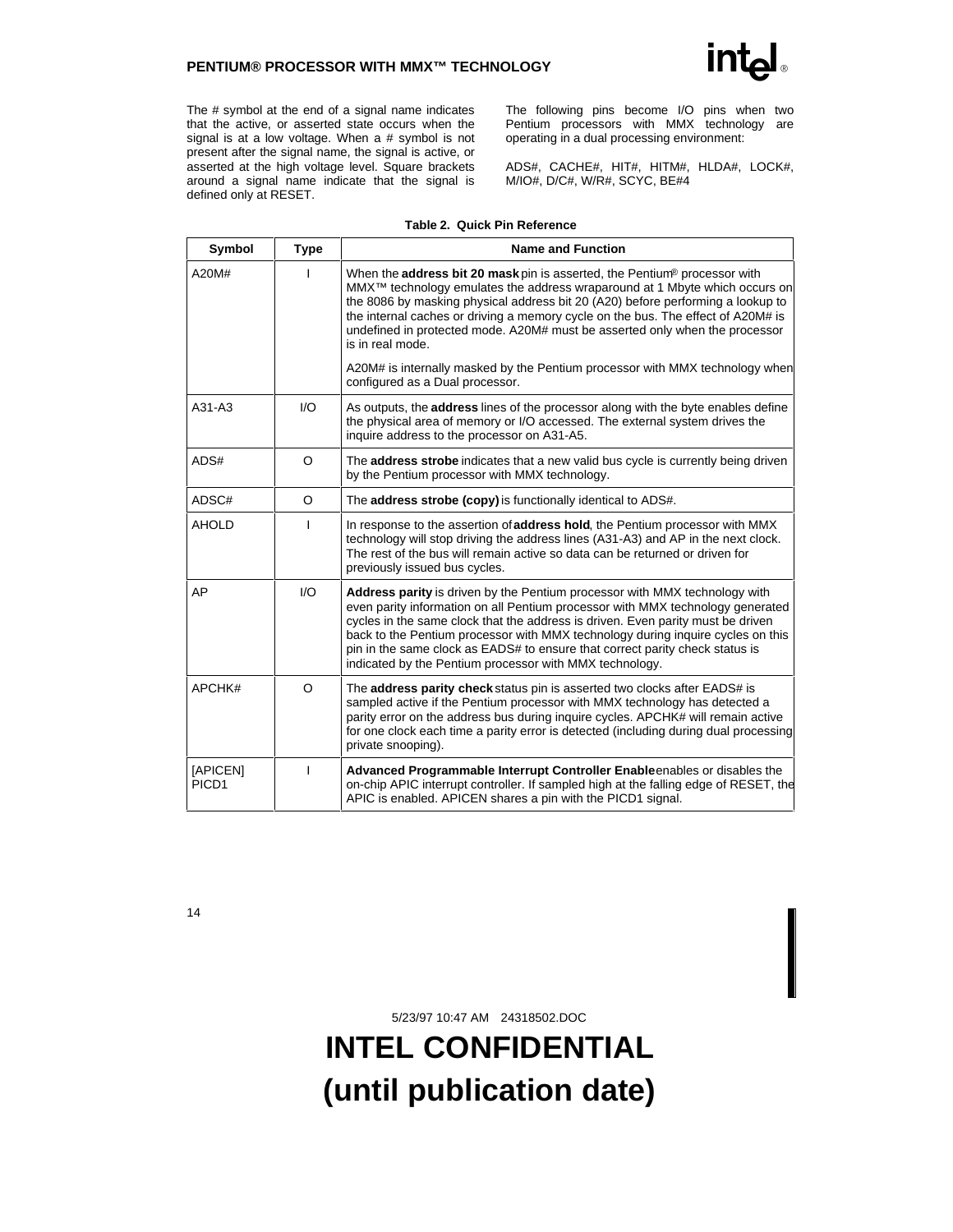The # symbol at the end of a signal name indicates that the active, or asserted state occurs when the signal is at a low voltage. When a # symbol is not present after the signal name, the signal is active, or asserted at the high voltage level. Square brackets around a signal name indicate that the signal is defined only at RESET.

The following pins become I/O pins when two Pentium processors with MMX technology are operating in a dual processing environment:

ADS#, CACHE#, HIT#, HITM#, HLDA#, LOCK#, M/IO#, D/C#, W/R#, SCYC, BE#4

**Table 2. Quick Pin Reference**

| Symbol | Type | Name and Function |
|---|---|---|
| A20M# | I | When the **address bit 20 mask** pin is asserted, the Pentium® processor with MMX™ technology emulates the address wraparound at 1 Mbyte which occurs on the 8086 by masking physical address bit 20 (A20) before performing a lookup to the internal caches or driving a memory cycle on the bus. The effect of A20M# is undefined in protected mode. A20M# must be asserted only when the processor is in real mode.<br><br>A20M# is internally masked by the Pentium processor with MMX technology when configured as a Dual processor. |
| A31-A3 | I/O | As outputs, the **address** lines of the processor along with the byte enables define the physical area of memory or I/O accessed. The external system drives the inquire address to the processor on A31-A5. |
| ADS# | O | The **address strobe** indicates that a new valid bus cycle is currently being driven by the Pentium processor with MMX technology. |
| ADSC# | O | The **address strobe (copy)** is functionally identical to ADS#. |
| AHOLD | I | In response to the assertion of **address hold**, the Pentium processor with MMX technology will stop driving the address lines (A31-A3) and AP in the next clock. The rest of the bus will remain active so data can be returned or driven for previously issued bus cycles. |
| AP | I/O | **Address parity** is driven by the Pentium processor with MMX technology with even parity information on all Pentium processor with MMX technology generated cycles in the same clock that the address is driven. Even parity must be driven back to the Pentium processor with MMX technology during inquire cycles on this pin in the same clock as EADS# to ensure that correct parity check status is indicated by the Pentium processor with MMX technology. |
| APCHK# | O | The **address parity check** status pin is asserted two clocks after EADS# is sampled active if the Pentium processor with MMX technology has detected a parity error on the address bus during inquire cycles. APCHK# will remain active for one clock each time a parity error is detected (including during dual processing private snooping). |
| [APICEN]<br>PICD1 | I | **Advanced Programmable Interrupt Controller Enable** enables or disables the on-chip APIC interrupt controller. If sampled high at the falling edge of RESET, the APIC is enabled. APICEN shares a pin with the PICD1 signal. |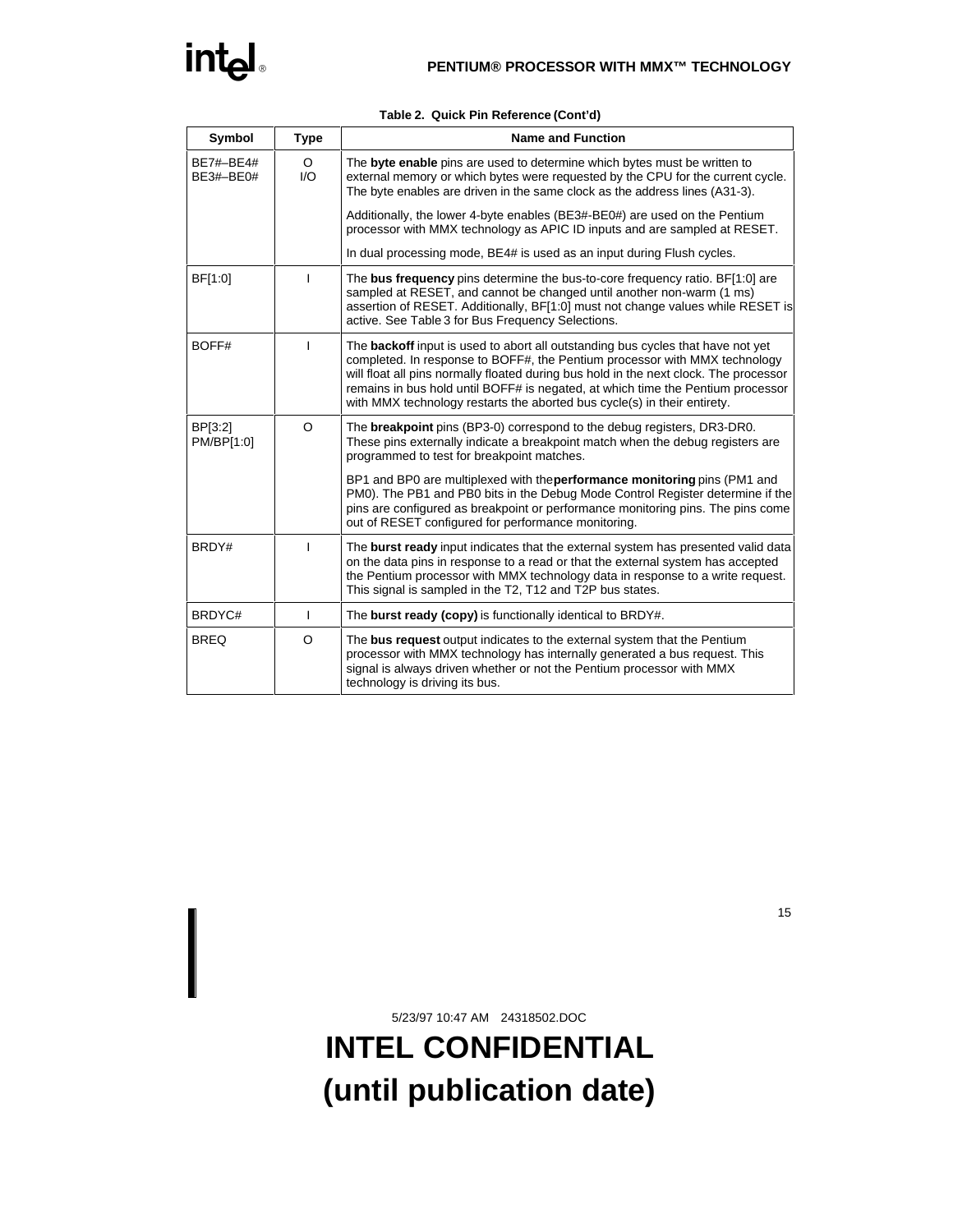**Table 2. Quick Pin Reference (Cont'd)**

| Symbol | Type | Name and Function |
|---|---|---|
| BE7#–BE4# <br> BE3#–BE0# | O <br> I/O | The **byte enable** pins are used to determine which bytes must be written to external memory or which bytes were requested by the CPU for the current cycle. The byte enables are driven in the same clock as the address lines (A31-3). <br><br> Additionally, the lower 4-byte enables (BE3#-BE0#) are used on the Pentium processor with MMX technology as APIC ID inputs and are sampled at RESET. <br><br> In dual processing mode, BE4# is used as an input during Flush cycles. |
| BF[1:0] | I | The **bus frequency** pins determine the bus-to-core frequency ratio. BF[1:0] are sampled at RESET, and cannot be changed until another non-warm (1 ms) assertion of RESET. Additionally, BF[1:0] must not change values while RESET is active. See Table 3 for Bus Frequency Selections. |
| BOFF# | I | The **backoff** input is used to abort all outstanding bus cycles that have not yet completed. In response to BOFF#, the Pentium processor with MMX technology will float all pins normally floated during bus hold in the next clock. The processor remains in bus hold until BOFF# is negated, at which time the Pentium processor with MMX technology restarts the aborted bus cycle(s) in their entirety. |
| BP[3:2] <br> PM/BP[1:0] | O | The **breakpoint** pins (BP3-0) correspond to the debug registers, DR3-DR0. These pins externally indicate a breakpoint match when the debug registers are programmed to test for breakpoint matches. <br><br> BP1 and BP0 are multiplexed with the **performance monitoring** pins (PM1 and PM0). The PB1 and PB0 bits in the Debug Mode Control Register determine if the pins are configured as breakpoint or performance monitoring pins. The pins come out of RESET configured for performance monitoring. |
| BRDY# | I | The **burst ready** input indicates that the external system has presented valid data on the data pins in response to a read or that the external system has accepted the Pentium processor with MMX technology data in response to a write request. This signal is sampled in the T2, T12 and T2P bus states. |
| BRDYC# | I | The **burst ready (copy)** is functionally identical to BRDY#. |
| BREQ | O | The **bus request** output indicates to the external system that the Pentium processor with MMX technology has internally generated a bus request. This signal is always driven whether or not the Pentium processor with MMX technology is driving its bus. |

5/23/97 10:47 AM 24318502.DOC

**INTEL CONFIDENTIAL**
**(until publication date)**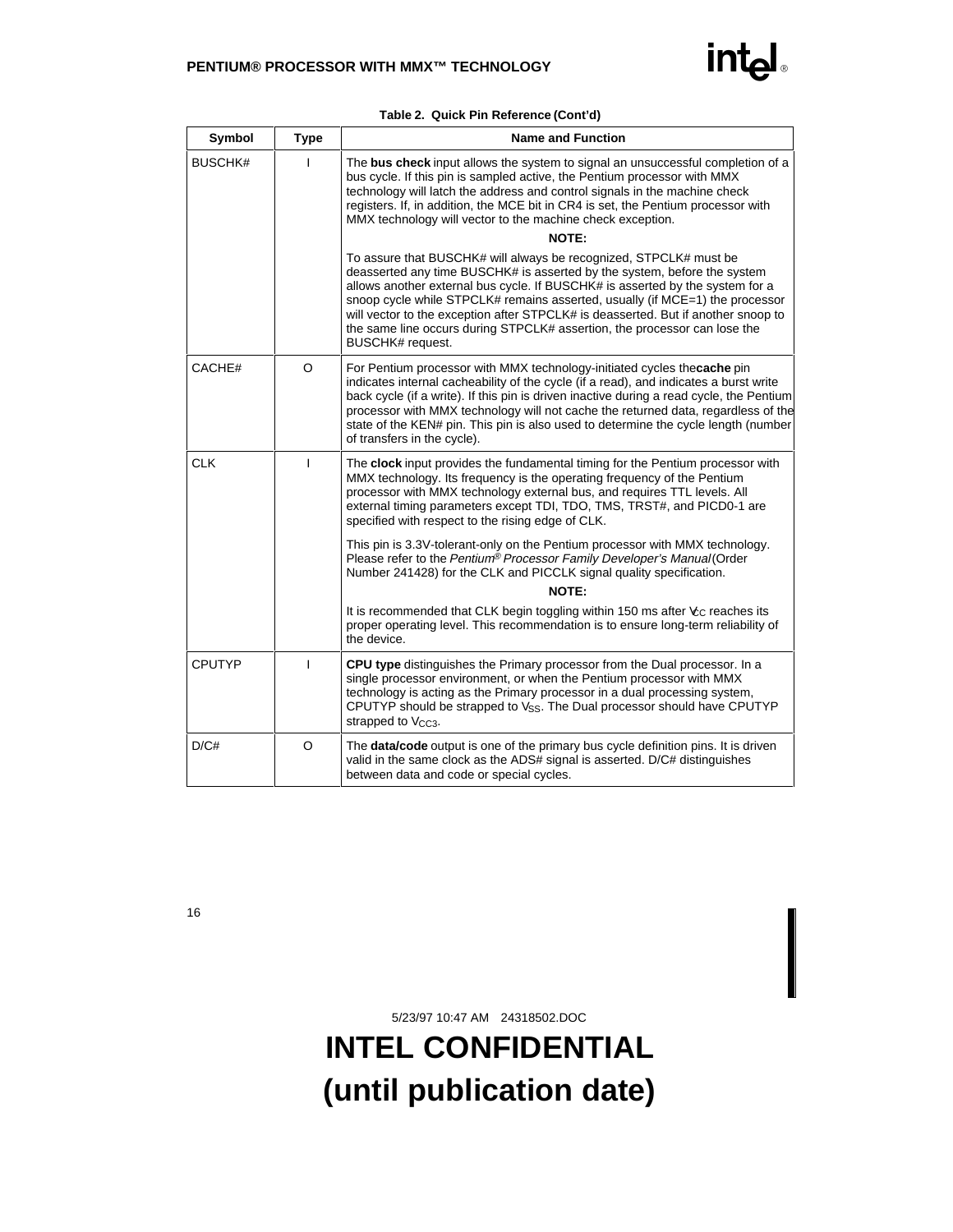**Table 2. Quick Pin Reference (Cont'd)**

| Symbol | Type | Name and Function |
|---|---|---|
| BUSCHK# | I | The **bus check** input allows the system to signal an unsuccessful completion of a bus cycle. If this pin is sampled active, the Pentium processor with MMX technology will latch the address and control signals in the machine check registers. If, in addition, the MCE bit in CR4 is set, the Pentium processor with MMX technology will vector to the machine check exception. **NOTE:** To assure that BUSCHK# will always be recognized, STPCLK# must be deasserted any time BUSCHK# is asserted by the system, before the system allows another external bus cycle. If BUSCHK# is asserted by the system for a snoop cycle while STPCLK# remains asserted, usually (if MCE=1) the processor will vector to the exception after STPCLK# is deasserted. But if another snoop to the same line occurs during STPCLK# assertion, the processor can lose the BUSCHK# request. |
| CACHE# | O | For Pentium processor with MMX technology-initiated cycles the **cache** pin indicates internal cacheability of the cycle (if a read), and indicates a burst write back cycle (if a write). If this pin is driven inactive during a read cycle, the Pentium processor with MMX technology will not cache the returned data, regardless of the state of the KEN# pin. This pin is also used to determine the cycle length (number of transfers in the cycle). |
| CLK | I | The **clock** input provides the fundamental timing for the Pentium processor with MMX technology. Its frequency is the operating frequency of the Pentium processor with MMX technology external bus, and requires TTL levels. All external timing parameters except TDI, TDO, TMS, TRST#, and PICD0-1 are specified with respect to the rising edge of CLK. This pin is 3.3V-tolerant-only on the Pentium processor with MMX technology. Please refer to the *Pentium® Processor Family Developer's Manual* (Order Number 241428) for the CLK and PICCLK signal quality specification. **NOTE:** It is recommended that CLK begin toggling within 150 ms after $V_{CC}$ reaches its proper operating level. This recommendation is to ensure long-term reliability of the device. |
| CPUTYP | I | **CPU type** distinguishes the Primary processor from the Dual processor. In a single processor environment, or when the Pentium processor with MMX technology is acting as the Primary processor in a dual processing system, CPUTYP should be strapped to $V_{SS}$. The Dual processor should have CPUTYP strapped to $V_{CC3}$. |
| D/C# | O | The **data/code** output is one of the primary bus cycle definition pins. It is driven valid in the same clock as the ADS# signal is asserted. D/C# distinguishes between data and code or special cycles. |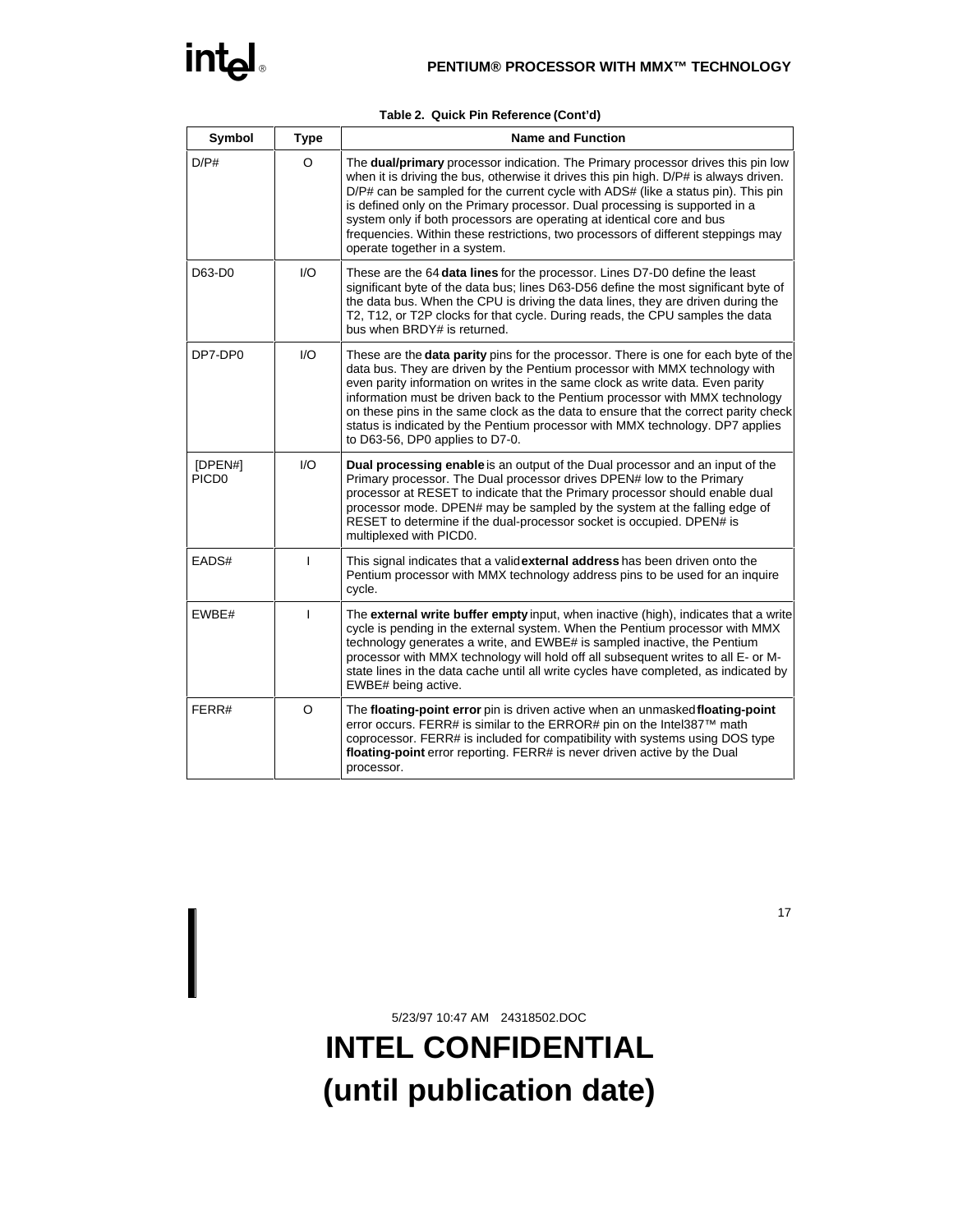**Table 2. Quick Pin Reference (Cont'd)**

| Symbol | Type | Name and Function |
|---|---|---|
| D/P# | O | The **dual/primary** processor indication. The Primary processor drives this pin low when it is driving the bus, otherwise it drives this pin high. D/P# is always driven. D/P# can be sampled for the current cycle with ADS# (like a status pin). This pin is defined only on the Primary processor. Dual processing is supported in a system only if both processors are operating at identical core and bus frequencies. Within these restrictions, two processors of different steppings may operate together in a system. |
| D63-D0 | I/O | These are the 64 **data lines** for the processor. Lines D7-D0 define the least significant byte of the data bus; lines D63-D56 define the most significant byte of the data bus. When the CPU is driving the data lines, they are driven during the T2, T12, or T2P clocks for that cycle. During reads, the CPU samples the data bus when BRDY# is returned. |
| DP7-DP0 | I/O | These are the **data parity** pins for the processor. There is one for each byte of the data bus. They are driven by the Pentium processor with MMX technology with even parity information on writes in the same clock as write data. Even parity information must be driven back to the Pentium processor with MMX technology on these pins in the same clock as the data to ensure that the correct parity check status is indicated by the Pentium processor with MMX technology. DP7 applies to D63-56, DP0 applies to D7-0. |
| [DPEN#] PICD0 | I/O | **Dual processing enable** is an output of the Dual processor and an input of the Primary processor. The Dual processor drives DPEN# low to the Primary processor at RESET to indicate that the Primary processor should enable dual processor mode. DPEN# may be sampled by the system at the falling edge of RESET to determine if the dual-processor socket is occupied. DPEN# is multiplexed with PICD0. |
| EADS# | I | This signal indicates that a valid **external address** has been driven onto the Pentium processor with MMX technology address pins to be used for an inquire cycle. |
| EWBE# | I | The **external write buffer empty** input, when inactive (high), indicates that a write cycle is pending in the external system. When the Pentium processor with MMX technology generates a write, and EWBE# is sampled inactive, the Pentium processor with MMX technology will hold off all subsequent writes to all E- or M-state lines in the data cache until all write cycles have completed, as indicated by EWBE# being active. |
| FERR# | O | The **floating-point error** pin is driven active when an unmasked **floating-point** error occurs. FERR# is similar to the ERROR# pin on the Intel387™ math coprocessor. FERR# is included for compatibility with systems using DOS type **floating-point** error reporting. FERR# is never driven active by the Dual processor. |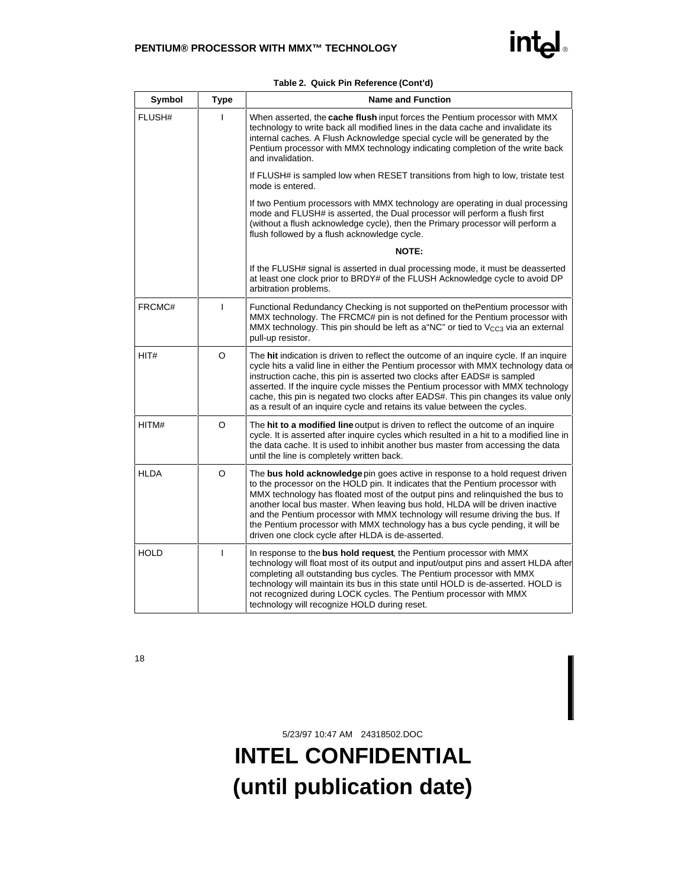**Table 2. Quick Pin Reference (Cont'd)**

| Symbol | Type | Name and Function |
|---|---|---|
| FLUSH# | I | When asserted, the **cache flush** input forces the Pentium processor with MMX technology to write back all modified lines in the data cache and invalidate its internal caches. A Flush Acknowledge special cycle will be generated by the Pentium processor with MMX technology indicating completion of the write back and invalidation.<br><br>If FLUSH# is sampled low when RESET transitions from high to low, tristate test mode is entered.<br><br>If two Pentium processors with MMX technology are operating in dual processing mode and FLUSH# is asserted, the Dual processor will perform a flush first (without a flush acknowledge cycle), then the Primary processor will perform a flush followed by a flush acknowledge cycle.<br><br>**NOTE:**<br><br>If the FLUSH# signal is asserted in dual processing mode, it must be deasserted at least one clock prior to BRDY# of the FLUSH Acknowledge cycle to avoid DP arbitration problems. |
| FRCMC# | I | Functional Redundancy Checking is not supported on thePentium processor with MMX technology. The FRCMC# pin is not defined for the Pentium processor with MMX technology. This pin should be left as a"NC" or tied to $V_{CC3}$ via an external pull-up resistor. |
| HIT# | O | The **hit** indication is driven to reflect the outcome of an inquire cycle. If an inquire cycle hits a valid line in either the Pentium processor with MMX technology data or instruction cache, this pin is asserted two clocks after EADS# is sampled asserted. If the inquire cycle misses the Pentium processor with MMX technology cache, this pin is negated two clocks after EADS#. This pin changes its value only as a result of an inquire cycle and retains its value between the cycles. |
| HITM# | O | The **hit to a modified line** output is driven to reflect the outcome of an inquire cycle. It is asserted after inquire cycles which resulted in a hit to a modified line in the data cache. It is used to inhibit another bus master from accessing the data until the line is completely written back. |
| HLDA | O | The **bus hold acknowledge** pin goes active in response to a hold request driven to the processor on the HOLD pin. It indicates that the Pentium processor with MMX technology has floated most of the output pins and relinquished the bus to another local bus master. When leaving bus hold, HLDA will be driven inactive and the Pentium processor with MMX technology will resume driving the bus. If the Pentium processor with MMX technology has a bus cycle pending, it will be driven one clock cycle after HLDA is de-asserted. |
| HOLD | I | In response to the **bus hold request**, the Pentium processor with MMX technology will float most of its output and input/output pins and assert HLDA after completing all outstanding bus cycles. The Pentium processor with MMX technology will maintain its bus in this state until HOLD is de-asserted. HOLD is not recognized during LOCK cycles. The Pentium processor with MMX technology will recognize HOLD during reset. |

5/23/97 10:47 AM 24318502.DOC

**INTEL CONFIDENTIAL**
**(until publication date)**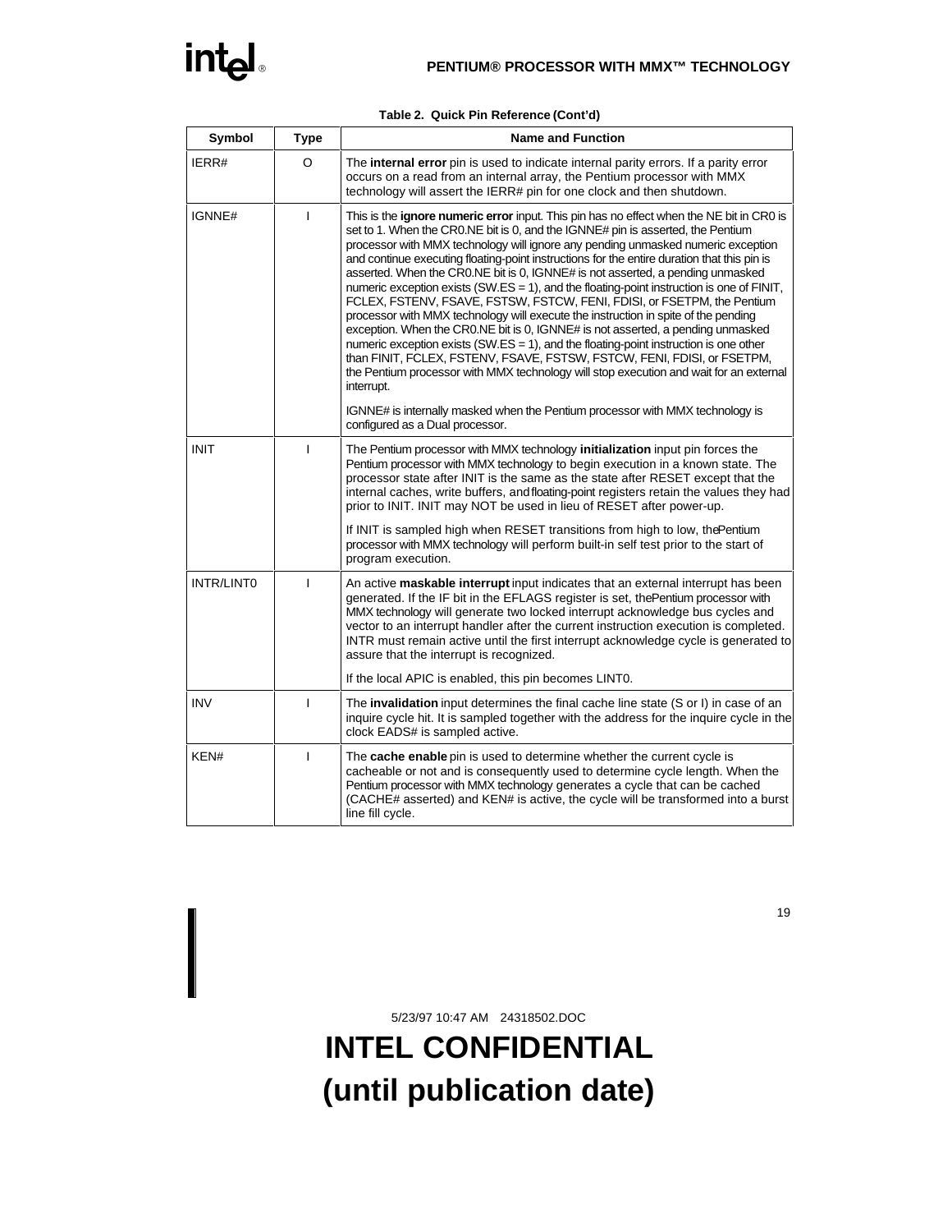**Table 2. Quick Pin Reference (Cont'd)**

| Symbol | Type | Name and Function |
|---|---|---|
| IERR# | O | The **internal error** pin is used to indicate internal parity errors. If a parity error occurs on a read from an internal array, the Pentium processor with MMX technology will assert the IERR# pin for one clock and then shutdown. |
| IGNNE# | I | This is the **ignore numeric error** input. This pin has no effect when the NE bit in CR0 is set to 1. When the CR0.NE bit is 0, and the IGNNE# pin is asserted, the Pentium processor with MMX technology will ignore any pending unmasked numeric exception and continue executing floating-point instructions for the entire duration that this pin is asserted. When the CR0.NE bit is 0, IGNNE# is not asserted, a pending unmasked numeric exception exists (SW.ES = 1), and the floating-point instruction is one of FINIT, FCLEX, FSTENV, FSAVE, FSTSW, FSTCW, FENI, FDISI, or FSETPM, the Pentium processor with MMX technology will execute the instruction in spite of the pending exception. When the CR0.NE bit is 0, IGNNE# is not asserted, a pending unmasked numeric exception exists (SW.ES = 1), and the floating-point instruction is one other than FINIT, FCLEX, FSTENV, FSAVE, FSTSW, FSTCW, FENI, FDISI, or FSETPM, the Pentium processor with MMX technology will stop execution and wait for an external interrupt.<br><br>IGNNE# is internally masked when the Pentium processor with MMX technology is configured as a Dual processor. |
| INIT | I | The Pentium processor with MMX technology **initialization** input pin forces the Pentium processor with MMX technology to begin execution in a known state. The processor state after INIT is the same as the state after RESET except that the internal caches, write buffers, and floating-point registers retain the values they had prior to INIT. INIT may NOT be used in lieu of RESET after power-up.<br><br>If INIT is sampled high when RESET transitions from high to low, the Pentium processor with MMX technology will perform built-in self test prior to the start of program execution. |
| INTR/LINT0 | I | An active **maskable interrupt** input indicates that an external interrupt has been generated. If the IF bit in the EFLAGS register is set, the Pentium processor with MMX technology will generate two locked interrupt acknowledge bus cycles and vector to an interrupt handler after the current instruction execution is completed. INTR must remain active until the first interrupt acknowledge cycle is generated to assure that the interrupt is recognized.<br><br>If the local APIC is enabled, this pin becomes LINT0. |
| INV | I | The **invalidation** input determines the final cache line state (S or I) in case of an inquire cycle hit. It is sampled together with the address for the inquire cycle in the clock EADS# is sampled active. |
| KEN# | I | The **cache enable** pin is used to determine whether the current cycle is cacheable or not and is consequently used to determine cycle length. When the Pentium processor with MMX technology generates a cycle that can be cached (CACHE# asserted) and KEN# is active, the cycle will be transformed into a burst line fill cycle. |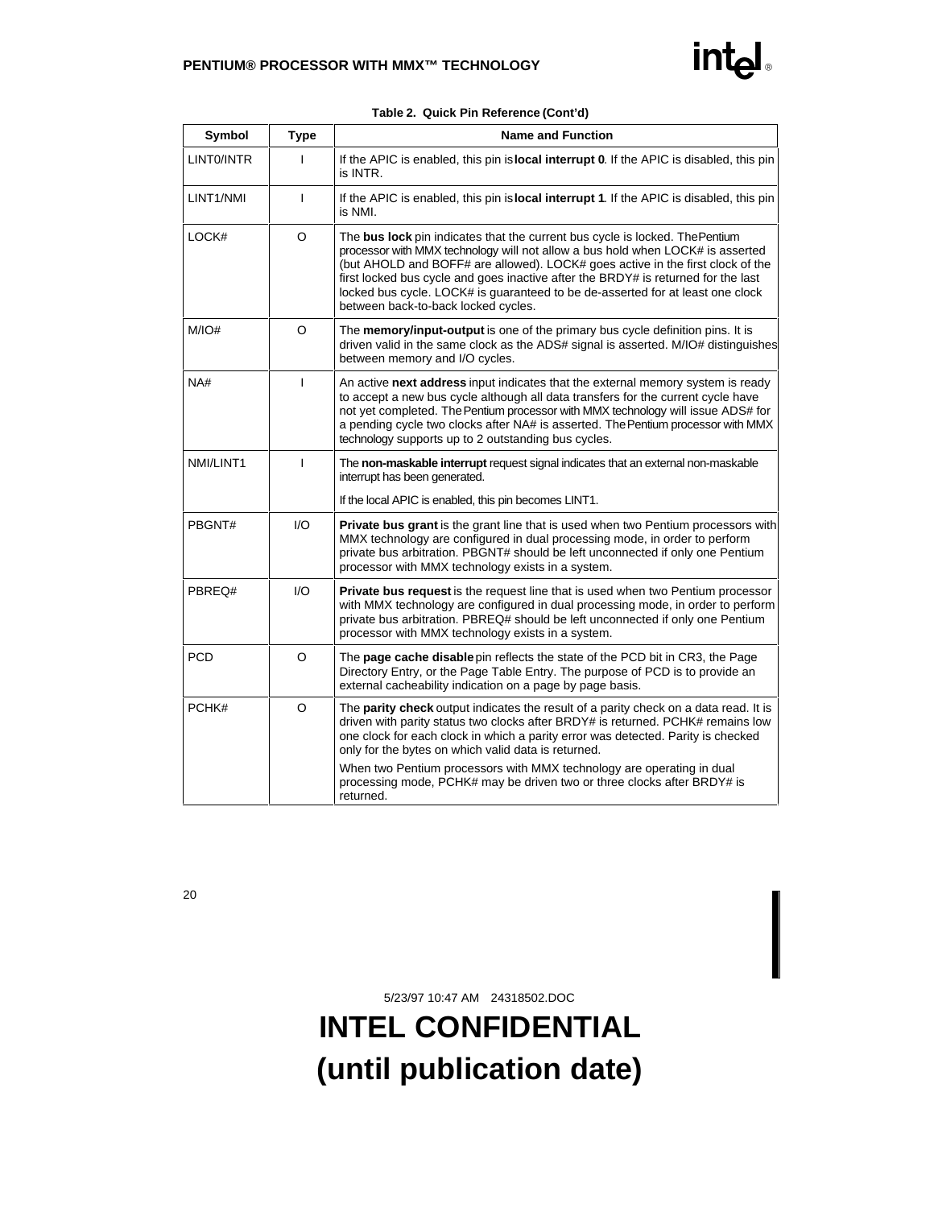**Table 2. Quick Pin Reference (Cont'd)**

| Symbol | Type | Name and Function |
|---|---|---|
| LINT0/INTR | I | If the APIC is enabled, this pin is **local interrupt 0**. If the APIC is disabled, this pin is INTR. |
| LINT1/NMI | I | If the APIC is enabled, this pin is **local interrupt 1**. If the APIC is disabled, this pin is NMI. |
| LOCK# | O | The **bus lock** pin indicates that the current bus cycle is locked. The Pentium processor with MMX technology will not allow a bus hold when LOCK# is asserted (but AHOLD and BOFF# are allowed). LOCK# goes active in the first clock of the first locked bus cycle and goes inactive after the BRDY# is returned for the last locked bus cycle. LOCK# is guaranteed to be de-asserted for at least one clock between back-to-back locked cycles. |
| M/IO# | O | The **memory/input-output** is one of the primary bus cycle definition pins. It is driven valid in the same clock as the ADS# signal is asserted. M/IO# distinguishes between memory and I/O cycles. |
| NA# | I | An active **next address** input indicates that the external memory system is ready to accept a new bus cycle although all data transfers for the current cycle have not yet completed. The Pentium processor with MMX technology will issue ADS# for a pending cycle two clocks after NA# is asserted. The Pentium processor with MMX technology supports up to 2 outstanding bus cycles. |
| NMI/LINT1 | I | The **non-maskable interrupt** request signal indicates that an external non-maskable interrupt has been generated.<br><br>If the local APIC is enabled, this pin becomes LINT1. |
| PBGNT# | I/O | **Private bus grant** is the grant line that is used when two Pentium processors with MMX technology are configured in dual processing mode, in order to perform private bus arbitration. PBGNT# should be left unconnected if only one Pentium processor with MMX technology exists in a system. |
| PBREQ# | I/O | **Private bus request** is the request line that is used when two Pentium processor with MMX technology are configured in dual processing mode, in order to perform private bus arbitration. PBREQ# should be left unconnected if only one Pentium processor with MMX technology exists in a system. |
| PCD | O | The **page cache disable** pin reflects the state of the PCD bit in CR3, the Page Directory Entry, or the Page Table Entry. The purpose of PCD is to provide an external cacheability indication on a page by page basis. |
| PCHK# | O | The **parity check** output indicates the result of a parity check on a data read. It is driven with parity status two clocks after BRDY# is returned. PCHK# remains low one clock for each clock in which a parity error was detected. Parity is checked only for the bytes on which valid data is returned.<br><br>When two Pentium processors with MMX technology are operating in dual processing mode, PCHK# may be driven two or three clocks after BRDY# is returned. |

5/23/97 10:47 AM 24318502.DOC

**INTEL CONFIDENTIAL**
**(until publication date)**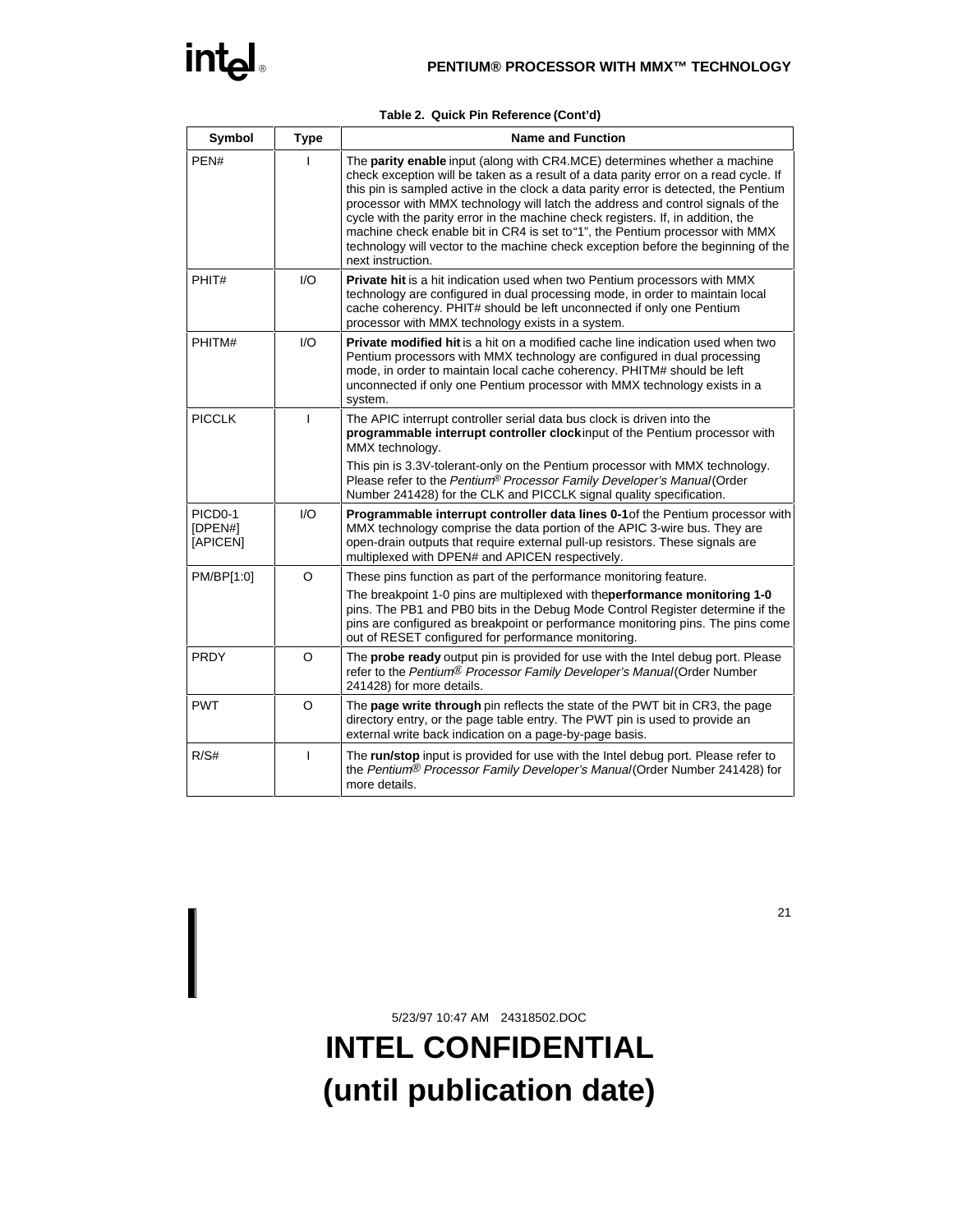**Table 2. Quick Pin Reference (Cont'd)**

| Symbol | Type | Name and Function |
|---|---|---|
| PEN# | I | The **parity enable** input (along with CR4.MCE) determines whether a machine check exception will be taken as a result of a data parity error on a read cycle. If this pin is sampled active in the clock a data parity error is detected, the Pentium processor with MMX technology will latch the address and control signals of the cycle with the parity error in the machine check registers. If, in addition, the machine check enable bit in CR4 is set to"1", the Pentium processor with MMX technology will vector to the machine check exception before the beginning of the next instruction. |
| PHIT# | I/O | **Private hit** is a hit indication used when two Pentium processors with MMX technology are configured in dual processing mode, in order to maintain local cache coherency. PHIT# should be left unconnected if only one Pentium processor with MMX technology exists in a system. |
| PHITM# | I/O | **Private modified hit** is a hit on a modified cache line indication used when two Pentium processors with MMX technology are configured in dual processing mode, in order to maintain local cache coherency. PHITM# should be left unconnected if only one Pentium processor with MMX technology exists in a system. |
| PICCLK | I | The APIC interrupt controller serial data bus clock is driven into the **programmable interrupt controller clock** input of the Pentium processor with MMX technology.<br><br>This pin is 3.3V-tolerant-only on the Pentium processor with MMX technology. Please refer to the *Pentium® Processor Family Developer's Manual* (Order Number 241428) for the CLK and PICCLK signal quality specification. |
| PICD0-1 [DPEN#] [APICEN] | I/O | **Programmable interrupt controller data lines 0-1** of the Pentium processor with MMX technology comprise the data portion of the APIC 3-wire bus. They are open-drain outputs that require external pull-up resistors. These signals are multiplexed with DPEN# and APICEN respectively. |
| PM/BP[1:0] | O | These pins function as part of the performance monitoring feature.<br><br>The breakpoint 1-0 pins are multiplexed with the **performance monitoring 1-0** pins. The PB1 and PB0 bits in the Debug Mode Control Register determine if the pins are configured as breakpoint or performance monitoring pins. The pins come out of RESET configured for performance monitoring. |
| PRDY | O | The **probe ready** output pin is provided for use with the Intel debug port. Please refer to the *Pentium® Processor Family Developer's Manual* (Order Number 241428) for more details. |
| PWT | O | The **page write through** pin reflects the state of the PWT bit in CR3, the page directory entry, or the page table entry. The PWT pin is used to provide an external write back indication on a page-by-page basis. |
| R/S# | I | The **run/stop** input is provided for use with the Intel debug port. Please refer to the *Pentium® Processor Family Developer's Manual* (Order Number 241428) for more details. |

5/23/97 10:47 AM 24318502.DOC

**INTEL CONFIDENTIAL**
**(until publication date)**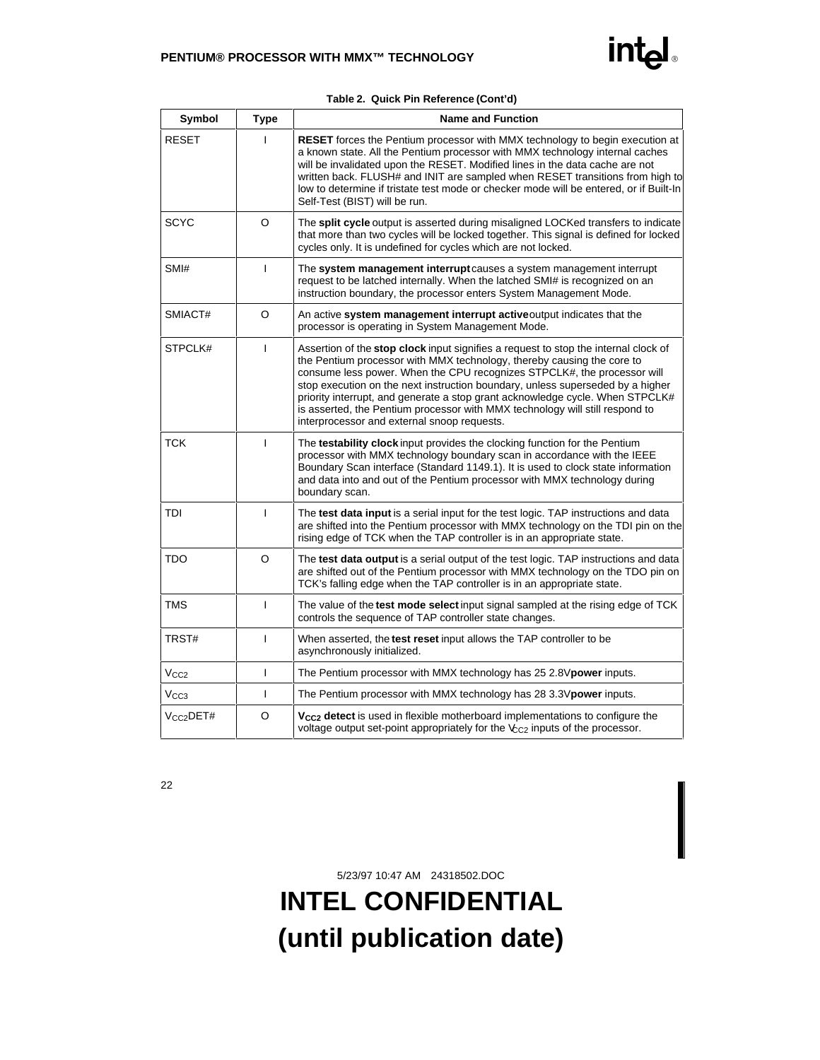**Table 2. Quick Pin Reference (Cont'd)**

| Symbol | Type | Name and Function |
|---|---|---|
| RESET | I | **RESET** forces the Pentium processor with MMX technology to begin execution at a known state. All the Pentium processor with MMX technology internal caches will be invalidated upon the RESET. Modified lines in the data cache are not written back. FLUSH# and INIT are sampled when RESET transitions from high to low to determine if tristate test mode or checker mode will be entered, or if Built-In Self-Test (BIST) will be run. |
| SCYC | O | The **split cycle** output is asserted during misaligned LOCKed transfers to indicate that more than two cycles will be locked together. This signal is defined for locked cycles only. It is undefined for cycles which are not locked. |
| SMI# | I | The **system management interrupt** causes a system management interrupt request to be latched internally. When the latched SMI# is recognized on an instruction boundary, the processor enters System Management Mode. |
| SMIACT# | O | An active **system management interrupt active** output indicates that the processor is operating in System Management Mode. |
| STPCLK# | I | Assertion of the **stop clock** input signifies a request to stop the internal clock of the Pentium processor with MMX technology, thereby causing the core to consume less power. When the CPU recognizes STPCLK#, the processor will stop execution on the next instruction boundary, unless superseded by a higher priority interrupt, and generate a stop grant acknowledge cycle. When STPCLK# is asserted, the Pentium processor with MMX technology will still respond to interprocessor and external snoop requests. |
| TCK | I | The **testability clock** input provides the clocking function for the Pentium processor with MMX technology boundary scan in accordance with the IEEE Boundary Scan interface (Standard 1149.1). It is used to clock state information and data into and out of the Pentium processor with MMX technology during boundary scan. |
| TDI | I | The **test data input** is a serial input for the test logic. TAP instructions and data are shifted into the Pentium processor with MMX technology on the TDI pin on the rising edge of TCK when the TAP controller is in an appropriate state. |
| TDO | O | The **test data output** is a serial output of the test logic. TAP instructions and data are shifted out of the Pentium processor with MMX technology on the TDO pin on TCK's falling edge when the TAP controller is in an appropriate state. |
| TMS | I | The value of the **test mode select** input signal sampled at the rising edge of TCK controls the sequence of TAP controller state changes. |
| TRST# | I | When asserted, the **test reset** input allows the TAP controller to be asynchronously initialized. |
| $V_{CC2}$ | I | The Pentium processor with MMX technology has 25 2.8V **power** inputs. |
| $V_{CC3}$ | I | The Pentium processor with MMX technology has 28 3.3V **power** inputs. |
| $V_{CC2}$DET# | O | **$V_{CC2}$ detect** is used in flexible motherboard implementations to configure the voltage output set-point appropriately for the $V_{CC2}$ inputs of the processor. |

5/23/97 10:47 AM 24318502.DOC

**INTEL CONFIDENTIAL**
**(until publication date)**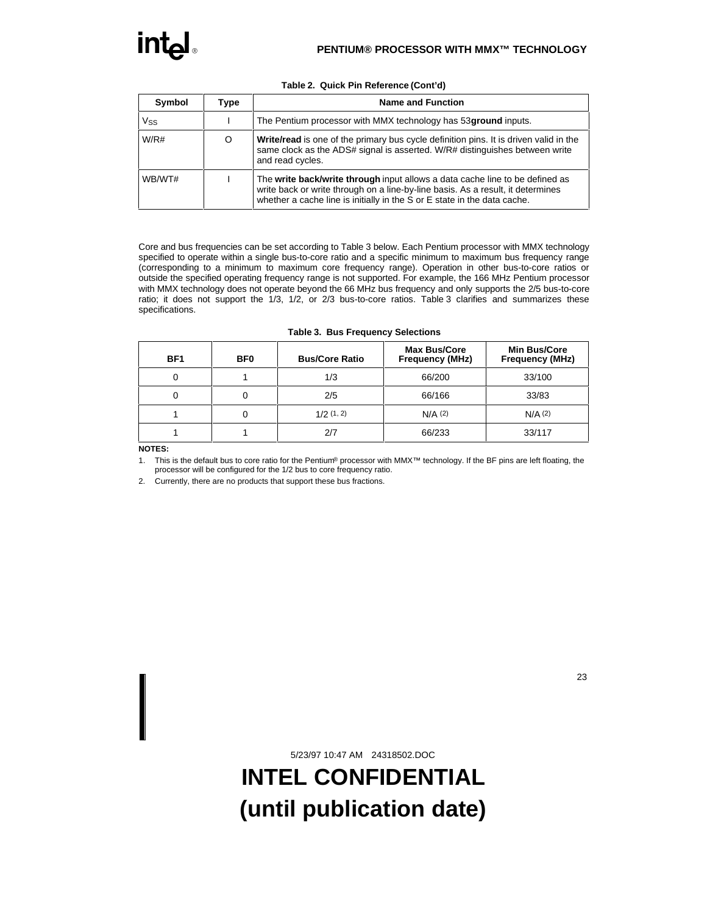**Table 2. Quick Pin Reference (Cont'd)**

| Symbol | Type | Name and Function |
|---|---|---|
| $V_{SS}$ | I | The Pentium processor with MMX technology has 53**ground** inputs. |
| W/R# | O | **Write/read** is one of the primary bus cycle definition pins. It is driven valid in the same clock as the ADS# signal is asserted. W/R# distinguishes between write and read cycles. |
| WB/WT# | I | The **write back/write through** input allows a data cache line to be defined as write back or write through on a line-by-line basis. As a result, it determines whether a cache line is initially in the S or E state in the data cache. |

Core and bus frequencies can be set according to Table 3 below. Each Pentium processor with MMX technology specified to operate within a single bus-to-core ratio and a specific minimum to maximum bus frequency range (corresponding to a minimum to maximum core frequency range). Operation in other bus-to-core ratios or outside the specified operating frequency range is not supported. For example, the 166 MHz Pentium processor with MMX technology does not operate beyond the 66 MHz bus frequency and only supports the 2/5 bus-to-core ratio; it does not support the 1/3, 1/2, or 2/3 bus-to-core ratios. Table 3 clarifies and summarizes these specifications.

**Table 3. Bus Frequency Selections**

| BF1 | BF0 | Bus/Core Ratio | Max Bus/Core Frequency (MHz) | Min Bus/Core Frequency (MHz) |
|---|---|---|---|---|
| 0 | 1 | 1/3 | 66/200 | 33/100 |
| 0 | 0 | 2/5 | 66/166 | 33/83 |
| 1 | 0 | 1/2 (1, 2) | N/A (2) | N/A (2) |
| 1 | 1 | 2/7 | 66/233 | 33/117 |

**NOTES:**

1. This is the default bus to core ratio for the Pentium® processor with MMX™ technology. If the BF pins are left floating, the processor will be configured for the 1/2 bus to core frequency ratio.
2. Currently, there are no products that support these bus fractions.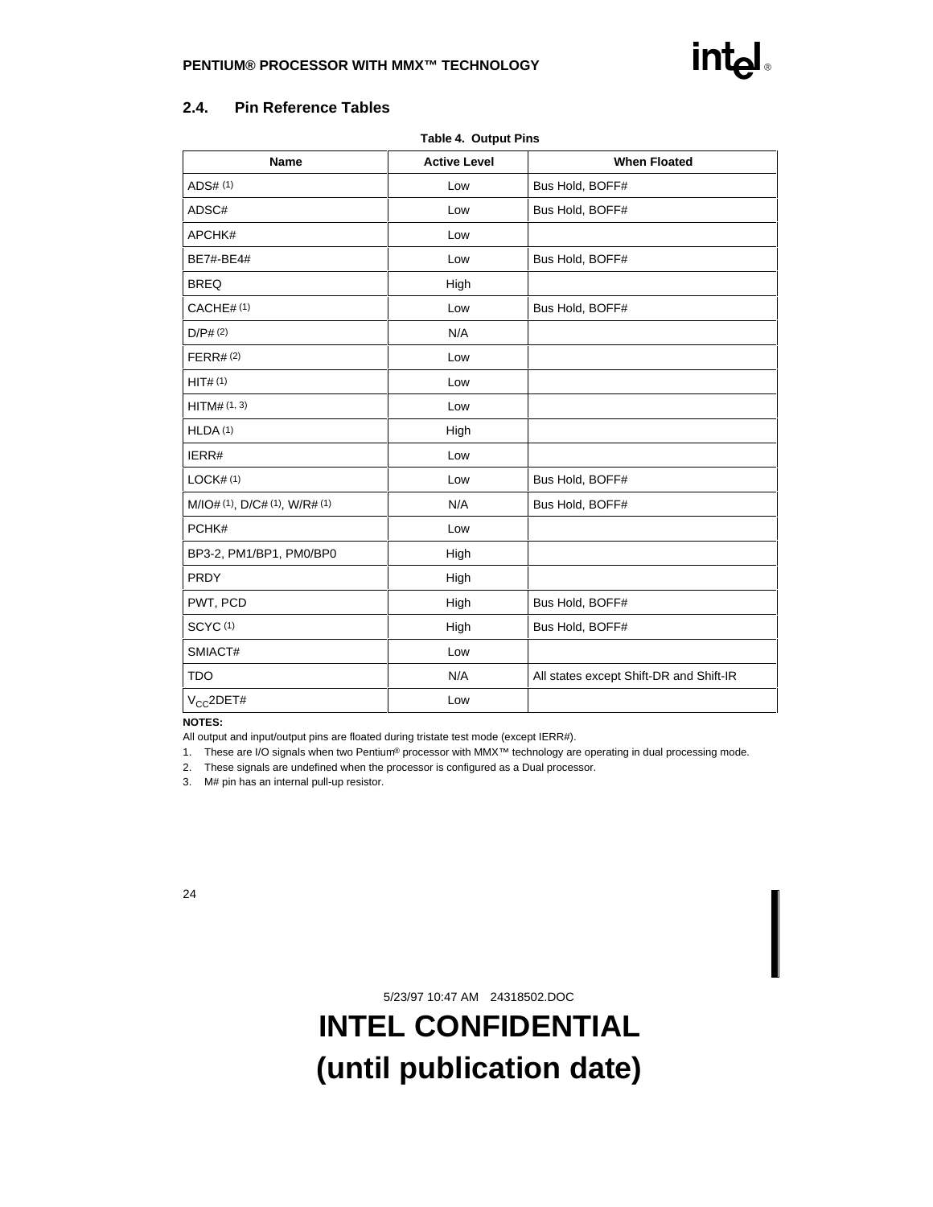## 2.4. Pin Reference Tables

**Table 4. Output Pins**

| Name | Active Level | When Floated |
|---|---|---|
| ADS# (1) | Low | Bus Hold, BOFF# |
| ADSC# | Low | Bus Hold, BOFF# |
| APCHK# | Low | |
| BE7#-BE4# | Low | Bus Hold, BOFF# |
| BREQ | High | |
| CACHE# (1) | Low | Bus Hold, BOFF# |
| D/P# (2) | N/A | |
| FERR# (2) | Low | |
| HIT# (1) | Low | |
| HITM# (1, 3) | Low | |
| HLDA (1) | High | |
| IERR# | Low | |
| LOCK# (1) | Low | Bus Hold, BOFF# |
| M/IO# (1), D/C# (1), W/R# (1) | N/A | Bus Hold, BOFF# |
| PCHK# | Low | |
| BP3-2, PM1/BP1, PM0/BP0 | High | |
| PRDY | High | |
| PWT, PCD | High | Bus Hold, BOFF# |
| SCYC (1) | High | Bus Hold, BOFF# |
| SMIACT# | Low | |
| TDO | N/A | All states except Shift-DR and Shift-IR |
| $V_{CC}$2DET# | Low | |

**NOTES:**

All output and input/output pins are floated during tristate test mode (except IERR#).

1. These are I/O signals when two Pentium® processor with MMX™ technology are operating in dual processing mode.
2. These signals are undefined when the processor is configured as a Dual processor.
3. M# pin has an internal pull-up resistor.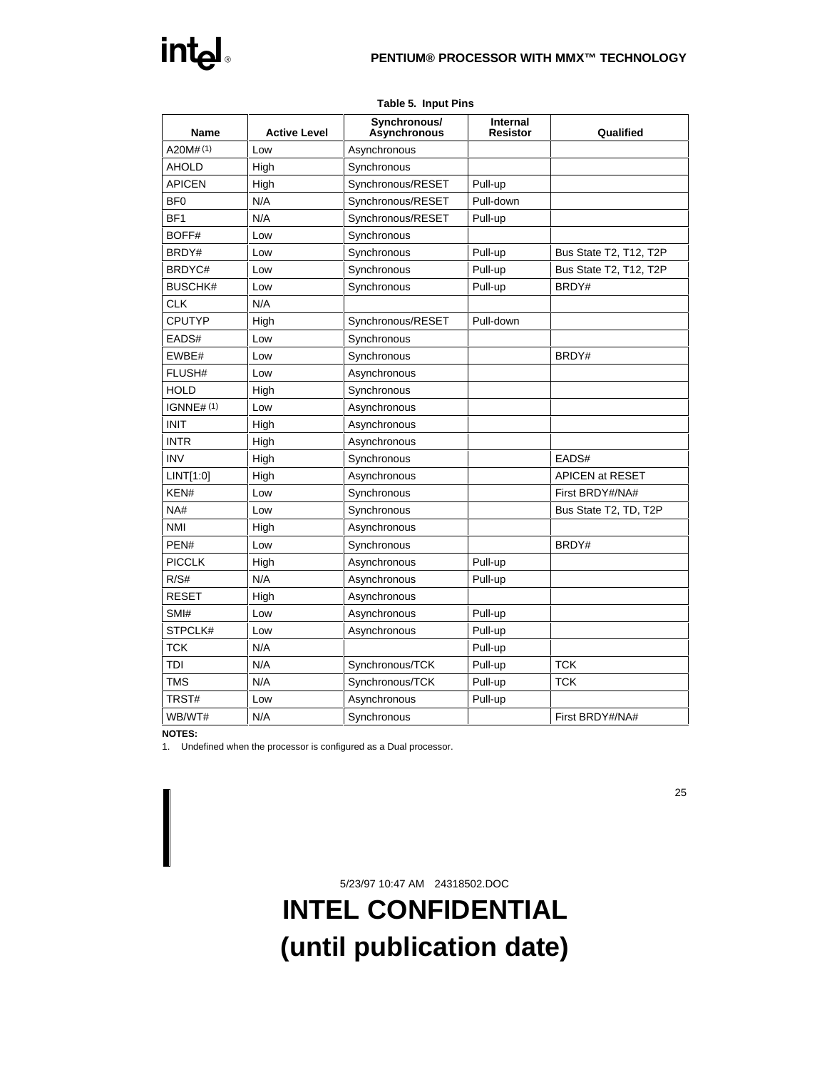**Table 5. Input Pins**

| Name | Active Level | Synchronous/ Asynchronous | Internal Resistor | Qualified |
|---|---|---|---|---|
| A20M#[(1)] | Low | Asynchronous | | |
| AHOLD | High | Synchronous | | |
| APICEN | High | Synchronous/RESET | Pull-up | |
| BF0 | N/A | Synchronous/RESET | Pull-down | |
| BF1 | N/A | Synchronous/RESET | Pull-up | |
| BOFF# | Low | Synchronous | | |
| BRDY# | Low | Synchronous | Pull-up | Bus State T2, T12, T2P |
| BRDYC# | Low | Synchronous | Pull-up | Bus State T2, T12, T2P |
| BUSCHK# | Low | Synchronous | Pull-up | BRDY# |
| CLK | N/A | | | |
| CPUTYP | High | Synchronous/RESET | Pull-down | |
| EADS# | Low | Synchronous | | |
| EWBE# | Low | Synchronous | | BRDY# |
| FLUSH# | Low | Asynchronous | | |
| HOLD | High | Synchronous | | |
| IGNNE#[(1)] | Low | Asynchronous | | |
| INIT | High | Asynchronous | | |
| INTR | High | Asynchronous | | |
| INV | High | Synchronous | | EADS# |
| LINT[1:0] | High | Asynchronous | | APICEN at RESET |
| KEN# | Low | Synchronous | | First BRDY#/NA# |
| NA# | Low | Synchronous | | Bus State T2, TD, T2P |
| NMI | High | Asynchronous | | |
| PEN# | Low | Synchronous | | BRDY# |
| PICCLK | High | Asynchronous | Pull-up | |
| R/S# | N/A | Asynchronous | Pull-up | |
| RESET | High | Asynchronous | | |
| SMI# | Low | Asynchronous | Pull-up | |
| STPCLK# | Low | Asynchronous | Pull-up | |
| TCK | N/A | | Pull-up | |
| TDI | N/A | Synchronous/TCK | Pull-up | TCK |
| TMS | N/A | Synchronous/TCK | Pull-up | TCK |
| TRST# | Low | Asynchronous | Pull-up | |
| WB/WT# | N/A | Synchronous | | First BRDY#/NA# |

**NOTES:**

1. Undefined when the processor is configured as a Dual processor.

5/23/97 10:47 AM 24318502.DOC

**INTEL CONFIDENTIAL**
**(until publication date)**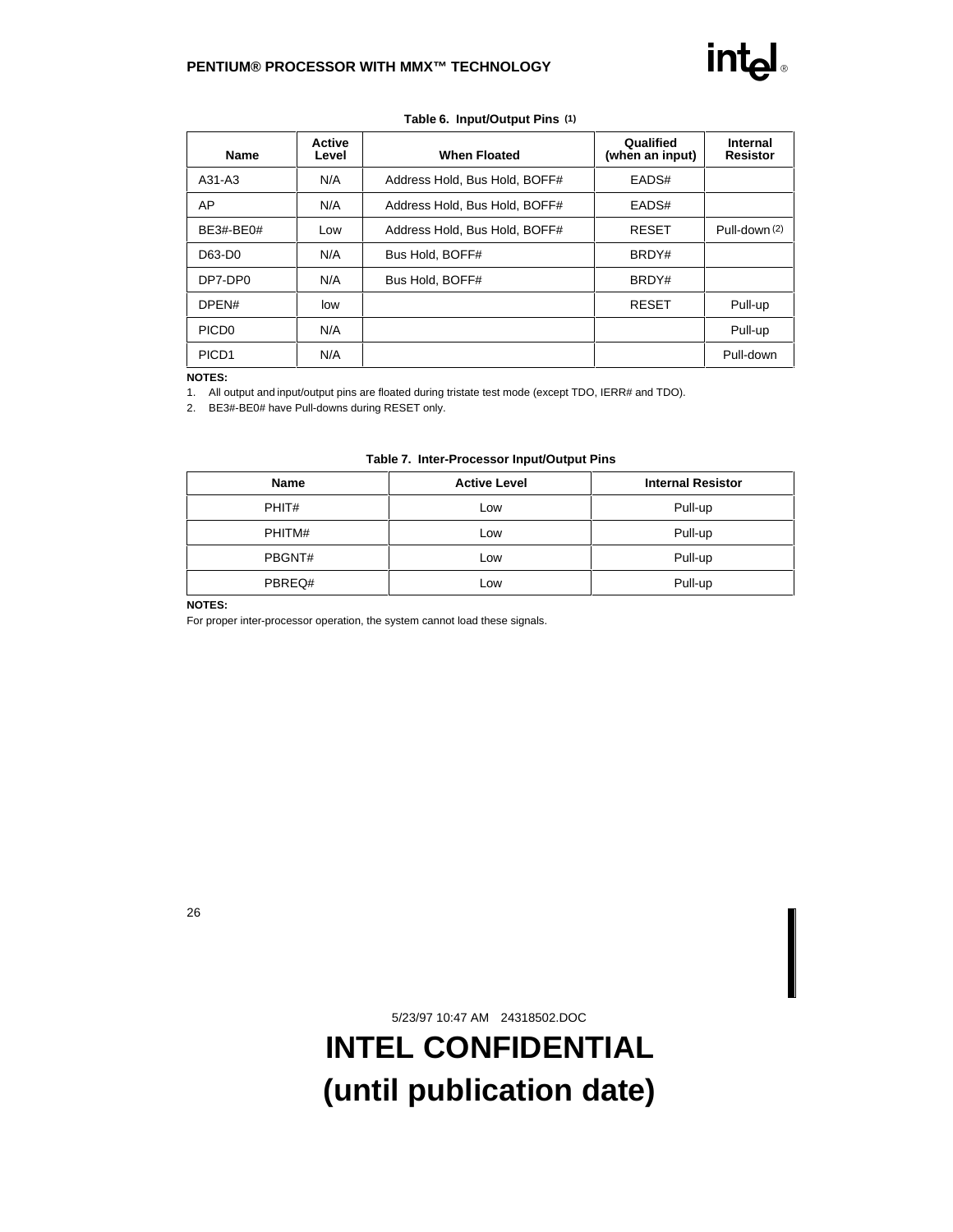**Table 6. Input/Output Pins (1)**

| Name | Active Level | When Floated | Qualified (when an input) | Internal Resistor |
|---|---|---|---|---|
| A31-A3 | N/A | Address Hold, Bus Hold, BOFF# | EADS# | |
| AP | N/A | Address Hold, Bus Hold, BOFF# | EADS# | |
| BE3#-BE0# | Low | Address Hold, Bus Hold, BOFF# | RESET | Pull-down (2) |
| D63-D0 | N/A | Bus Hold, BOFF# | BRDY# | |
| DP7-DP0 | N/A | Bus Hold, BOFF# | BRDY# | |
| DPEN# | low | | RESET | Pull-up |
| PICD0 | N/A | | | Pull-up |
| PICD1 | N/A | | | Pull-down |

**NOTES:**

1. All output and input/output pins are floated during tristate test mode (except TDO, IERR# and TDO).
2. BE3#-BE0# have Pull-downs during RESET only.

**Table 7. Inter-Processor Input/Output Pins**

| Name | Active Level | Internal Resistor |
|---|---|---|
| PHIT# | Low | Pull-up |
| PHITM# | Low | Pull-up |
| PBGNT# | Low | Pull-up |
| PBREQ# | Low | Pull-up |

**NOTES:**

For proper inter-processor operation, the system cannot load these signals.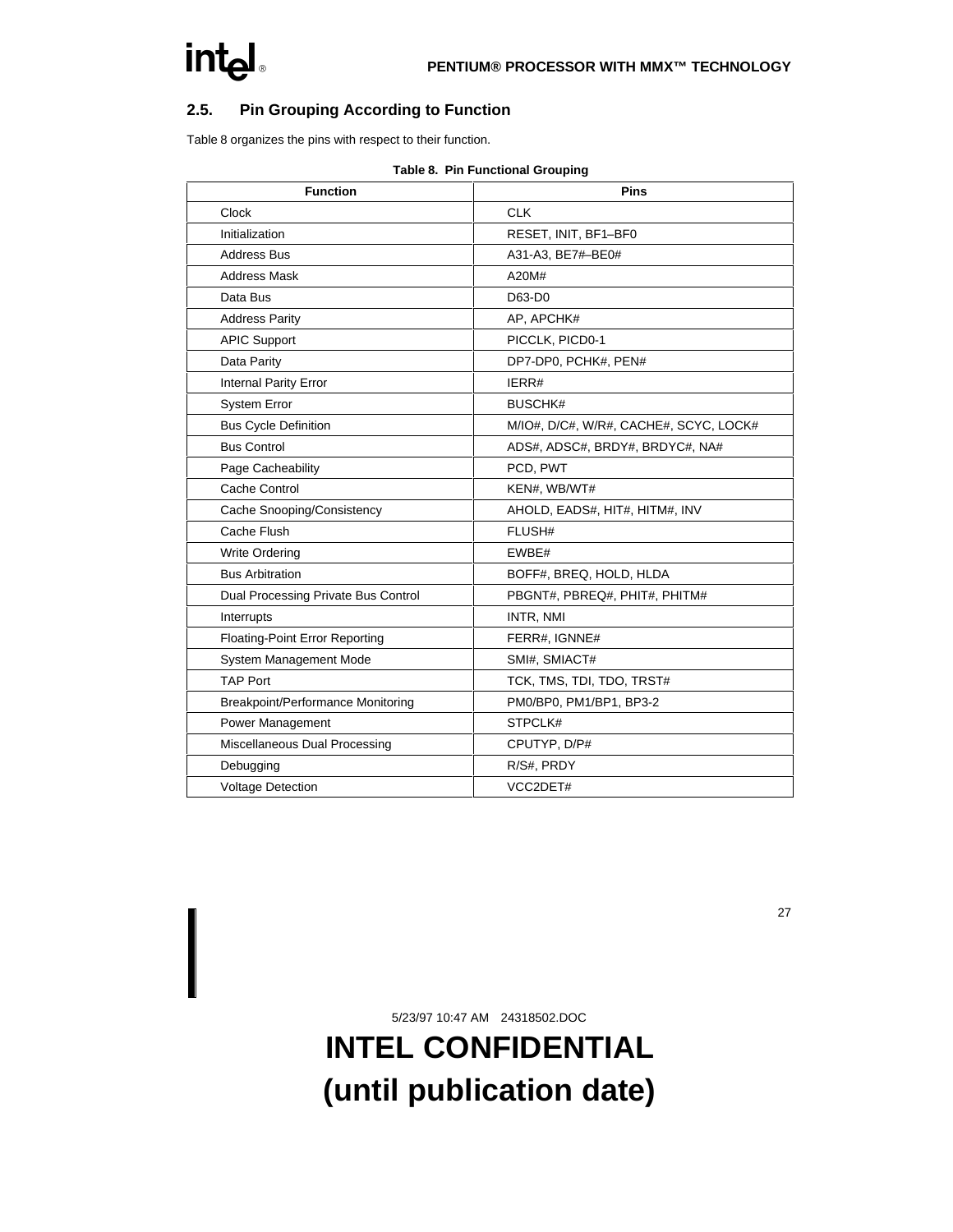## 2.5. Pin Grouping According to Function

Table 8 organizes the pins with respect to their function.

**Table 8. Pin Functional Grouping**

| Function | Pins |
|---|---|
| Clock | CLK |
| Initialization | RESET, INIT, BF1–BF0 |
| Address Bus | A31-A3, BE7#–BE0# |
| Address Mask | A20M# |
| Data Bus | D63-D0 |
| Address Parity | AP, APCHK# |
| APIC Support | PICCLK, PICD0-1 |
| Data Parity | DP7-DP0, PCHK#, PEN# |
| Internal Parity Error | IERR# |
| System Error | BUSCHK# |
| Bus Cycle Definition | M/IO#, D/C#, W/R#, CACHE#, SCYC, LOCK# |
| Bus Control | ADS#, ADSC#, BRDY#, BRDYC#, NA# |
| Page Cacheability | PCD, PWT |
| Cache Control | KEN#, WB/WT# |
| Cache Snooping/Consistency | AHOLD, EADS#, HIT#, HITM#, INV |
| Cache Flush | FLUSH# |
| Write Ordering | EWBE# |
| Bus Arbitration | BOFF#, BREQ, HOLD, HLDA |
| Dual Processing Private Bus Control | PBGNT#, PBREQ#, PHIT#, PHITM# |
| Interrupts | INTR, NMI |
| Floating-Point Error Reporting | FERR#, IGNNE# |
| System Management Mode | SMI#, SMIACT# |
| TAP Port | TCK, TMS, TDI, TDO, TRST# |
| Breakpoint/Performance Monitoring | PM0/BP0, PM1/BP1, BP3-2 |
| Power Management | STPCLK# |
| Miscellaneous Dual Processing | CPUTYP, D/P# |
| Debugging | R/S#, PRDY |
| Voltage Detection | VCC2DET# |

5/23/97 10:47 AM 24318502.DOC

**INTEL CONFIDENTIAL**
**(until publication date)**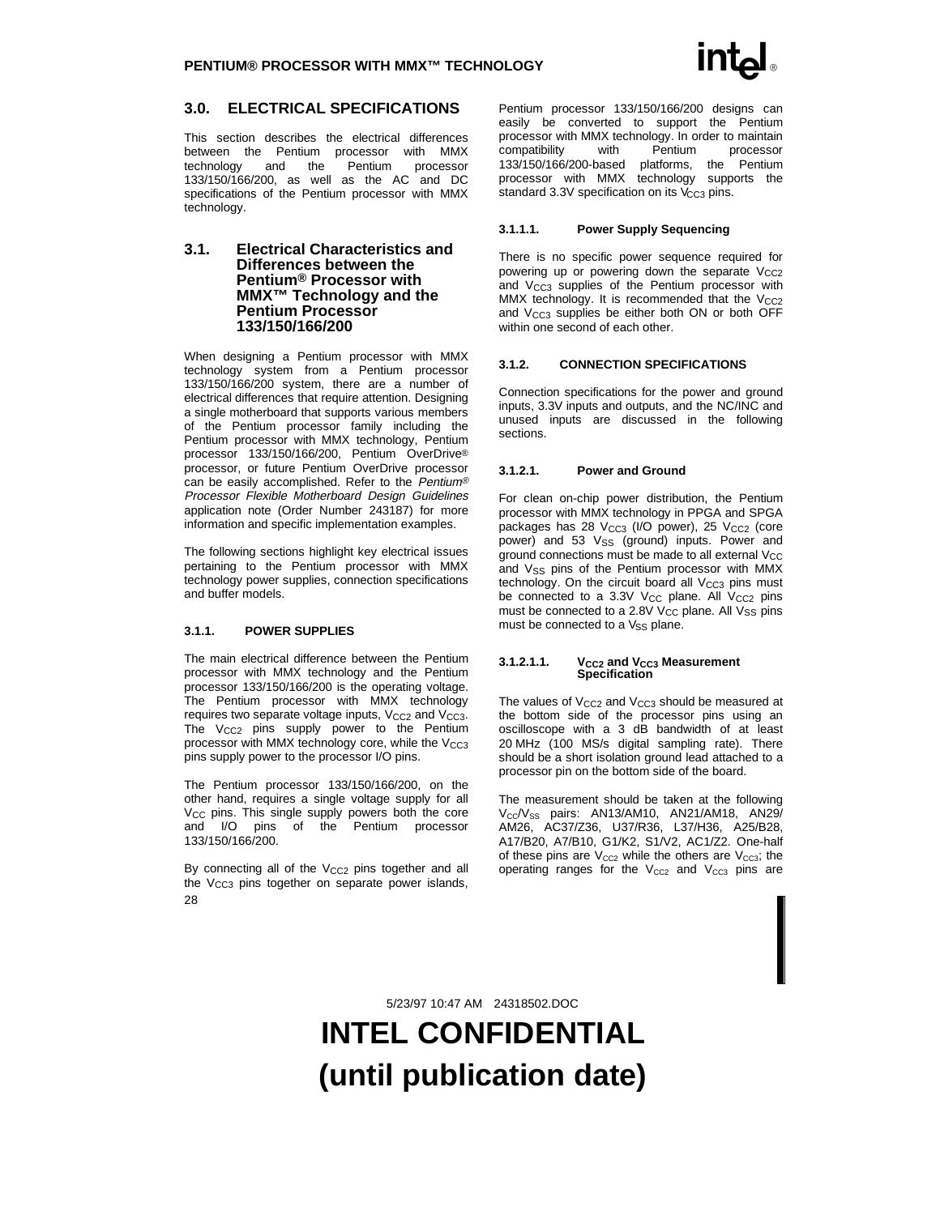## 3.0. ELECTRICAL SPECIFICATIONS

This section describes the electrical differences between the Pentium processor with MMX technology and the Pentium processor 133/150/166/200, as well as the AC and DC specifications of the Pentium processor with MMX technology.

### 3.1. Electrical Characteristics and Differences between the Pentium® Processor with MMX™ Technology and the Pentium Processor 133/150/166/200

When designing a Pentium processor with MMX technology system from a Pentium processor 133/150/166/200 system, there are a number of electrical differences that require attention. Designing a single motherboard that supports various members of the Pentium processor family including the Pentium processor with MMX technology, Pentium processor 133/150/166/200, Pentium OverDrive® processor, or future Pentium OverDrive processor can be easily accomplished. Refer to the *Pentium® Processor Flexible Motherboard Design Guidelines* application note (Order Number 243187) for more information and specific implementation examples.

The following sections highlight key electrical issues pertaining to the Pentium processor with MMX technology power supplies, connection specifications and buffer models.

#### 3.1.1. POWER SUPPLIES

The main electrical difference between the Pentium processor with MMX technology and the Pentium processor 133/150/166/200 is the operating voltage. The Pentium processor with MMX technology requires two separate voltage inputs, $V_{CC2}$ and $V_{CC3}$. The $V_{CC2}$ pins supply power to the Pentium processor with MMX technology core, while the $V_{CC3}$ pins supply power to the processor I/O pins.

The Pentium processor 133/150/166/200, on the other hand, requires a single voltage supply for all $V_{CC}$ pins. This single supply powers both the core and I/O pins of the Pentium processor 133/150/166/200.

By connecting all of the $V_{CC2}$ pins together and all the $V_{CC3}$ pins together on separate power islands, Pentium processor 133/150/166/200 designs can easily be converted to support the Pentium processor with MMX technology. In order to maintain compatibility with Pentium processor 133/150/166/200-based platforms, the Pentium processor with MMX technology supports the standard 3.3V specification on its $V_{CC3}$ pins.

##### 3.1.1.1. Power Supply Sequencing

There is no specific power sequence required for powering up or powering down the separate $V_{CC2}$ and $V_{CC3}$ supplies of the Pentium processor with MMX technology. It is recommended that the $V_{CC2}$ and $V_{CC3}$ supplies be either both ON or both OFF within one second of each other.

#### 3.1.2. CONNECTION SPECIFICATIONS

Connection specifications for the power and ground inputs, 3.3V inputs and outputs, and the NC/INC and unused inputs are discussed in the following sections.

##### 3.1.2.1. Power and Ground

For clean on-chip power distribution, the Pentium processor with MMX technology in PPGA and SPGA packages has 28 $V_{CC3}$ (I/O power), 25 $V_{CC2}$ (core power) and 53 $V_{SS}$ (ground) inputs. Power and ground connections must be made to all external $V_{CC}$ and $V_{SS}$ pins of the Pentium processor with MMX technology. On the circuit board all $V_{CC3}$ pins must be connected to a 3.3V $V_{CC}$ plane. All $V_{CC2}$ pins must be connected to a 2.8V $V_{CC}$ plane. All $V_{SS}$ pins must be connected to a $V_{SS}$ plane.

###### 3.1.2.1.1. $V_{CC2}$ and $V_{CC3}$ Measurement Specification

The values of $V_{CC2}$ and $V_{CC3}$ should be measured at the bottom side of the processor pins using an oscilloscope with a 3 dB bandwidth of at least 20 MHz (100 MS/s digital sampling rate). There should be a short isolation ground lead attached to a processor pin on the bottom side of the board.

The measurement should be taken at the following $V_{CC}/V_{SS}$ pairs: AN13/AM10, AN21/AM18, AN29/AM26, AC37/Z36, U37/R36, L37/H36, A25/B28, A17/B20, A7/B10, G1/K2, S1/V2, AC1/Z2. One-half of these pins are $V_{CC2}$ while the others are $V_{CC3}$; the operating ranges for the $V_{CC2}$ and $V_{CC3}$ pins are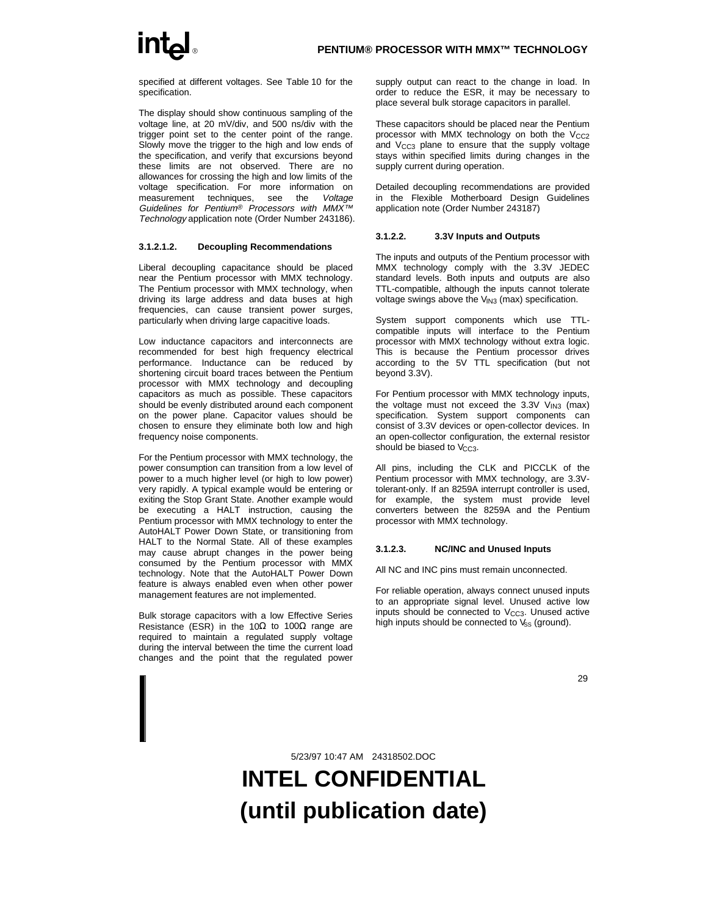specified at different voltages. See Table 10 for the specification.

The display should show continuous sampling of the voltage line, at 20 mV/div, and 500 ns/div with the trigger point set to the center point of the range. Slowly move the trigger to the high and low ends of the specification, and verify that excursions beyond these limits are not observed. There are no allowances for crossing the high and low limits of the voltage specification. For more information on measurement techniques, see the *Voltage Guidelines for Pentium® Processors with MMX™ Technology* application note (Order Number 243186).

#### 3.1.2.1.2. Decoupling Recommendations

Liberal decoupling capacitance should be placed near the Pentium processor with MMX technology. The Pentium processor with MMX technology, when driving its large address and data buses at high frequencies, can cause transient power surges, particularly when driving large capacitive loads.

Low inductance capacitors and interconnects are recommended for best high frequency electrical performance. Inductance can be reduced by shortening circuit board traces between the Pentium processor with MMX technology and decoupling capacitors as much as possible. These capacitors should be evenly distributed around each component on the power plane. Capacitor values should be chosen to ensure they eliminate both low and high frequency noise components.

For the Pentium processor with MMX technology, the power consumption can transition from a low level of power to a much higher level (or high to low power) very rapidly. A typical example would be entering or exiting the Stop Grant State. Another example would be executing a HALT instruction, causing the Pentium processor with MMX technology to enter the AutoHALT Power Down State, or transitioning from HALT to the Normal State. All of these examples may cause abrupt changes in the power being consumed by the Pentium processor with MMX technology. Note that the AutoHALT Power Down feature is always enabled even when other power management features are not implemented.

Bulk storage capacitors with a low Effective Series Resistance (ESR) in the 10Ω to 100Ω range are required to maintain a regulated supply voltage during the interval between the time the current load changes and the point that the regulated power supply output can react to the change in load. In order to reduce the ESR, it may be necessary to place several bulk storage capacitors in parallel.

These capacitors should be placed near the Pentium processor with MMX technology on both the $V_{CC2}$ and $V_{CC3}$ plane to ensure that the supply voltage stays within specified limits during changes in the supply current during operation.

Detailed decoupling recommendations are provided in the Flexible Motherboard Design Guidelines application note (Order Number 243187)

### 3.1.2.2. 3.3V Inputs and Outputs

The inputs and outputs of the Pentium processor with MMX technology comply with the 3.3V JEDEC standard levels. Both inputs and outputs are also TTL-compatible, although the inputs cannot tolerate voltage swings above the $V_{IN3}$ (max) specification.

System support components which use TTL-compatible inputs will interface to the Pentium processor with MMX technology without extra logic. This is because the Pentium processor drives according to the 5V TTL specification (but not beyond 3.3V).

For Pentium processor with MMX technology inputs, the voltage must not exceed the 3.3V $V_{IN3}$ (max) specification. System support components can consist of 3.3V devices or open-collector devices. In an open-collector configuration, the external resistor should be biased to $V_{CC3}$.

All pins, including the CLK and PICCLK of the Pentium processor with MMX technology, are 3.3V-tolerant-only. If an 8259A interrupt controller is used, for example, the system must provide level converters between the 8259A and the Pentium processor with MMX technology.

### 3.1.2.3. NC/INC and Unused Inputs

All NC and INC pins must remain unconnected.

For reliable operation, always connect unused inputs to an appropriate signal level. Unused active low inputs should be connected to $V_{CC3}$. Unused active high inputs should be connected to $V_{SS}$ (ground).

5/23/97 10:47 AM 24318502.DOC

**INTEL CONFIDENTIAL (until publication date)**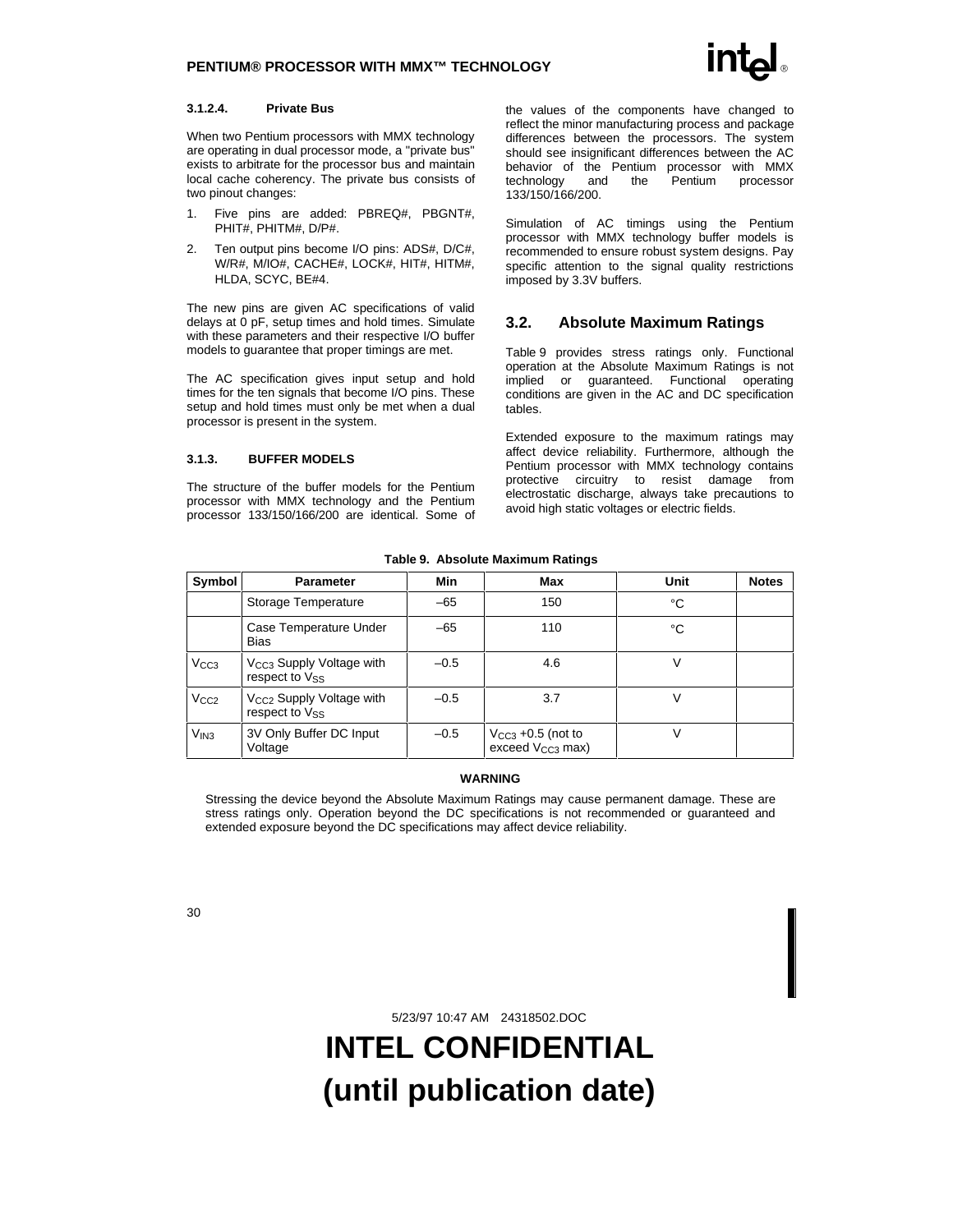#### 3.1.2.4. Private Bus

When two Pentium processors with MMX technology are operating in dual processor mode, a "private bus" exists to arbitrate for the processor bus and maintain local cache coherency. The private bus consists of two pinout changes:

1. Five pins are added: PBREQ#, PBGNT#, PHIT#, PHITM#, D/P#.
2. Ten output pins become I/O pins: ADS#, D/C#, W/R#, M/IO#, CACHE#, LOCK#, HIT#, HITM#, HLDA, SCYC, BE#4.

The new pins are given AC specifications of valid delays at 0 pF, setup times and hold times. Simulate with these parameters and their respective I/O buffer models to guarantee that proper timings are met.

The AC specification gives input setup and hold times for the ten signals that become I/O pins. These setup and hold times must only be met when a dual processor is present in the system.

#### 3.1.3. BUFFER MODELS

The structure of the buffer models for the Pentium processor with MMX technology and the Pentium processor 133/150/166/200 are identical. Some of the values of the components have changed to reflect the minor manufacturing process and package differences between the processors. The system should see insignificant differences between the AC behavior of the Pentium processor with MMX technology and the Pentium processor 133/150/166/200.

Simulation of AC timings using the Pentium processor with MMX technology buffer models is recommended to ensure robust system designs. Pay specific attention to the signal quality restrictions imposed by 3.3V buffers.

## 3.2. Absolute Maximum Ratings

Table 9 provides stress ratings only. Functional operation at the Absolute Maximum Ratings is not implied or guaranteed. Functional operating conditions are given in the AC and DC specification tables.

Extended exposure to the maximum ratings may affect device reliability. Furthermore, although the Pentium processor with MMX technology contains protective circuitry to resist damage from electrostatic discharge, always take precautions to avoid high static voltages or electric fields.

**Table 9. Absolute Maximum Ratings**

| Symbol | Parameter | Min | Max | Unit | Notes |
|---|---|---|---|---|---|
| | Storage Temperature | –65 | 150 | °C | |
| | Case Temperature Under Bias | –65 | 110 | °C | |
| $V_{CC3}$ | $V_{CC3}$ Supply Voltage with respect to $V_{SS}$ | –0.5 | 4.6 | V | |
| $V_{CC2}$ | $V_{CC2}$ Supply Voltage with respect to $V_{SS}$ | –0.5 | 3.7 | V | |
| $V_{IN3}$ | 3V Only Buffer DC Input Voltage | –0.5 | $V_{CC3}$ +0.5 (not to exceed $V_{CC3}$ max) | V | |

**WARNING**

Stressing the device beyond the Absolute Maximum Ratings may cause permanent damage. These are stress ratings only. Operation beyond the DC specifications is not recommended or guaranteed and extended exposure beyond the DC specifications may affect device reliability.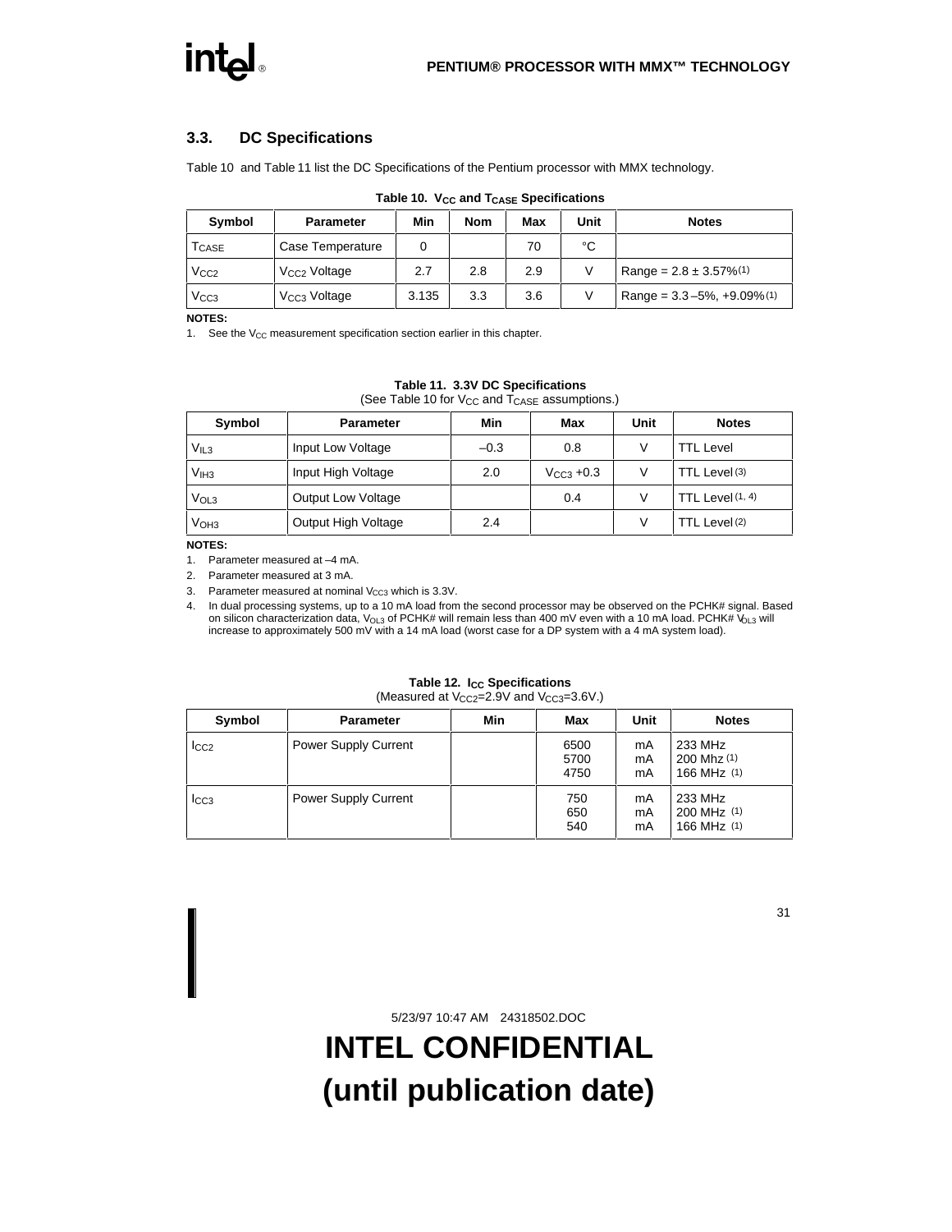## 3.3. DC Specifications

Table 10 and Table 11 list the DC Specifications of the Pentium processor with MMX technology.

**Table 10. $V_{CC}$ and $T_{CASE}$ Specifications**

| Symbol | Parameter | Min | Nom | Max | Unit | Notes |
|---|---|---|---|---|---|---|
| $T_{CASE}$ | Case Temperature | 0 | | 70 | °C | |
| $V_{CC2}$ | $V_{CC2}$ Voltage | 2.7 | 2.8 | 2.9 | V | Range = 2.8 ± 3.57% (1) |
| $V_{CC3}$ | $V_{CC3}$ Voltage | 3.135 | 3.3 | 3.6 | V | Range = 3.3 –5%, +9.09% (1) |

**NOTES:**

1. See the $V_{CC}$ measurement specification section earlier in this chapter.

**Table 11. 3.3V DC Specifications**
(See Table 10 for $V_{CC}$ and $T_{CASE}$ assumptions.)

| Symbol | Parameter | Min | Max | Unit | Notes |
|---|---|---|---|---|---|
| $V_{IL3}$ | Input Low Voltage | –0.3 | 0.8 | V | TTL Level |
| $V_{IH3}$ | Input High Voltage | 2.0 | $V_{CC3}$ +0.3 | V | TTL Level (3) |
| $V_{OL3}$ | Output Low Voltage | | 0.4 | V | TTL Level (1, 4) |
| $V_{OH3}$ | Output High Voltage | 2.4 | | V | TTL Level (2) |

**NOTES:**

1. Parameter measured at –4 mA.
2. Parameter measured at 3 mA.
3. Parameter measured at nominal $V_{CC3}$ which is 3.3V.
4. In dual processing systems, up to a 10 mA load from the second processor may be observed on the PCHK# signal. Based on silicon characterization data, $V_{OL3}$ of PCHK# will remain less than 400 mV even with a 10 mA load. PCHK# $V_{OL3}$ will increase to approximately 500 mV with a 14 mA load (worst case for a DP system with a 4 mA system load).

**Table 12. $I_{CC}$ Specifications**
(Measured at $V_{CC2}$=2.9V and $V_{CC3}$=3.6V.)

| Symbol | Parameter | Min | Max | Unit | Notes |
|---|---|---|---|---|---|
| $I_{CC2}$ | Power Supply Current | | 6500<br>5700<br>4750 | mA<br>mA<br>mA | 233 MHz<br>200 Mhz (1)<br>166 MHz (1) |
| $I_{CC3}$ | Power Supply Current | | 750<br>650<br>540 | mA<br>mA<br>mA | 233 MHz<br>200 MHz (1)<br>166 MHz (1) |

5/23/97 10:47 AM 24318502.DOC

**INTEL CONFIDENTIAL**
**(until publication date)**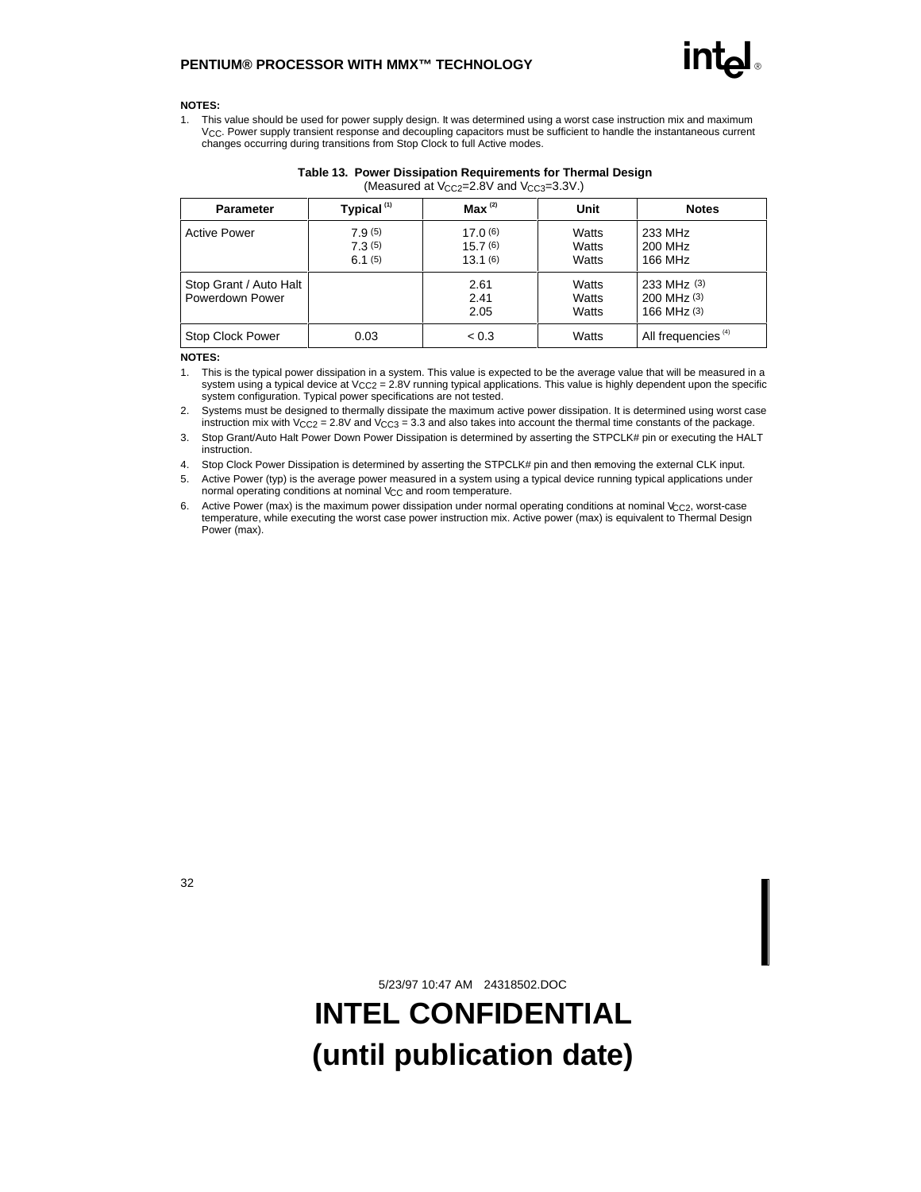**NOTES:**

1. This value should be used for power supply design. It was determined using a worst case instruction mix and maximum $V_{CC}$. Power supply transient response and decoupling capacitors must be sufficient to handle the instantaneous current changes occurring during transitions from Stop Clock to full Active modes.

**Table 13. Power Dissipation Requirements for Thermal Design**

(Measured at $V_{CC2}$=2.8V and $V_{CC3}$=3.3V.)

| Parameter | Typical [1] | Max [2] | Unit | Notes |
|---|---|---|---|---|
| Active Power | 7.9 [5]<br>7.3 [5]<br>6.1 [5] | 17.0 [6]<br>15.7 [6]<br>13.1 [6] | Watts<br>Watts<br>Watts | 233 MHz<br>200 MHz<br>166 MHz |
| Stop Grant / Auto Halt Powerdown Power | | 2.61<br>2.41<br>2.05 | Watts<br>Watts<br>Watts | 233 MHz [3]<br>200 MHz [3]<br>166 MHz [3] |
| Stop Clock Power | 0.03 | < 0.3 | Watts | All frequencies [4] |

**NOTES:**

1. This is the typical power dissipation in a system. This value is expected to be the average value that will be measured in a system using a typical device at $V_{CC2}$ = 2.8V running typical applications. This value is highly dependent upon the specific system configuration. Typical power specifications are not tested.
2. Systems must be designed to thermally dissipate the maximum active power dissipation. It is determined using worst case instruction mix with $V_{CC2}$ = 2.8V and $V_{CC3}$ = 3.3 and also takes into account the thermal time constants of the package.
3. Stop Grant/Auto Halt Power Down Power Dissipation is determined by asserting the STPCLK# pin or executing the HALT instruction.
4. Stop Clock Power Dissipation is determined by asserting the STPCLK# pin and then removing the external CLK input.
5. Active Power (typ) is the average power measured in a system using a typical device running typical applications under normal operating conditions at nominal $V_{CC}$ and room temperature.
6. Active Power (max) is the maximum power dissipation under normal operating conditions at nominal $V_{CC2}$, worst-case temperature, while executing the worst case power instruction mix. Active power (max) is equivalent to Thermal Design Power (max).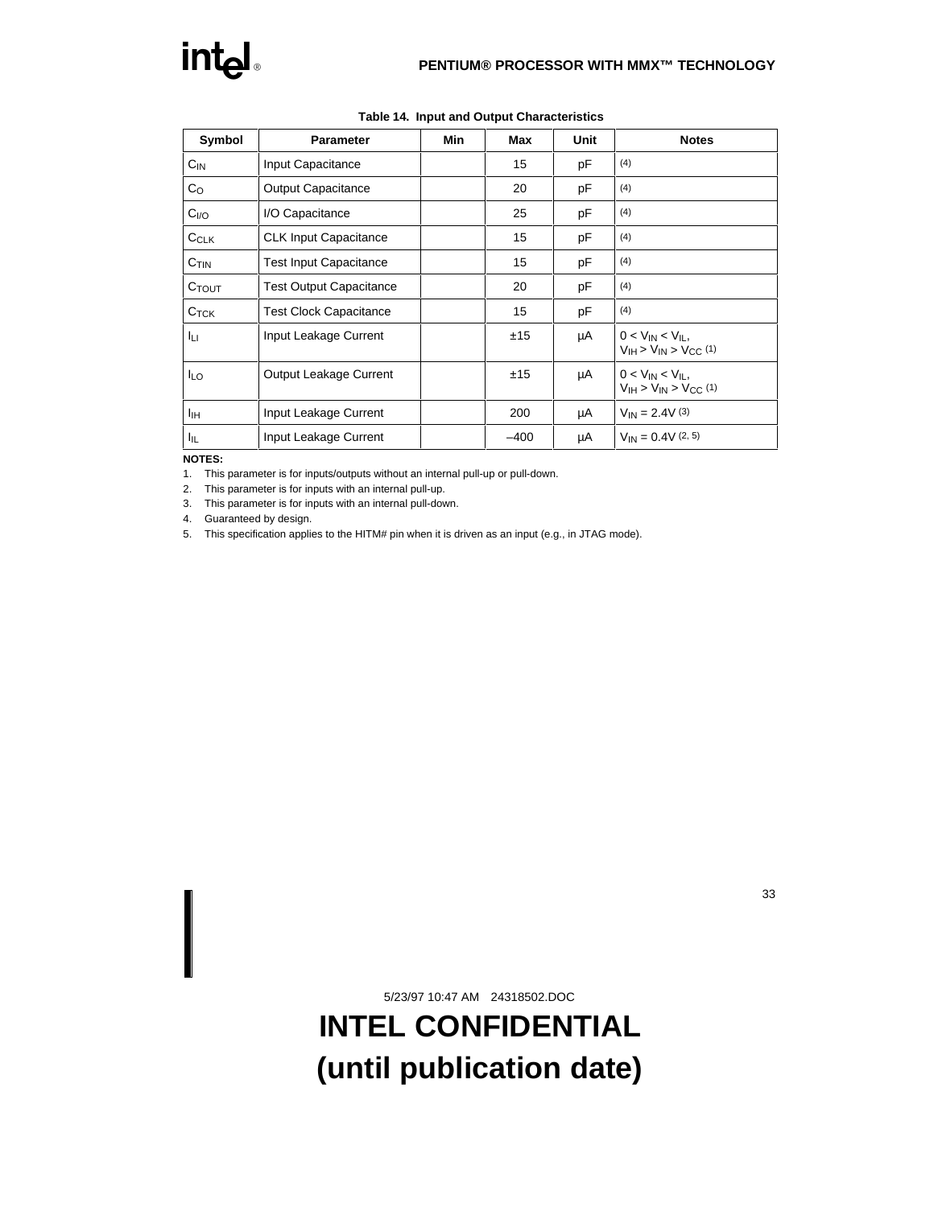**Table 14. Input and Output Characteristics**

| Symbol | Parameter | Min | Max | Unit | Notes |
|---|---|---|---|---|---|
| $C_{IN}$ | Input Capacitance | | 15 | pF | (4) |
| $C_O$ | Output Capacitance | | 20 | pF | (4) |
| $C_{I/O}$ | I/O Capacitance | | 25 | pF | (4) |
| $C_{CLK}$ | CLK Input Capacitance | | 15 | pF | (4) |
| $C_{TIN}$ | Test Input Capacitance | | 15 | pF | (4) |
| $C_{TOUT}$ | Test Output Capacitance | | 20 | pF | (4) |
| $C_{TCK}$ | Test Clock Capacitance | | 15 | pF | (4) |
| $I_{LI}$ | Input Leakage Current | | ±15 | µA | $0 < V_{IN} < V_{IL}$, $V_{IH} > V_{IN} > V_{CC}$ (1) |
| $I_{LO}$ | Output Leakage Current | | ±15 | µA | $0 < V_{IN} < V_{IL}$, $V_{IH} > V_{IN} > V_{CC}$ (1) |
| $I_{IH}$ | Input Leakage Current | | 200 | µA | $V_{IN} = 2.4V$ (3) |
| $I_{IL}$ | Input Leakage Current | | –400 | µA | $V_{IN} = 0.4V$ (2, 5) |

**NOTES:**

1. This parameter is for inputs/outputs without an internal pull-up or pull-down.
2. This parameter is for inputs with an internal pull-up.
3. This parameter is for inputs with an internal pull-down.
4. Guaranteed by design.
5. This specification applies to the HITM# pin when it is driven as an input (e.g., in JTAG mode).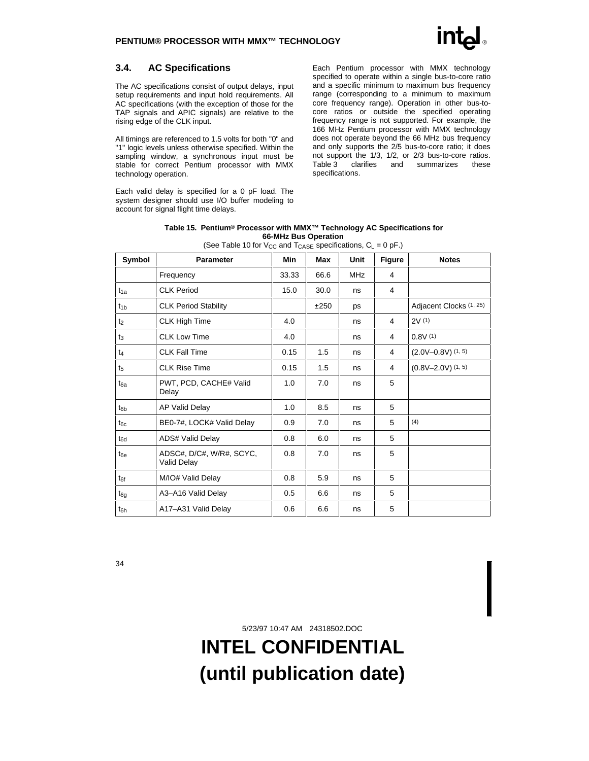## 3.4. AC Specifications

The AC specifications consist of output delays, input setup requirements and input hold requirements. All AC specifications (with the exception of those for the TAP signals and APIC signals) are relative to the rising edge of the CLK input.

All timings are referenced to 1.5 volts for both "0" and "1" logic levels unless otherwise specified. Within the sampling window, a synchronous input must be stable for correct Pentium processor with MMX technology operation.

Each valid delay is specified for a 0 pF load. The system designer should use I/O buffer modeling to account for signal flight time delays.

Each Pentium processor with MMX technology specified to operate within a single bus-to-core ratio and a specific minimum to maximum bus frequency range (corresponding to a minimum to maximum core frequency range). Operation in other bus-to-core ratios or outside the specified operating frequency range is not supported. For example, the 166 MHz Pentium processor with MMX technology does not operate beyond the 66 MHz bus frequency and only supports the 2/5 bus-to-core ratio; it does not support the 1/3, 1/2, or 2/3 bus-to-core ratios. Table 3 clarifies and summarizes these specifications.

**Table 15. Pentium® Processor with MMX™ Technology AC Specifications for 66-MHz Bus Operation**

(See Table 10 for $V_{CC}$ and $T_{CASE}$ specifications, $C_L$ = 0 pF.)

| Symbol | Parameter | Min | Max | Unit | Figure | Notes |
|---|---|---|---|---|---|---|
| | Frequency | 33.33 | 66.6 | MHz | 4 | |
| $t_{1a}$ | CLK Period | 15.0 | 30.0 | ns | 4 | |
| $t_{1b}$ | CLK Period Stability | | ±250 | ps | | Adjacent Clocks (1, 25) |
| $t_2$ | CLK High Time | 4.0 | | ns | 4 | 2V (1) |
| $t_3$ | CLK Low Time | 4.0 | | ns | 4 | 0.8V (1) |
| $t_4$ | CLK Fall Time | 0.15 | 1.5 | ns | 4 | (2.0V–0.8V) (1, 5) |
| $t_5$ | CLK Rise Time | 0.15 | 1.5 | ns | 4 | (0.8V–2.0V) (1, 5) |
| $t_{6a}$ | PWT, PCD, CACHE# Valid Delay | 1.0 | 7.0 | ns | 5 | |
| $t_{6b}$ | AP Valid Delay | 1.0 | 8.5 | ns | 5 | |
| $t_{6c}$ | BE0-7#, LOCK# Valid Delay | 0.9 | 7.0 | ns | 5 | (4) |
| $t_{6d}$ | ADS# Valid Delay | 0.8 | 6.0 | ns | 5 | |
| $t_{6e}$ | ADSC#, D/C#, W/R#, SCYC, Valid Delay | 0.8 | 7.0 | ns | 5 | |
| $t_{6f}$ | M/IO# Valid Delay | 0.8 | 5.9 | ns | 5 | |
| $t_{6g}$ | A3–A16 Valid Delay | 0.5 | 6.6 | ns | 5 | |
| $t_{6h}$ | A17–A31 Valid Delay | 0.6 | 6.6 | ns | 5 | |

5/23/97 10:47 AM 24318502.DOC

**INTEL CONFIDENTIAL (until publication date)**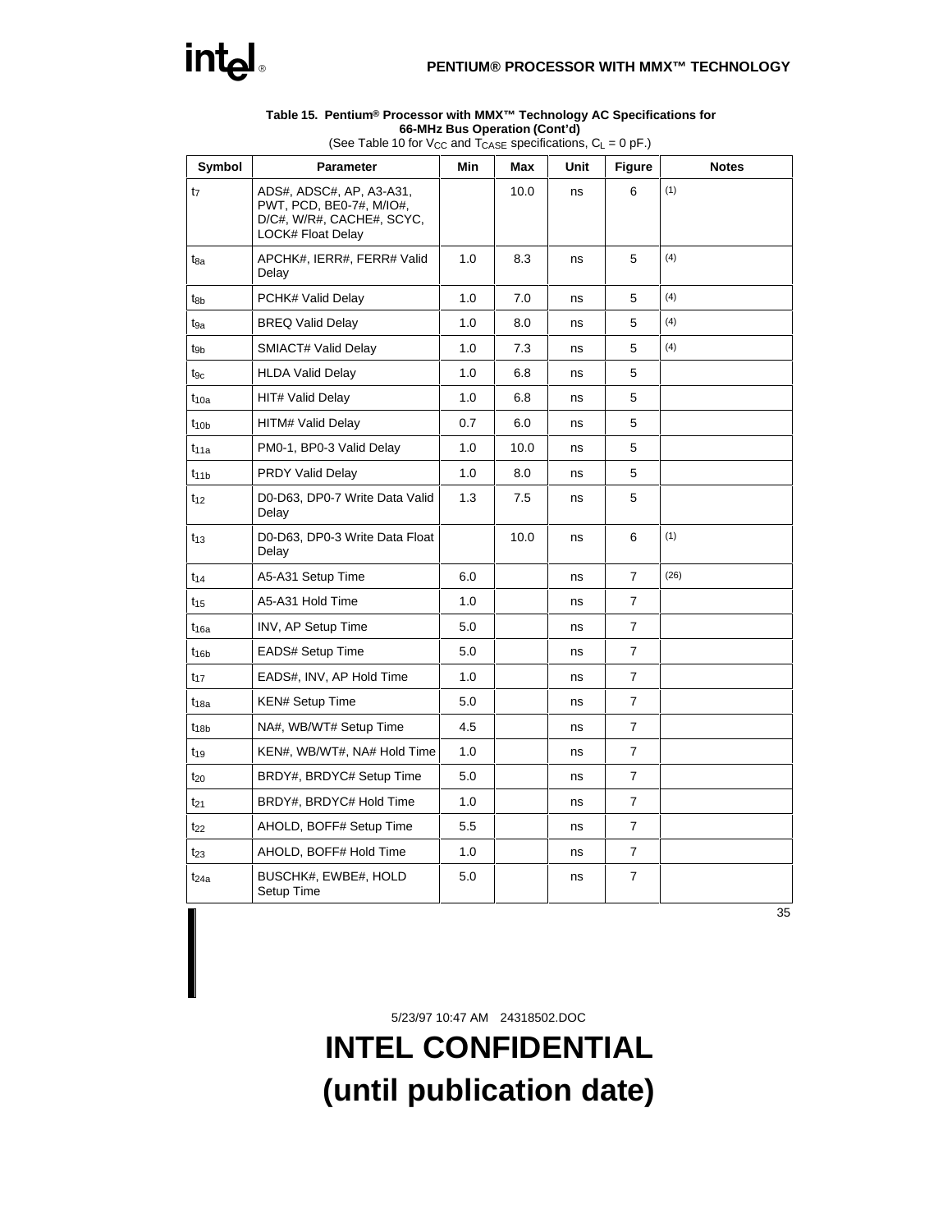**Table 15. Pentium® Processor with MMX™ Technology AC Specifications for 66-MHz Bus Operation (Cont'd)**

(See Table 10 for $V_{CC}$ and $T_{CASE}$ specifications, $C_L$ = 0 pF.)

| Symbol | Parameter | Min | Max | Unit | Figure | Notes |
|---|---|---|---|---|---|---|
| $t_7$ | ADS#, ADSC#, AP, A3-A31, PWT, PCD, BE0-7#, M/IO#, D/C#, W/R#, CACHE#, SCYC, LOCK# Float Delay | | 10.0 | ns | 6 | (1) |
| $t_{8a}$ | APCHK#, IERR#, FERR# Valid Delay | 1.0 | 8.3 | ns | 5 | (4) |
| $t_{8b}$ | PCHK# Valid Delay | 1.0 | 7.0 | ns | 5 | (4) |
| $t_{9a}$ | BREQ Valid Delay | 1.0 | 8.0 | ns | 5 | (4) |
| $t_{9b}$ | SMIACT# Valid Delay | 1.0 | 7.3 | ns | 5 | (4) |
| $t_{9c}$ | HLDA Valid Delay | 1.0 | 6.8 | ns | 5 | |
| $t_{10a}$ | HIT# Valid Delay | 1.0 | 6.8 | ns | 5 | |
| $t_{10b}$ | HITM# Valid Delay | 0.7 | 6.0 | ns | 5 | |
| $t_{11a}$ | PM0-1, BP0-3 Valid Delay | 1.0 | 10.0 | ns | 5 | |
| $t_{11b}$ | PRDY Valid Delay | 1.0 | 8.0 | ns | 5 | |
| $t_{12}$ | D0-D63, DP0-7 Write Data Valid Delay | 1.3 | 7.5 | ns | 5 | |
| $t_{13}$ | D0-D63, DP0-3 Write Data Float Delay | | 10.0 | ns | 6 | (1) |
| $t_{14}$ | A5-A31 Setup Time | 6.0 | | ns | 7 | (26) |
| $t_{15}$ | A5-A31 Hold Time | 1.0 | | ns | 7 | |
| $t_{16a}$ | INV, AP Setup Time | 5.0 | | ns | 7 | |
| $t_{16b}$ | EADS# Setup Time | 5.0 | | ns | 7 | |
| $t_{17}$ | EADS#, INV, AP Hold Time | 1.0 | | ns | 7 | |
| $t_{18a}$ | KEN# Setup Time | 5.0 | | ns | 7 | |
| $t_{18b}$ | NA#, WB/WT# Setup Time | 4.5 | | ns | 7 | |
| $t_{19}$ | KEN#, WB/WT#, NA# Hold Time | 1.0 | | ns | 7 | |
| $t_{20}$ | BRDY#, BRDYC# Setup Time | 5.0 | | ns | 7 | |
| $t_{21}$ | BRDY#, BRDYC# Hold Time | 1.0 | | ns | 7 | |
| $t_{22}$ | AHOLD, BOFF# Setup Time | 5.5 | | ns | 7 | |
| $t_{23}$ | AHOLD, BOFF# Hold Time | 1.0 | | ns | 7 | |
| $t_{24a}$ | BUSCHK#, EWBE#, HOLD Setup Time | 5.0 | | ns | 7 | |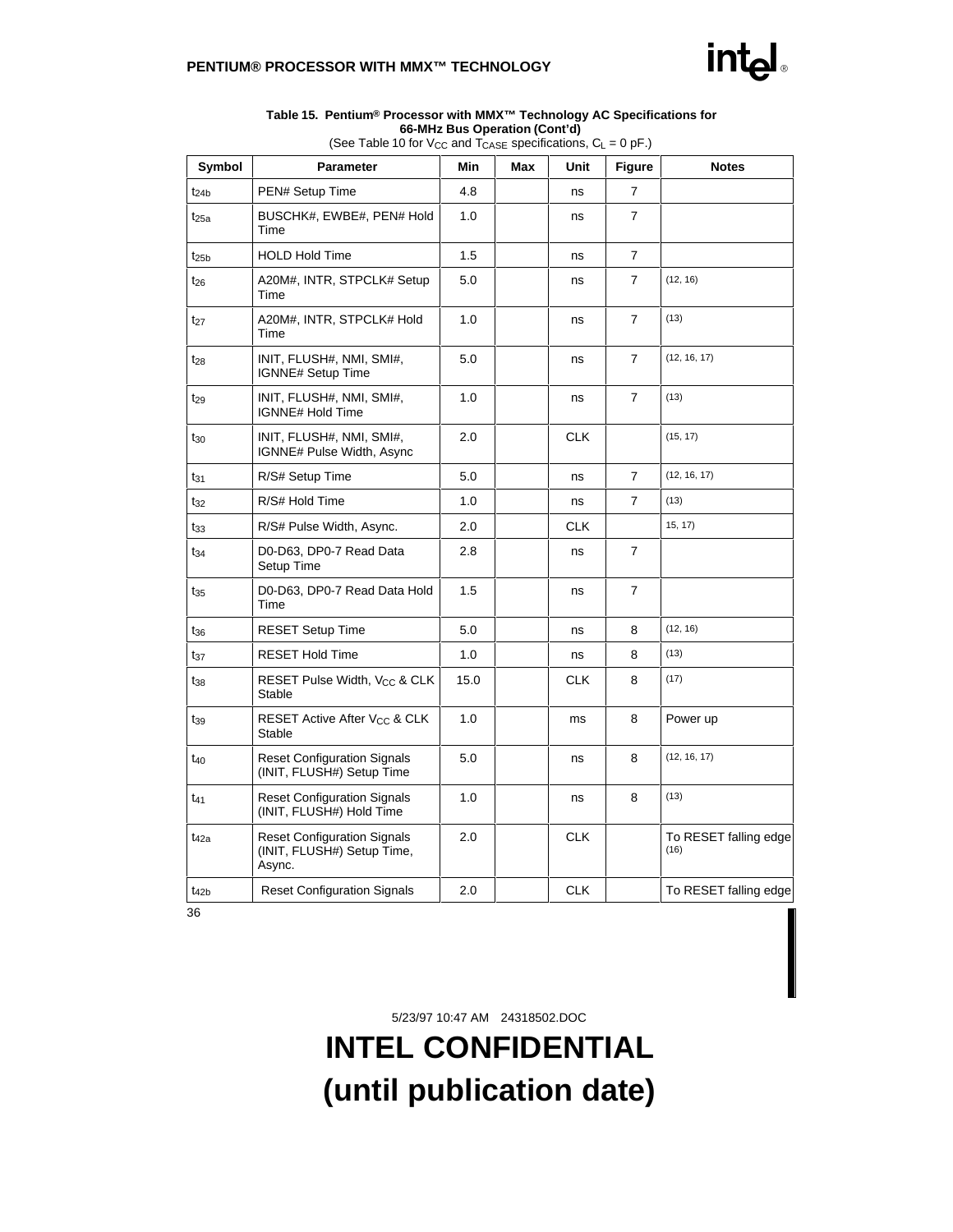**Table 15. Pentium® Processor with MMX™ Technology AC Specifications for 66-MHz Bus Operation (Cont'd)**

(See Table 10 for $V_{CC}$ and $T_{CASE}$ specifications, $C_L$ = 0 pF.)

| Symbol | Parameter | Min | Max | Unit | Figure | Notes |
|---|---|---|---|---|---|---|
| $t_{24b}$ | PEN# Setup Time | 4.8 | | ns | 7 | |
| $t_{25a}$ | BUSCHK#, EWBE#, PEN# Hold Time | 1.0 | | ns | 7 | |
| $t_{25b}$ | HOLD Hold Time | 1.5 | | ns | 7 | |
| $t_{26}$ | A20M#, INTR, STPCLK# Setup Time | 5.0 | | ns | 7 | (12, 16) |
| $t_{27}$ | A20M#, INTR, STPCLK# Hold Time | 1.0 | | ns | 7 | (13) |
| $t_{28}$ | INIT, FLUSH#, NMI, SMI#, IGNNE# Setup Time | 5.0 | | ns | 7 | (12, 16, 17) |
| $t_{29}$ | INIT, FLUSH#, NMI, SMI#, IGNNE# Hold Time | 1.0 | | ns | 7 | (13) |
| $t_{30}$ | INIT, FLUSH#, NMI, SMI#, IGNNE# Pulse Width, Async | 2.0 | | CLK | | (15, 17) |
| $t_{31}$ | R/S# Setup Time | 5.0 | | ns | 7 | (12, 16, 17) |
| $t_{32}$ | R/S# Hold Time | 1.0 | | ns | 7 | (13) |
| $t_{33}$ | R/S# Pulse Width, Async. | 2.0 | | CLK | | 15, 17) |
| $t_{34}$ | D0-D63, DP0-7 Read Data Setup Time | 2.8 | | ns | 7 | |
| $t_{35}$ | D0-D63, DP0-7 Read Data Hold Time | 1.5 | | ns | 7 | |
| $t_{36}$ | RESET Setup Time | 5.0 | | ns | 8 | (12, 16) |
| $t_{37}$ | RESET Hold Time | 1.0 | | ns | 8 | (13) |
| $t_{38}$ | RESET Pulse Width, $V_{CC}$ & CLK Stable | 15.0 | | CLK | 8 | (17) |
| $t_{39}$ | RESET Active After $V_{CC}$ & CLK Stable | 1.0 | | ms | 8 | Power up |
| $t_{40}$ | Reset Configuration Signals (INIT, FLUSH#) Setup Time | 5.0 | | ns | 8 | (12, 16, 17) |
| $t_{41}$ | Reset Configuration Signals (INIT, FLUSH#) Hold Time | 1.0 | | ns | 8 | (13) |
| $t_{42a}$ | Reset Configuration Signals (INIT, FLUSH#) Setup Time, Async. | 2.0 | | CLK | | To RESET falling edge (16) |
| $t_{42b}$ | Reset Configuration Signals | 2.0 | | CLK | | To RESET falling edge |

5/23/97 10:47 AM 24318502.DOC

**INTEL CONFIDENTIAL**
**(until publication date)**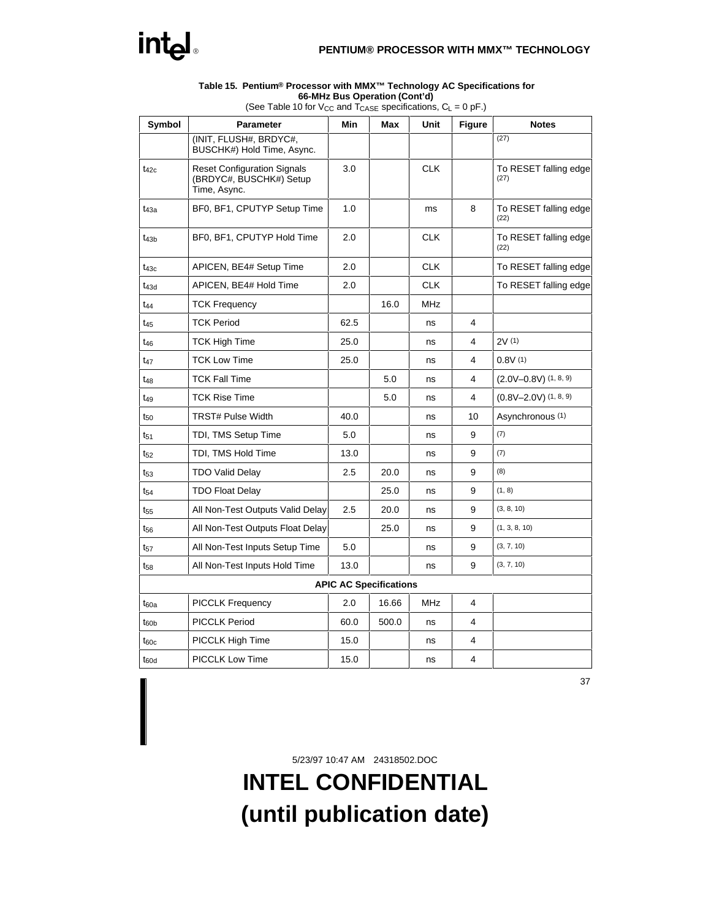**Table 15. Pentium® Processor with MMX™ Technology AC Specifications for 66-MHz Bus Operation (Cont'd)**

(See Table 10 for $V_{CC}$ and $T_{CASE}$ specifications, $C_L$ = 0 pF.)

| Symbol | Parameter | Min | Max | Unit | Figure | Notes |
|---|---|---|---|---|---|---|
| | (INIT, FLUSH#, BRDYC#, BUSCHK#) Hold Time, Async. | | | | | (27) |
| $t_{42c}$ | Reset Configuration Signals (BRDYC#, BUSCHK#) Setup Time, Async. | 3.0 | | CLK | | To RESET falling edge (27) |
| $t_{43a}$ | BF0, BF1, CPUTYP Setup Time | 1.0 | | ms | 8 | To RESET falling edge (22) |
| $t_{43b}$ | BF0, BF1, CPUTYP Hold Time | 2.0 | | CLK | | To RESET falling edge (22) |
| $t_{43c}$ | APICEN, BE4# Setup Time | 2.0 | | CLK | | To RESET falling edge |
| $t_{43d}$ | APICEN, BE4# Hold Time | 2.0 | | CLK | | To RESET falling edge |
| $t_{44}$ | TCK Frequency | | 16.0 | MHz | | |
| $t_{45}$ | TCK Period | 62.5 | | ns | 4 | |
| $t_{46}$ | TCK High Time | 25.0 | | ns | 4 | 2V (1) |
| $t_{47}$ | TCK Low Time | 25.0 | | ns | 4 | 0.8V (1) |
| $t_{48}$ | TCK Fall Time | | 5.0 | ns | 4 | (2.0V–0.8V) (1, 8, 9) |
| $t_{49}$ | TCK Rise Time | | 5.0 | ns | 4 | (0.8V–2.0V) (1, 8, 9) |
| $t_{50}$ | TRST# Pulse Width | 40.0 | | ns | 10 | Asynchronous (1) |
| $t_{51}$ | TDI, TMS Setup Time | 5.0 | | ns | 9 | (7) |
| $t_{52}$ | TDI, TMS Hold Time | 13.0 | | ns | 9 | (7) |
| $t_{53}$ | TDO Valid Delay | 2.5 | 20.0 | ns | 9 | (8) |
| $t_{54}$ | TDO Float Delay | | 25.0 | ns | 9 | (1, 8) |
| $t_{55}$ | All Non-Test Outputs Valid Delay | 2.5 | 20.0 | ns | 9 | (3, 8, 10) |
| $t_{56}$ | All Non-Test Outputs Float Delay | | 25.0 | ns | 9 | (1, 3, 8, 10) |
| $t_{57}$ | All Non-Test Inputs Setup Time | 5.0 | | ns | 9 | (3, 7, 10) |
| $t_{58}$ | All Non-Test Inputs Hold Time | 13.0 | | ns | 9 | (3, 7, 10) |
| | | **APIC AC Specifications** | | | | |
| $t_{60a}$ | PICCLK Frequency | 2.0 | 16.66 | MHz | 4 | |
| $t_{60b}$ | PICCLK Period | 60.0 | 500.0 | ns | 4 | |
| $t_{60c}$ | PICCLK High Time | 15.0 | | ns | 4 | |
| $t_{60d}$ | PICCLK Low Time | 15.0 | | ns | 4 | |

5/23/97 10:47 AM 24318502.DOC

**INTEL CONFIDENTIAL**
**(until publication date)**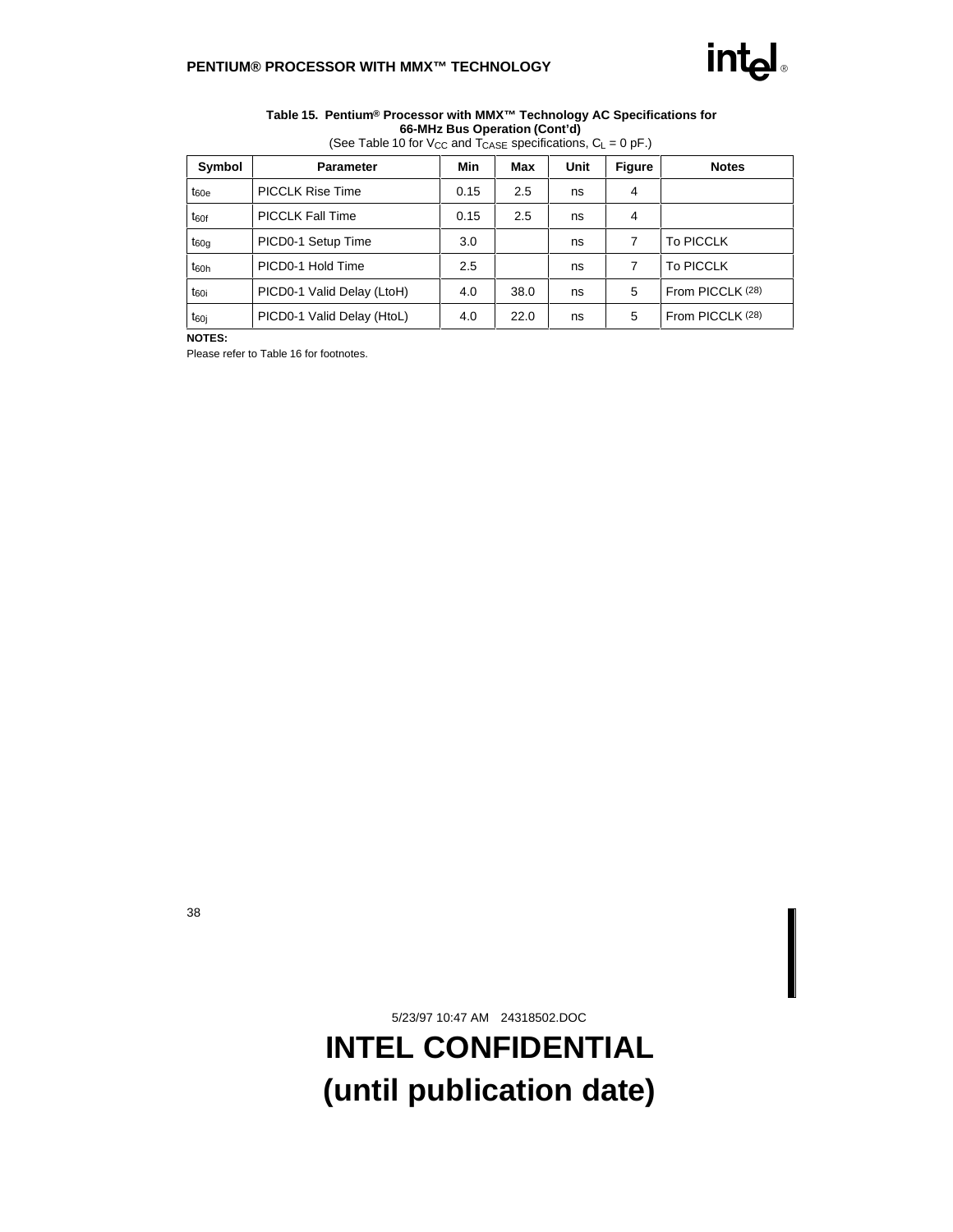**Table 15. Pentium® Processor with MMX™ Technology AC Specifications for 66-MHz Bus Operation (Cont'd)**

(See Table 10 for $V_{CC}$ and $T_{CASE}$ specifications, $C_L$ = 0 pF.)

| Symbol | Parameter | Min | Max | Unit | Figure | Notes |
|---|---|---|---|---|---|---|
| $t_{60e}$ | PICCLK Rise Time | 0.15 | 2.5 | ns | 4 | |
| $t_{60f}$ | PICCLK Fall Time | 0.15 | 2.5 | ns | 4 | |
| $t_{60g}$ | PICD0-1 Setup Time | 3.0 | | ns | 7 | To PICCLK |
| $t_{60h}$ | PICD0-1 Hold Time | 2.5 | | ns | 7 | To PICCLK |
| $t_{60i}$ | PICD0-1 Valid Delay (LtoH) | 4.0 | 38.0 | ns | 5 | From PICCLK (28) |
| $t_{60j}$ | PICD0-1 Valid Delay (HtoL) | 4.0 | 22.0 | ns | 5 | From PICCLK (28) |

**NOTES:**

Please refer to Table 16 for footnotes.

5/23/97 10:47 AM 24318502.DOC

**INTEL CONFIDENTIAL (until publication date)**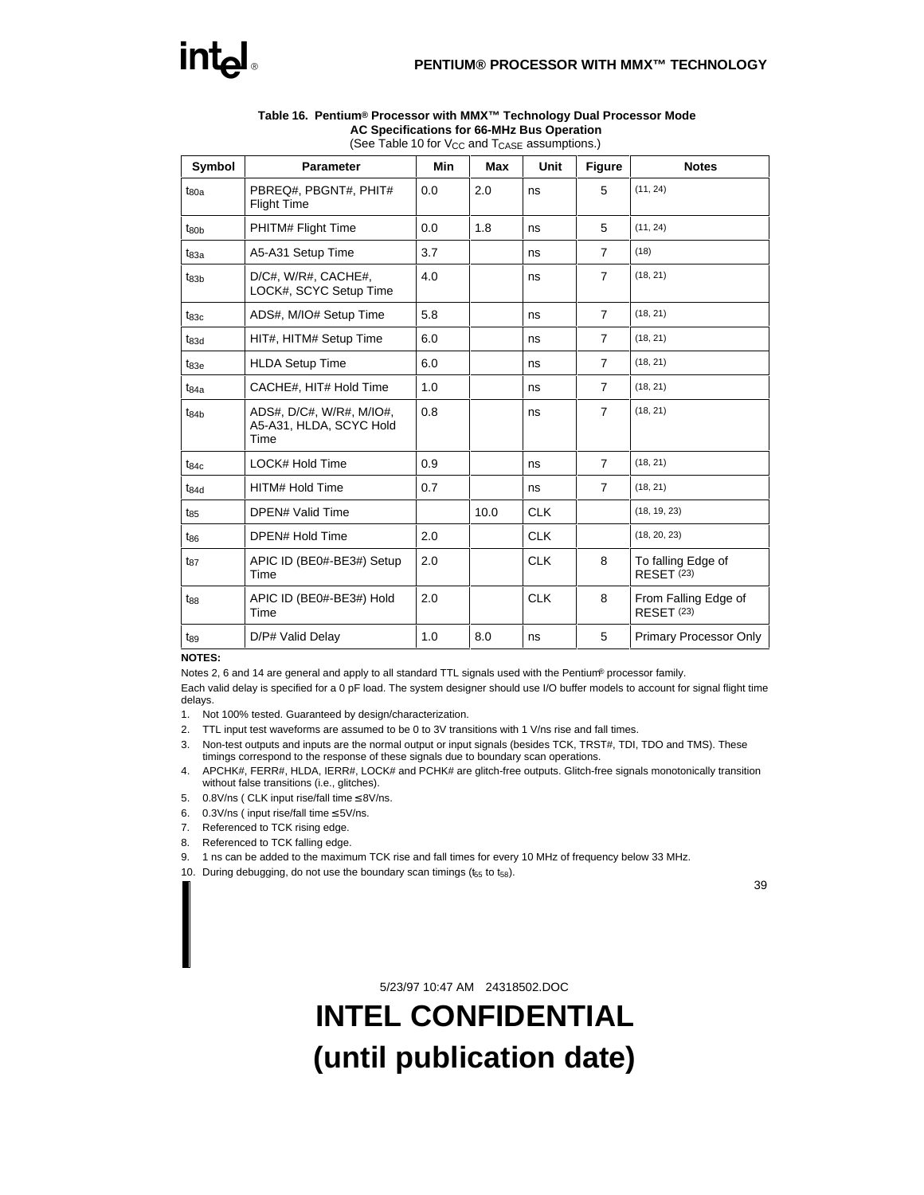**Table 16. Pentium® Processor with MMX™ Technology Dual Processor Mode AC Specifications for 66-MHz Bus Operation**

(See Table 10 for $V_{CC}$ and $T_{CASE}$ assumptions.)

| Symbol | Parameter | Min | Max | Unit | Figure | Notes |
|---|---|---|---|---|---|---|
| $t_{80a}$ | PBREQ#, PBGNT#, PHIT# Flight Time | 0.0 | 2.0 | ns | 5 | (11, 24) |
| $t_{80b}$ | PHITM# Flight Time | 0.0 | 1.8 | ns | 5 | (11, 24) |
| $t_{83a}$ | A5-A31 Setup Time | 3.7 | | ns | 7 | (18) |
| $t_{83b}$ | D/C#, W/R#, CACHE#, LOCK#, SCYC Setup Time | 4.0 | | ns | 7 | (18, 21) |
| $t_{83c}$ | ADS#, M/IO# Setup Time | 5.8 | | ns | 7 | (18, 21) |
| $t_{83d}$ | HIT#, HITM# Setup Time | 6.0 | | ns | 7 | (18, 21) |
| $t_{83e}$ | HLDA Setup Time | 6.0 | | ns | 7 | (18, 21) |
| $t_{84a}$ | CACHE#, HIT# Hold Time | 1.0 | | ns | 7 | (18, 21) |
| $t_{84b}$ | ADS#, D/C#, W/R#, M/IO#, A5-A31, HLDA, SCYC Hold Time | 0.8 | | ns | 7 | (18, 21) |
| $t_{84c}$ | LOCK# Hold Time | 0.9 | | ns | 7 | (18, 21) |
| $t_{84d}$ | HITM# Hold Time | 0.7 | | ns | 7 | (18, 21) |
| $t_{85}$ | DPEN# Valid Time | | 10.0 | CLK | | (18, 19, 23) |
| $t_{86}$ | DPEN# Hold Time | 2.0 | | CLK | | (18, 20, 23) |
| $t_{87}$ | APIC ID (BE0#-BE3#) Setup Time | 2.0 | | CLK | 8 | To falling Edge of RESET (23) |
| $t_{88}$ | APIC ID (BE0#-BE3#) Hold Time | 2.0 | | CLK | 8 | From Falling Edge of RESET (23) |
| $t_{89}$ | D/P# Valid Delay | 1.0 | 8.0 | ns | 5 | Primary Processor Only |

**NOTES:**

Notes 2, 6 and 14 are general and apply to all standard TTL signals used with the Pentium® processor family.

Each valid delay is specified for a 0 pF load. The system designer should use I/O buffer models to account for signal flight time delays.

1. Not 100% tested. Guaranteed by design/characterization.
2. TTL input test waveforms are assumed to be 0 to 3V transitions with 1 V/ns rise and fall times.
3. Non-test outputs and inputs are the normal output or input signals (besides TCK, TRST#, TDI, TDO and TMS). These timings correspond to the response of these signals due to boundary scan operations.
4. APCHK#, FERR#, HLDA, IERR#, LOCK# and PCHK# are glitch-free outputs. Glitch-free signals monotonically transition without false transitions (i.e., glitches).
5. 0.8V/ns ( CLK input rise/fall time ≤ 8V/ns.
6. 0.3V/ns ( input rise/fall time ≤ 5V/ns.
7. Referenced to TCK rising edge.
8. Referenced to TCK falling edge.
9. 1 ns can be added to the maximum TCK rise and fall times for every 10 MHz of frequency below 33 MHz.
10. During debugging, do not use the boundary scan timings ($t_{55}$ to $t_{58}$).

5/23/97 10:47 AM 24318502.DOC

**INTEL CONFIDENTIAL**
**(until publication date)**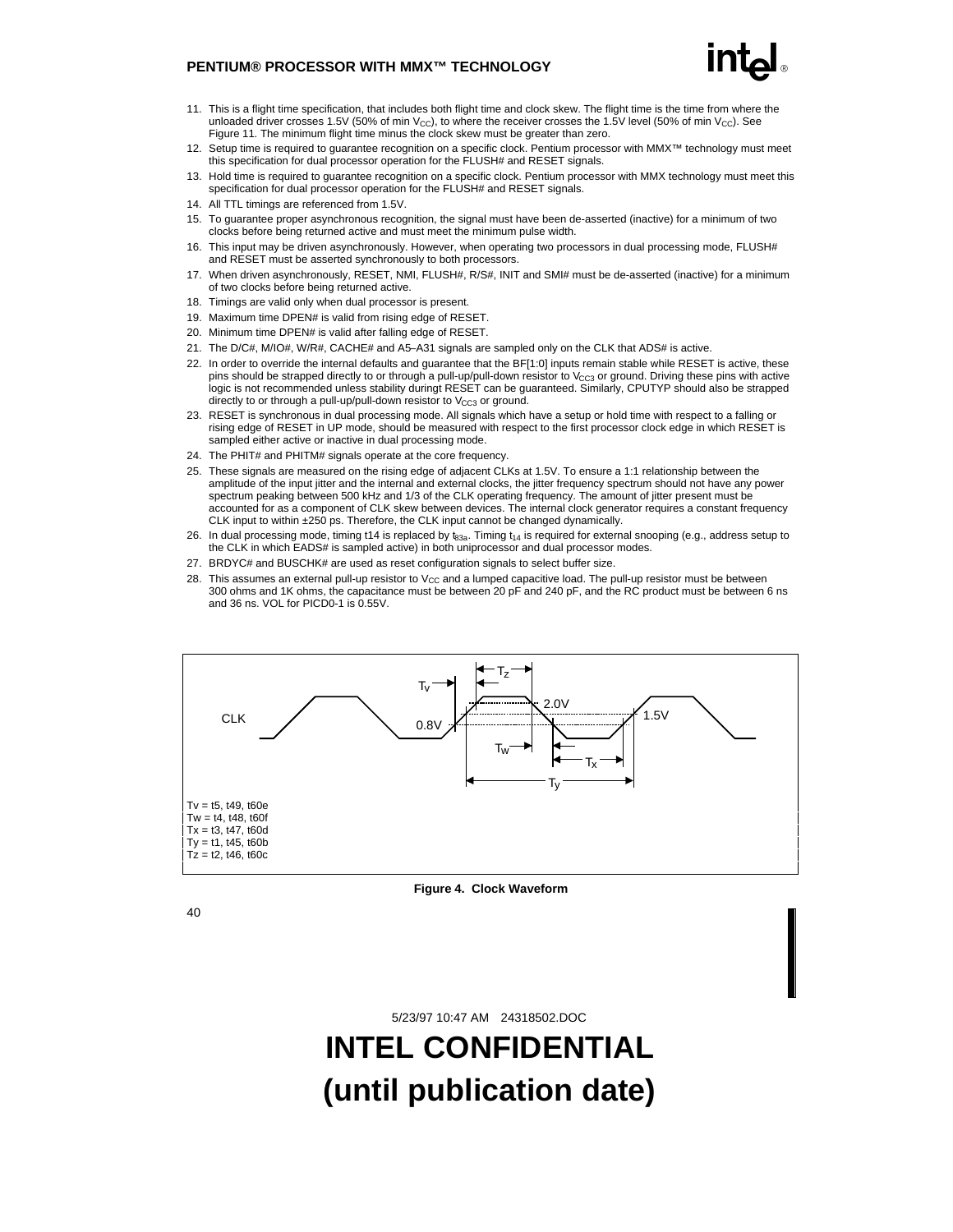11. This is a flight time specification, that includes both flight time and clock skew. The flight time is the time from where the unloaded driver crosses 1.5V (50% of min $V_{CC}$), to where the receiver crosses the 1.5V level (50% of min $V_{CC}$). See Figure 11. The minimum flight time minus the clock skew must be greater than zero.
12. Setup time is required to guarantee recognition on a specific clock. Pentium processor with MMX™ technology must meet this specification for dual processor operation for the FLUSH# and RESET signals.
13. Hold time is required to guarantee recognition on a specific clock. Pentium processor with MMX technology must meet this specification for dual processor operation for the FLUSH# and RESET signals.
14. All TTL timings are referenced from 1.5V.
15. To guarantee proper asynchronous recognition, the signal must have been de-asserted (inactive) for a minimum of two clocks before being returned active and must meet the minimum pulse width.
16. This input may be driven asynchronously. However, when operating two processors in dual processing mode, FLUSH# and RESET must be asserted synchronously to both processors.
17. When driven asynchronously, RESET, NMI, FLUSH#, R/S#, INIT and SMI# must be de-asserted (inactive) for a minimum of two clocks before being returned active.
18. Timings are valid only when dual processor is present.
19. Maximum time DPEN# is valid from rising edge of RESET.
20. Minimum time DPEN# is valid after falling edge of RESET.
21. The D/C#, M/IO#, W/R#, CACHE# and A5–A31 signals are sampled only on the CLK that ADS# is active.
22. In order to override the internal defaults and guarantee that the BF[1:0] inputs remain stable while RESET is active, these pins should be strapped directly to or through a pull-up/pull-down resistor to $V_{CC3}$ or ground. Driving these pins with active logic is not recommended unless stability duringt RESET can be guaranteed. Similarly, CPUTYP should also be strapped directly to or through a pull-up/pull-down resistor to $V_{CC3}$ or ground.
23. RESET is synchronous in dual processing mode. All signals which have a setup or hold time with respect to a falling or rising edge of RESET in UP mode, should be measured with respect to the first processor clock edge in which RESET is sampled either active or inactive in dual processing mode.
24. The PHIT# and PHITM# signals operate at the core frequency.
25. These signals are measured on the rising edge of adjacent CLKs at 1.5V. To ensure a 1:1 relationship between the amplitude of the input jitter and the internal and external clocks, the jitter frequency spectrum should not have any power spectrum peaking between 500 kHz and 1/3 of the CLK operating frequency. The amount of jitter present must be accounted for as a component of CLK skew between devices. The internal clock generator requires a constant frequency CLK input to within ±250 ps. Therefore, the CLK input cannot be changed dynamically.
26. In dual processing mode, timing t14 is replaced by $t_{83a}$. Timing $t_{14}$ is required for external snooping (e.g., address setup to the CLK in which EADS# is sampled active) in both uniprocessor and dual processor modes.
27. BRDYC# and BUSCHK# are used as reset configuration signals to select buffer size.
28. This assumes an external pull-up resistor to $V_{CC}$ and a lumped capacitive load. The pull-up resistor must be between 300 ohms and 1K ohms, the capacitance must be between 20 pF and 240 pF, and the RC product must be between 6 ns and 36 ns. VOL for PICD0-1 is 0.55V.

CLK

Tv = t5, t49, t60e
Tw = t4, t48, t60f
Tx = t3, t47, t60d
Ty = t1, t45, t60b
Tz = t2, t46, t60c

**Figure 4. Clock Waveform**

5/23/97 10:47 AM 24318502.DOC

**INTEL CONFIDENTIAL**
**(until publication date)**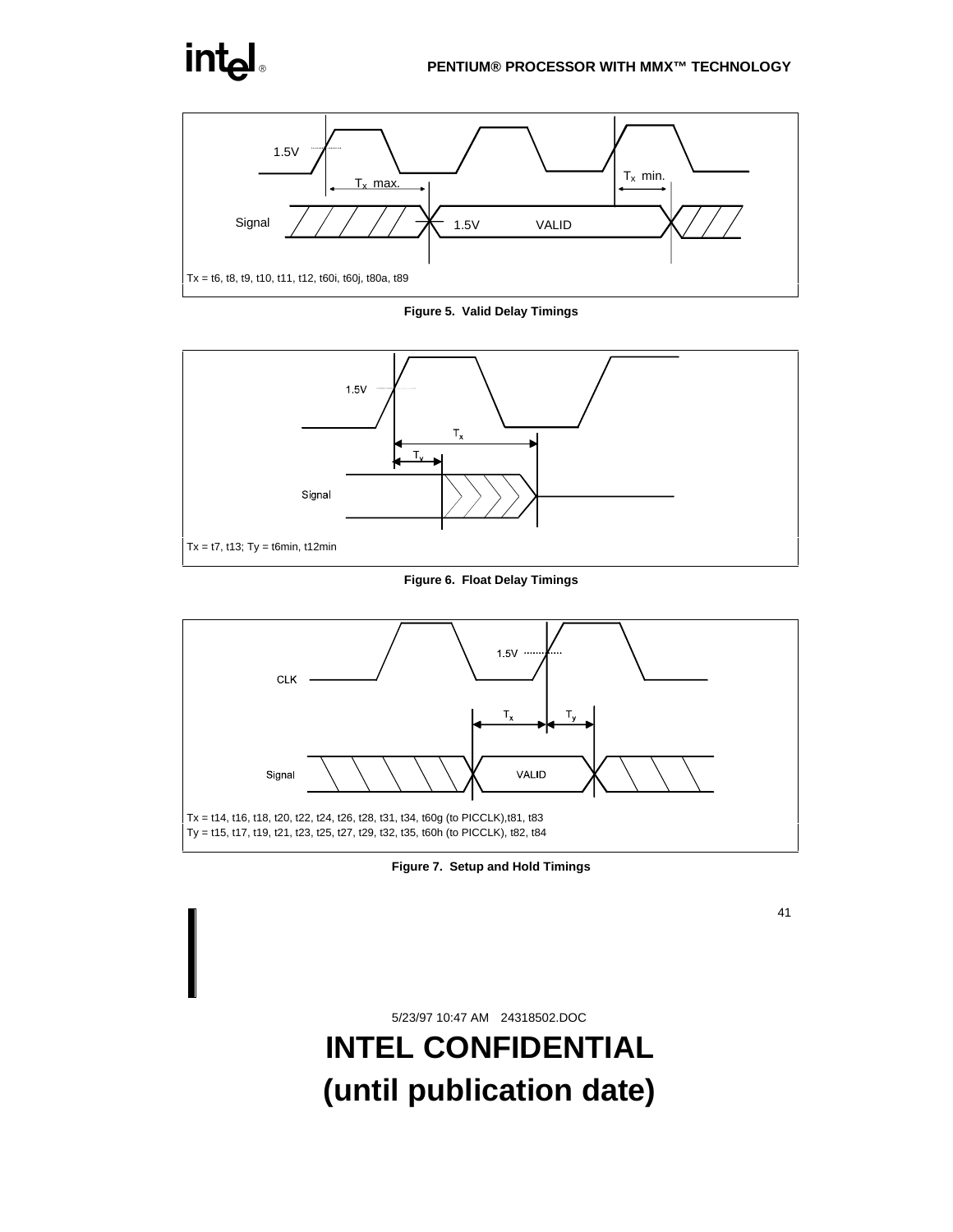1.5V

$T_x$ max.

$T_x$ min.

Signal

1.5V VALID

Tx = t6, t8, t9, t10, t11, t12, t60i, t60j, t80a, t89

**Figure 5. Valid Delay Timings**

1.5V

$T_x$

$T_y$

Signal

Tx = t7, t13; Ty = t6min, t12min

**Figure 6. Float Delay Timings**

1.5V

CLK

$T_x$ $T_y$

Signal VALID

Tx = t14, t16, t18, t20, t22, t24, t26, t28, t31, t34, t60g (to PICCLK),t81, t83
Ty = t15, t17, t19, t21, t23, t25, t27, t29, t32, t35, t60h (to PICCLK), t82, t84

**Figure 7. Setup and Hold Timings**

5/23/97 10:47 AM 24318502.DOC

**INTEL CONFIDENTIAL**
**(until publication date)**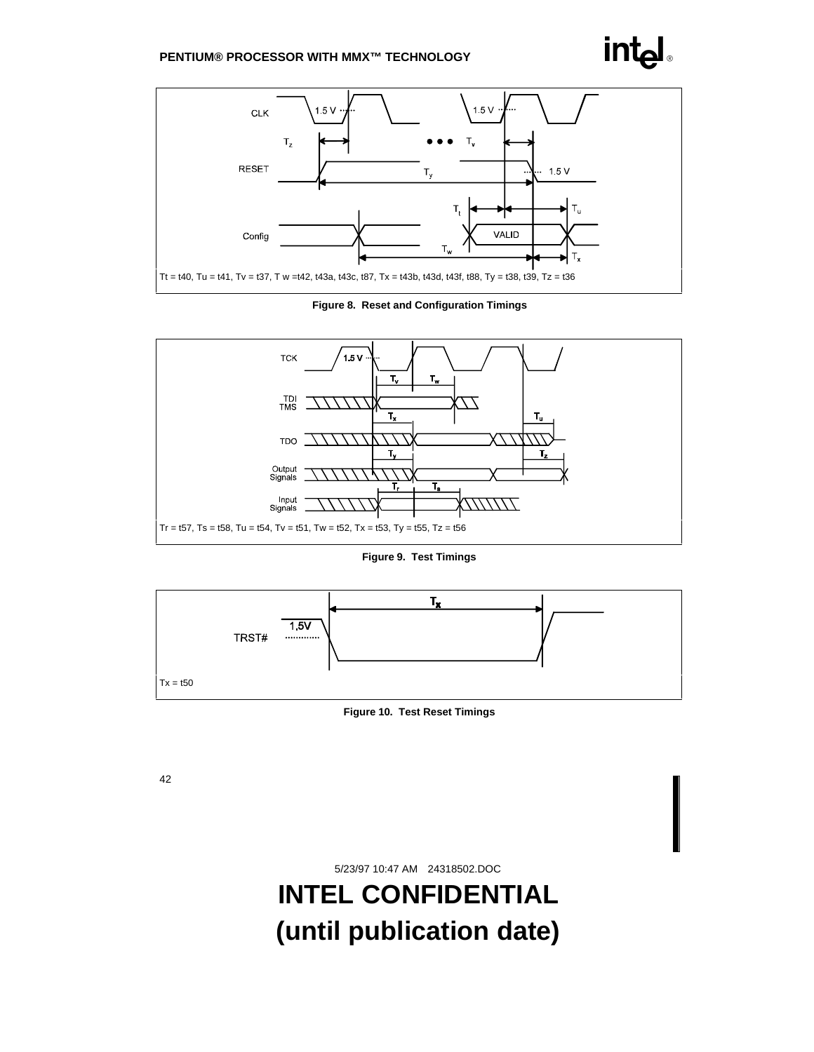Tt = t40, Tu = t41, Tv = t37, T w =t42, t43a, t43c, t87, Tx = t43b, t43d, t43f, t88, Ty = t38, t39, Tz = t36

**Figure 8. Reset and Configuration Timings**

Tr = t57, Ts = t58, Tu = t54, Tv = t51, Tw = t52, Tx = t53, Ty = t55, Tz = t56

**Figure 9. Test Timings**

Tx = t50

**Figure 10. Test Reset Timings**

5/23/97 10:47 AM 24318502.DOC

# INTEL CONFIDENTIAL
# (until publication date)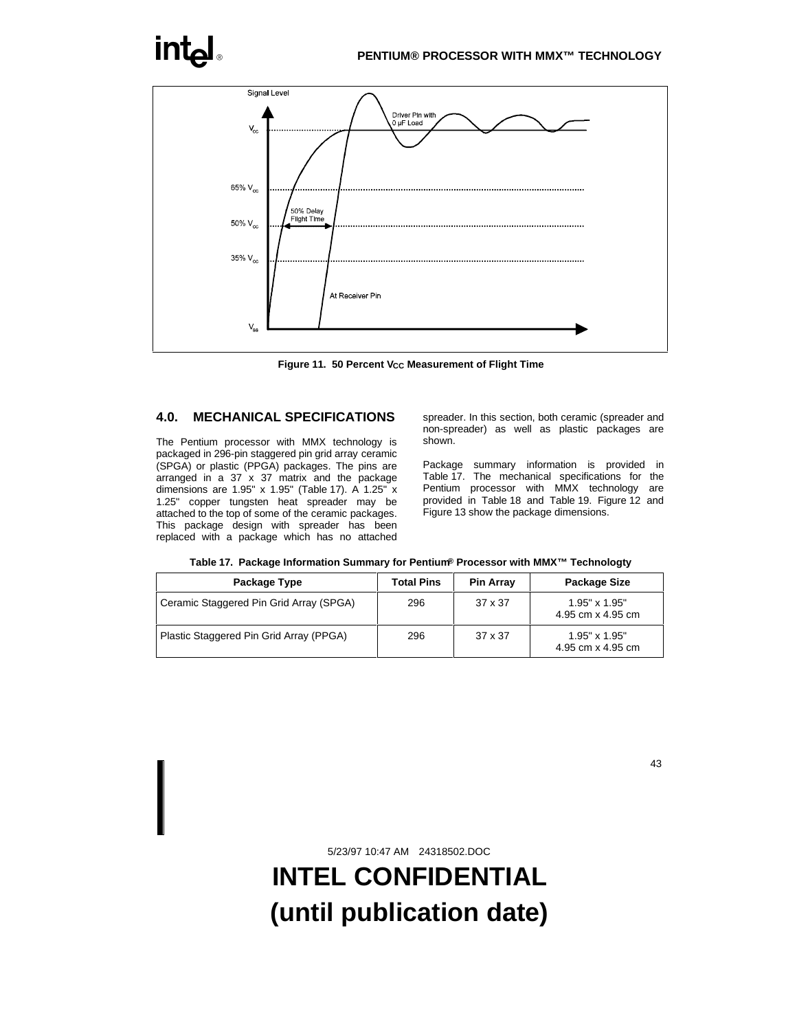Figure 11. 50 Percent $V_{CC}$ Measurement of Flight Time

## 4.0. MECHANICAL SPECIFICATIONS

The Pentium processor with MMX technology is packaged in 296-pin staggered pin grid array ceramic (SPGA) or plastic (PPGA) packages. The pins are arranged in a 37 x 37 matrix and the package dimensions are 1.95" x 1.95" (Table 17). A 1.25" x 1.25" copper tungsten heat spreader may be attached to the top of some of the ceramic packages. This package design with spreader has been replaced with a package which has no attached spreader. In this section, both ceramic (spreader and non-spreader) as well as plastic packages are shown.

Package summary information is provided in Table 17. The mechanical specifications for the Pentium processor with MMX technology are provided in Table 18 and Table 19. Figure 12 and Figure 13 show the package dimensions.

**Table 17. Package Information Summary for Pentium® Processor with MMX™ Technologty**

| Package Type | Total Pins | Pin Array | Package Size |
|---|---|---|---|
| Ceramic Staggered Pin Grid Array (SPGA) | 296 | 37 x 37 | 1.95" x 1.95"<br>4.95 cm x 4.95 cm |
| Plastic Staggered Pin Grid Array (PPGA) | 296 | 37 x 37 | 1.95" x 1.95"<br>4.95 cm x 4.95 cm |

5/23/97 10:47 AM 24318502.DOC

**INTEL CONFIDENTIAL**
**(until publication date)**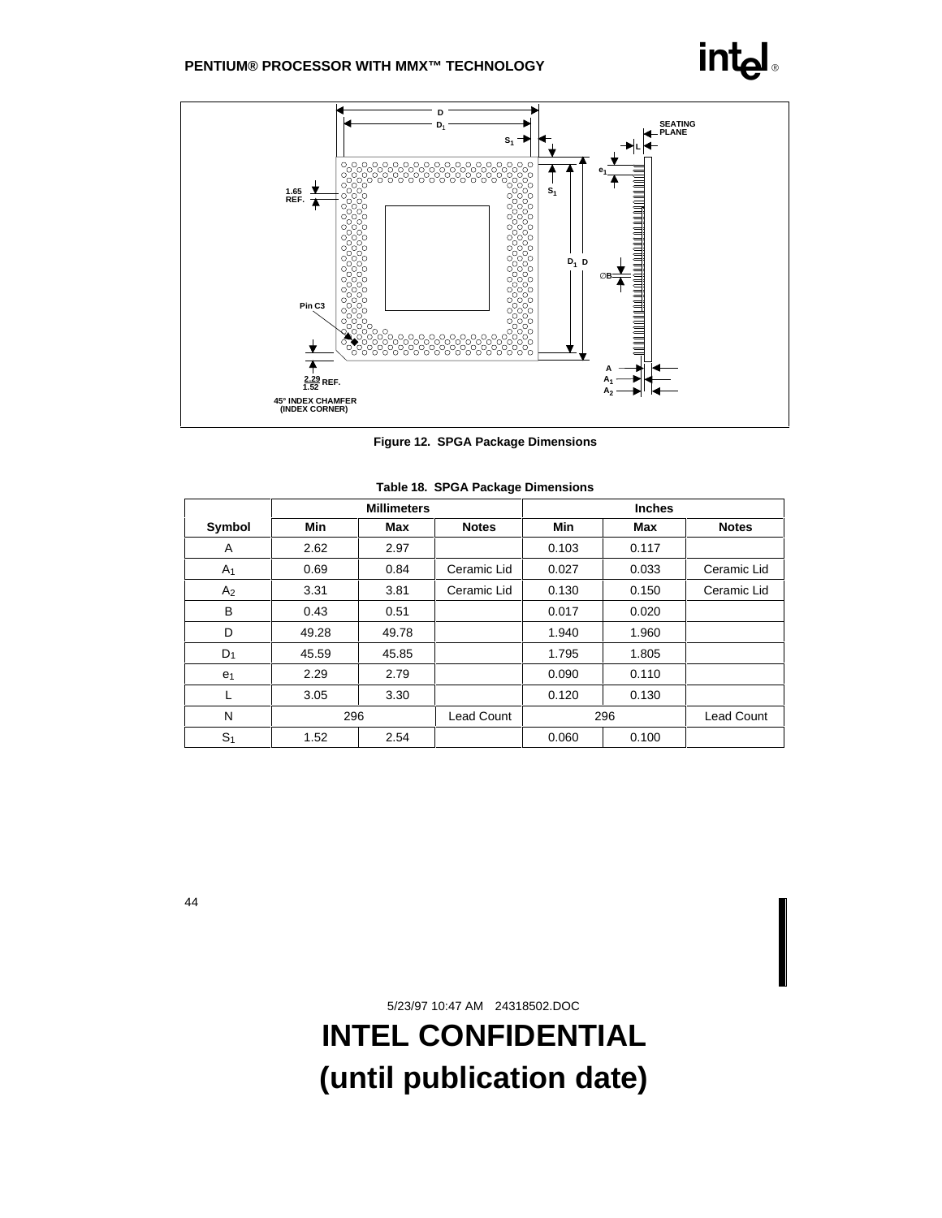Figure 12. SPGA Package Dimensions

**Table 18. SPGA Package Dimensions**

| | Millimeters | | | Inches | | |
|---|---|---|---|---|---|---|
| Symbol | Min | Max | Notes | Min | Max | Notes |
| A | 2.62 | 2.97 | | 0.103 | 0.117 | |
| $A_1$ | 0.69 | 0.84 | Ceramic Lid | 0.027 | 0.033 | Ceramic Lid |
| $A_2$ | 3.31 | 3.81 | Ceramic Lid | 0.130 | 0.150 | Ceramic Lid |
| B | 0.43 | 0.51 | | 0.017 | 0.020 | |
| D | 49.28 | 49.78 | | 1.940 | 1.960 | |
| $D_1$ | 45.59 | 45.85 | | 1.795 | 1.805 | |
| $e_1$ | 2.29 | 2.79 | | 0.090 | 0.110 | |
| L | 3.05 | 3.30 | | 0.120 | 0.130 | |
| N | 296 | | Lead Count | 296 | | Lead Count |
| $S_1$ | 1.52 | 2.54 | | 0.060 | 0.100 | |

5/23/97 10:47 AM 24318502.DOC

**INTEL CONFIDENTIAL**
**(until publication date)**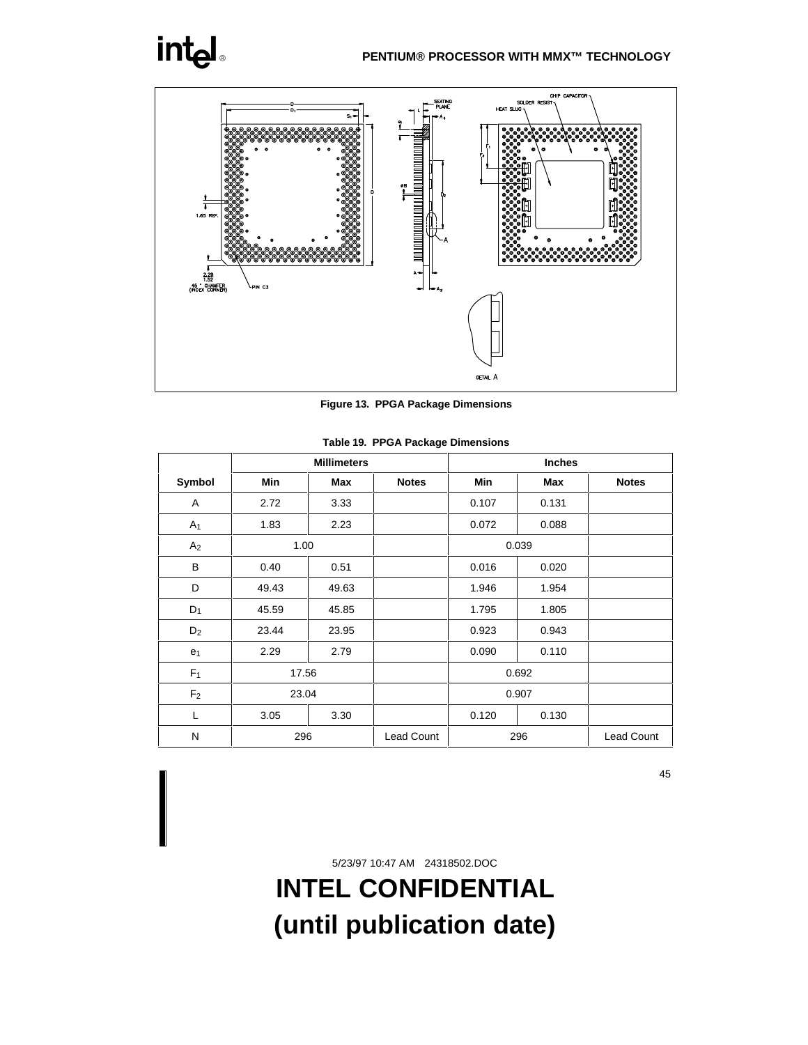Figure 13. PPGA Package Dimensions

**Table 19. PPGA Package Dimensions**

| | Millimeters | | | Inches | | |
|---|---|---|---|---|---|---|
| Symbol | Min | Max | Notes | Min | Max | Notes |
| A | 2.72 | 3.33 | | 0.107 | 0.131 | |
| $A_1$ | 1.83 | 2.23 | | 0.072 | 0.088 | |
| $A_2$ | 1.00 | | | 0.039 | | |
| B | 0.40 | 0.51 | | 0.016 | 0.020 | |
| D | 49.43 | 49.63 | | 1.946 | 1.954 | |
| $D_1$ | 45.59 | 45.85 | | 1.795 | 1.805 | |
| $D_2$ | 23.44 | 23.95 | | 0.923 | 0.943 | |
| $e_1$ | 2.29 | 2.79 | | 0.090 | 0.110 | |
| $F_1$ | 17.56 | | | 0.692 | | |
| $F_2$ | 23.04 | | | 0.907 | | |
| L | 3.05 | 3.30 | | 0.120 | 0.130 | |
| N | 296 | | Lead Count | 296 | | Lead Count |

5/23/97 10:47 AM 24318502.DOC

# INTEL CONFIDENTIAL
# (until publication date)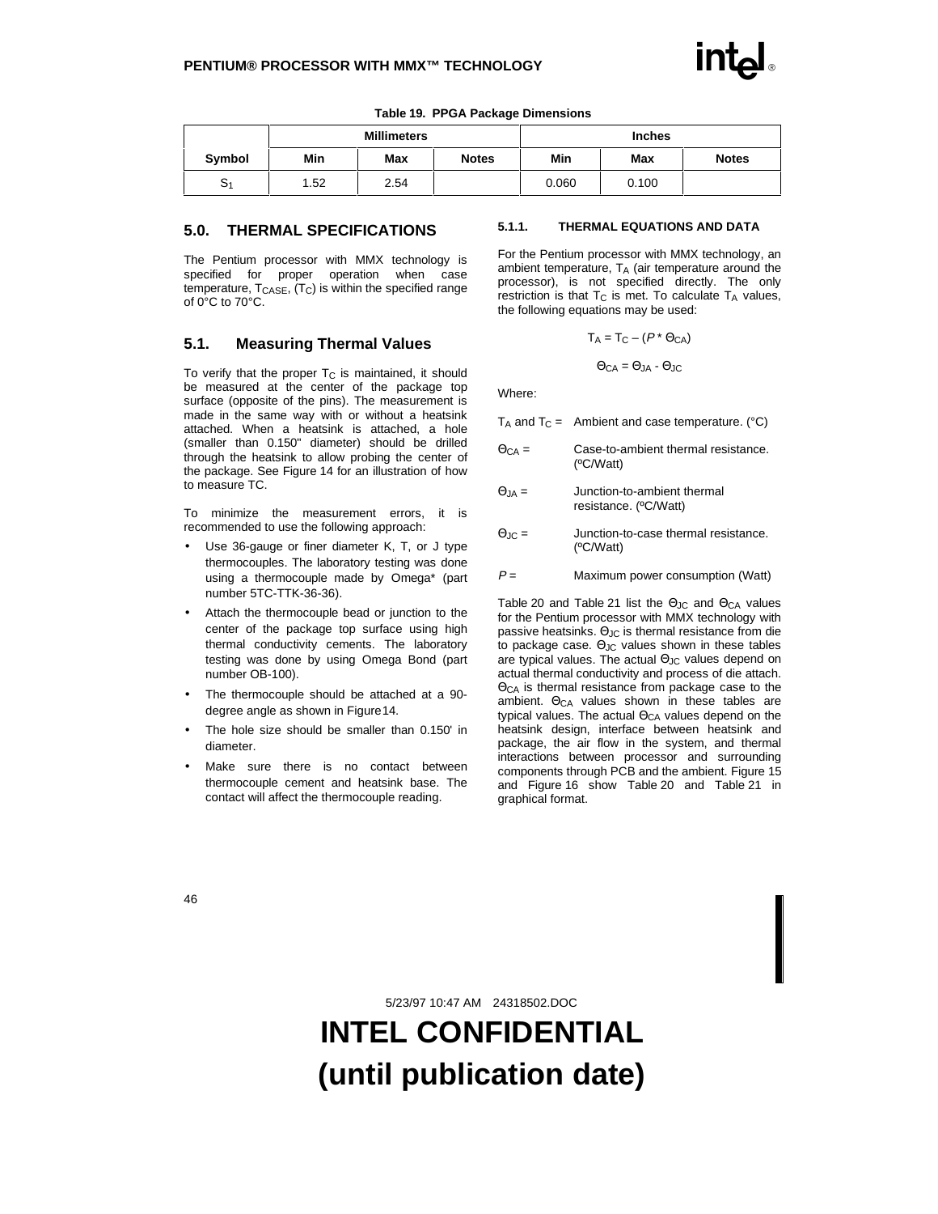**Table 19. PPGA Package Dimensions**

| | Millimeters | | | Inches | | |
|---|---|---|---|---|---|---|
| Symbol | Min | Max | Notes | Min | Max | Notes |
| $S_1$ | 1.52 | 2.54 | | 0.060 | 0.100 | |

## 5.0. THERMAL SPECIFICATIONS

The Pentium processor with MMX technology is specified for proper operation when case temperature, $T_{CASE}$, ($T_C$) is within the specified range of 0°C to 70°C.

## 5.1. Measuring Thermal Values

To verify that the proper $T_C$ is maintained, it should be measured at the center of the package top surface (opposite of the pins). The measurement is made in the same way with or without a heatsink attached. When a heatsink is attached, a hole (smaller than 0.150" diameter) should be drilled through the heatsink to allow probing the center of the package. See Figure 14 for an illustration of how to measure TC.

To minimize the measurement errors, it is recommended to use the following approach:

- Use 36-gauge or finer diameter K, T, or J type thermocouples. The laboratory testing was done using a thermocouple made by Omega* (part number 5TC-TTK-36-36).
- Attach the thermocouple bead or junction to the center of the package top surface using high thermal conductivity cements. The laboratory testing was done by using Omega Bond (part number OB-100).
- The thermocouple should be attached at a 90-degree angle as shown in Figure 14.
- The hole size should be smaller than 0.150' in diameter.
- Make sure there is no contact between thermocouple cement and heatsink base. The contact will affect the thermocouple reading.

### 5.1.1. THERMAL EQUATIONS AND DATA

For the Pentium processor with MMX technology, an ambient temperature, $T_A$ (air temperature around the processor), is not specified directly. The only restriction is that $T_C$ is met. To calculate $T_A$ values, the following equations may be used:

$$T_A = T_C - (P * \Theta_{CA})$$

$$\Theta_{CA} = \Theta_{JA} - \Theta_{JC}$$

Where:

$T_A$ and $T_C$ = Ambient and case temperature. (°C)

$\Theta_{CA}$ = Case-to-ambient thermal resistance. (ºC/Watt)

$\Theta_{JA}$ = Junction-to-ambient thermal resistance. (ºC/Watt)

$\Theta_{JC}$ = Junction-to-case thermal resistance. (ºC/Watt)

$P$ = Maximum power consumption (Watt)

Table 20 and Table 21 list the $\Theta_{JC}$ and $\Theta_{CA}$ values for the Pentium processor with MMX technology with passive heatsinks. $\Theta_{JC}$ is thermal resistance from die to package case. $\Theta_{JC}$ values shown in these tables are typical values. The actual $\Theta_{JC}$ values depend on actual thermal conductivity and process of die attach. $\Theta_{CA}$ is thermal resistance from package case to the ambient. $\Theta_{CA}$ values shown in these tables are typical values. The actual $\Theta_{CA}$ values depend on the heatsink design, interface between heatsink and package, the air flow in the system, and thermal interactions between processor and surrounding components through PCB and the ambient. Figure 15 and Figure 16 show Table 20 and Table 21 in graphical format.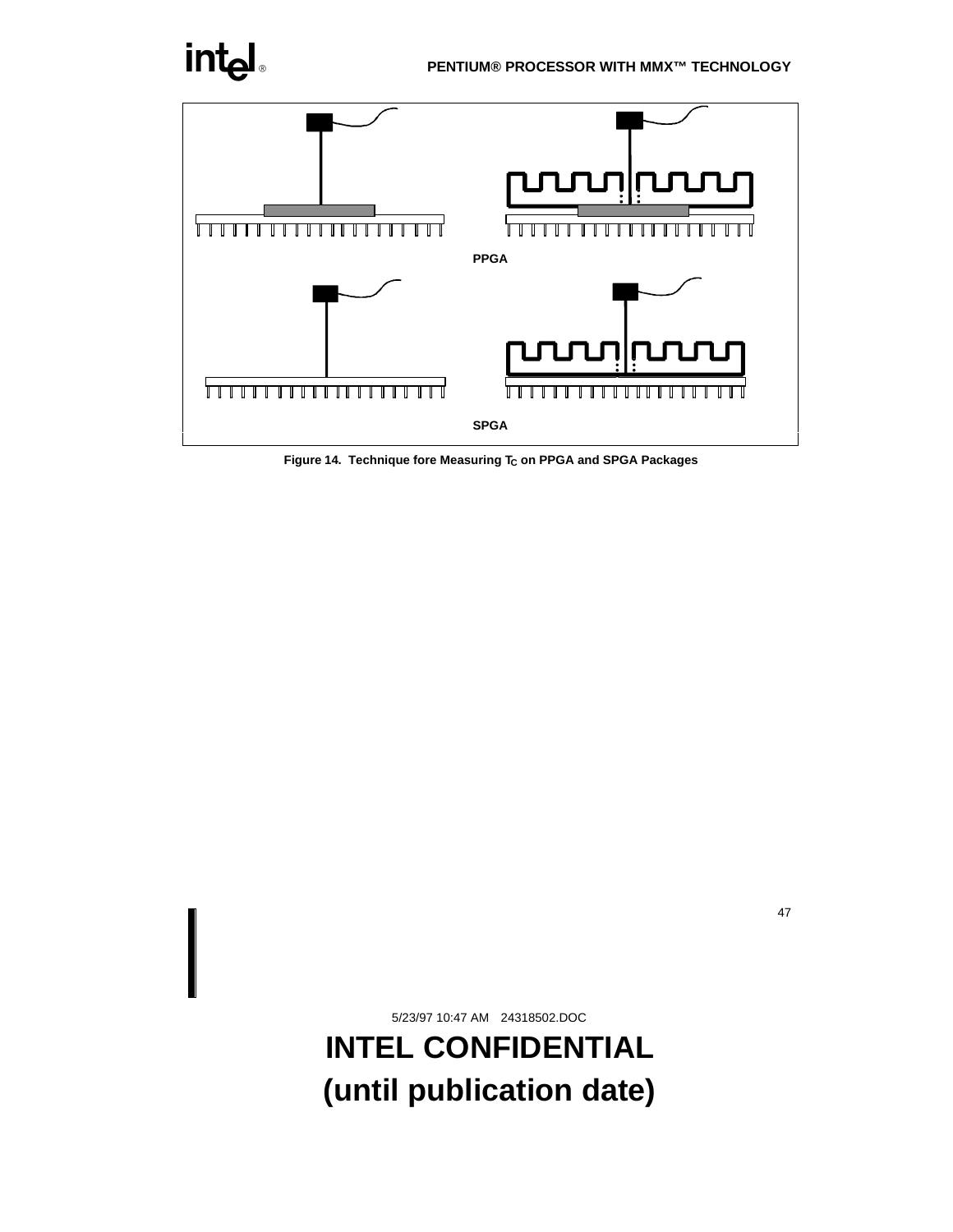PPGA

SPGA

**Figure 14. Technique fore Measuring $T_C$ on PPGA and SPGA Packages**

5/23/97 10:47 AM 24318502.DOC

**INTEL CONFIDENTIAL**
**(until publication date)**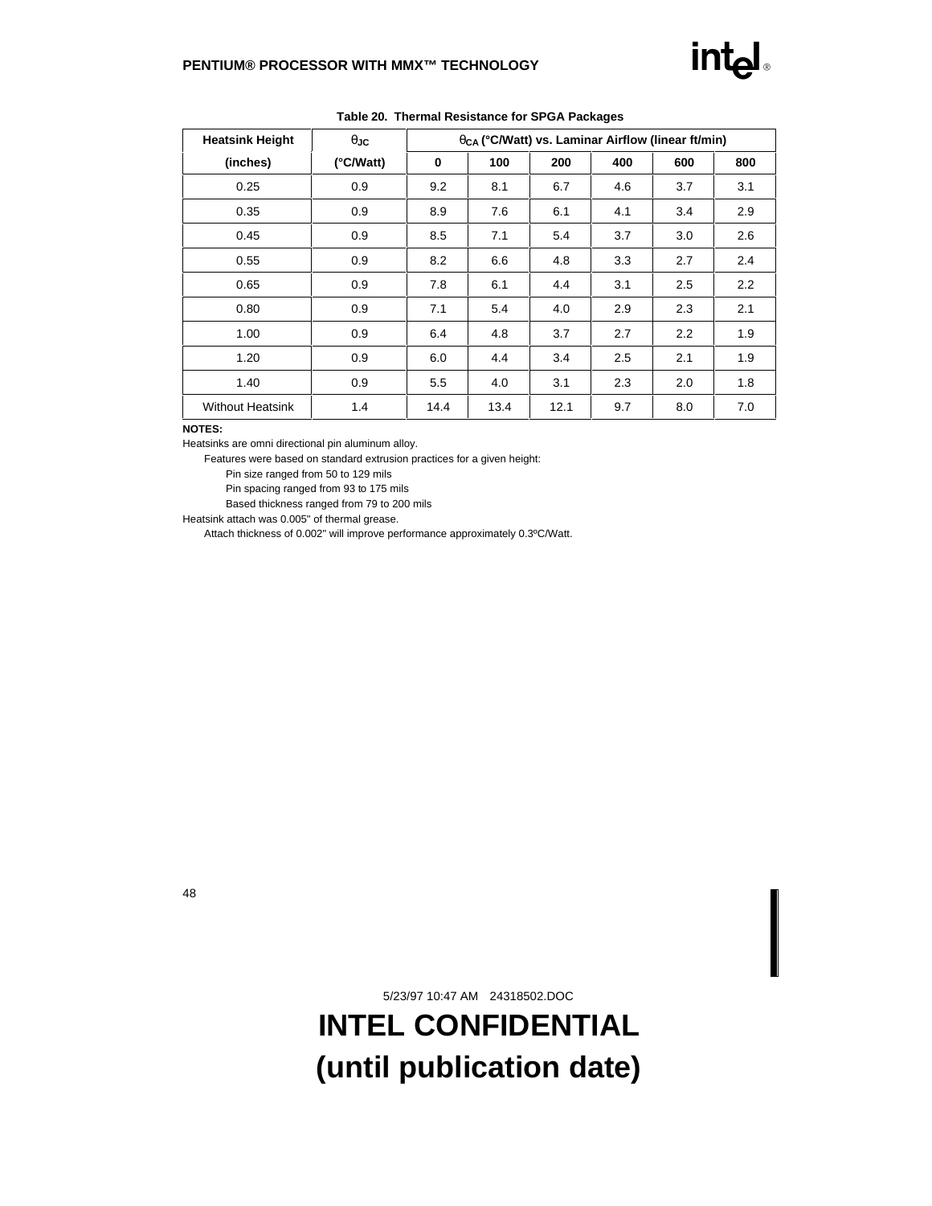**Table 20. Thermal Resistance for SPGA Packages**

| Heatsink Height | $\theta_{JC}$ | $\theta_{CA}$ (°C/Watt) vs. Laminar Airflow (linear ft/min) | | | | | |
|---|---|---|---|---|---|---|---|
| (inches) | (°C/Watt) | 0 | 100 | 200 | 400 | 600 | 800 |
| 0.25 | 0.9 | 9.2 | 8.1 | 6.7 | 4.6 | 3.7 | 3.1 |
| 0.35 | 0.9 | 8.9 | 7.6 | 6.1 | 4.1 | 3.4 | 2.9 |
| 0.45 | 0.9 | 8.5 | 7.1 | 5.4 | 3.7 | 3.0 | 2.6 |
| 0.55 | 0.9 | 8.2 | 6.6 | 4.8 | 3.3 | 2.7 | 2.4 |
| 0.65 | 0.9 | 7.8 | 6.1 | 4.4 | 3.1 | 2.5 | 2.2 |
| 0.80 | 0.9 | 7.1 | 5.4 | 4.0 | 2.9 | 2.3 | 2.1 |
| 1.00 | 0.9 | 6.4 | 4.8 | 3.7 | 2.7 | 2.2 | 1.9 |
| 1.20 | 0.9 | 6.0 | 4.4 | 3.4 | 2.5 | 2.1 | 1.9 |
| 1.40 | 0.9 | 5.5 | 4.0 | 3.1 | 2.3 | 2.0 | 1.8 |
| Without Heatsink | 1.4 | 14.4 | 13.4 | 12.1 | 9.7 | 8.0 | 7.0 |

**NOTES:**

Heatsinks are omni directional pin aluminum alloy.

Features were based on standard extrusion practices for a given height:

Pin size ranged from 50 to 129 mils

Pin spacing ranged from 93 to 175 mils

Based thickness ranged from 79 to 200 mils

Heatsink attach was 0.005" of thermal grease.

Attach thickness of 0.002" will improve performance approximately 0.3ºC/Watt.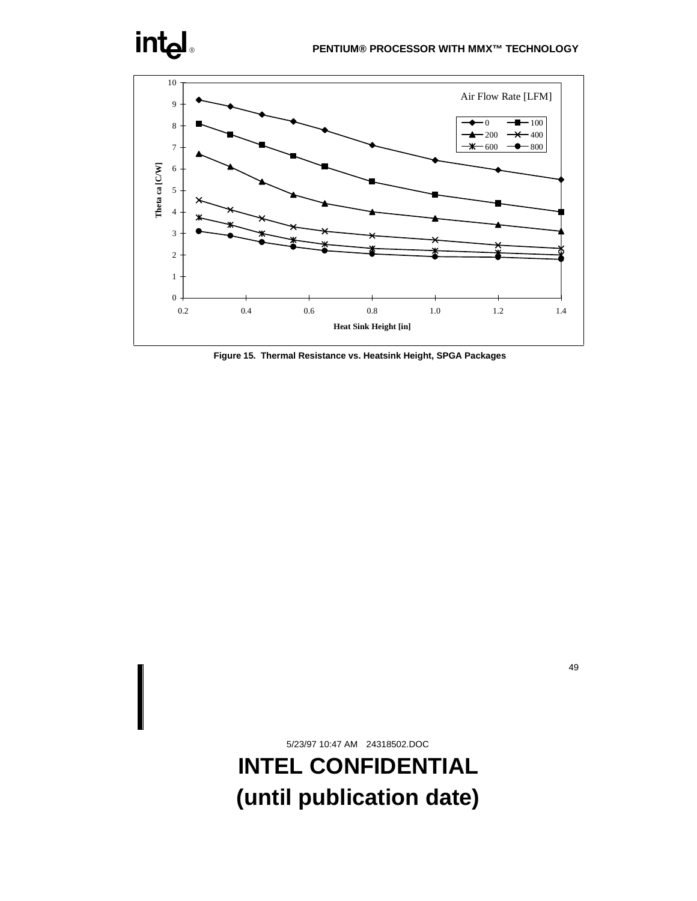Figure 15. Thermal Resistance vs. Heatsink Height, SPGA Packages

5/23/97 10:47 AM 24318502.DOC

**INTEL CONFIDENTIAL**
**(until publication date)**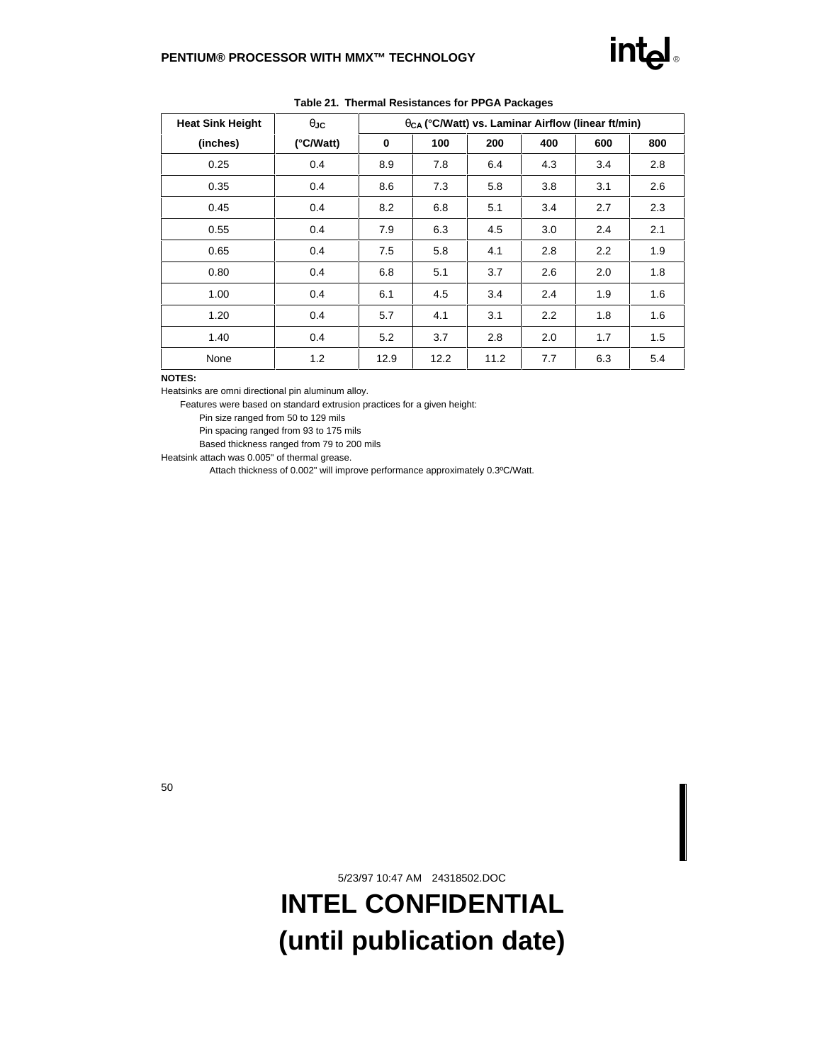**Table 21. Thermal Resistances for PPGA Packages**

| Heat Sink Height | $\theta_{JC}$ | $\theta_{CA}$ (°C/Watt) vs. Laminar Airflow (linear ft/min) | | | | | |
|---|---|---|---|---|---|---|---|
| (inches) | (°C/Watt) | 0 | 100 | 200 | 400 | 600 | 800 |
| 0.25 | 0.4 | 8.9 | 7.8 | 6.4 | 4.3 | 3.4 | 2.8 |
| 0.35 | 0.4 | 8.6 | 7.3 | 5.8 | 3.8 | 3.1 | 2.6 |
| 0.45 | 0.4 | 8.2 | 6.8 | 5.1 | 3.4 | 2.7 | 2.3 |
| 0.55 | 0.4 | 7.9 | 6.3 | 4.5 | 3.0 | 2.4 | 2.1 |
| 0.65 | 0.4 | 7.5 | 5.8 | 4.1 | 2.8 | 2.2 | 1.9 |
| 0.80 | 0.4 | 6.8 | 5.1 | 3.7 | 2.6 | 2.0 | 1.8 |
| 1.00 | 0.4 | 6.1 | 4.5 | 3.4 | 2.4 | 1.9 | 1.6 |
| 1.20 | 0.4 | 5.7 | 4.1 | 3.1 | 2.2 | 1.8 | 1.6 |
| 1.40 | 0.4 | 5.2 | 3.7 | 2.8 | 2.0 | 1.7 | 1.5 |
| None | 1.2 | 12.9 | 12.2 | 11.2 | 7.7 | 6.3 | 5.4 |

**NOTES:**

Heatsinks are omni directional pin aluminum alloy.

Features were based on standard extrusion practices for a given height:

Pin size ranged from 50 to 129 mils

Pin spacing ranged from 93 to 175 mils

Based thickness ranged from 79 to 200 mils

Heatsink attach was 0.005" of thermal grease.

Attach thickness of 0.002" will improve performance approximately 0.3ºC/Watt.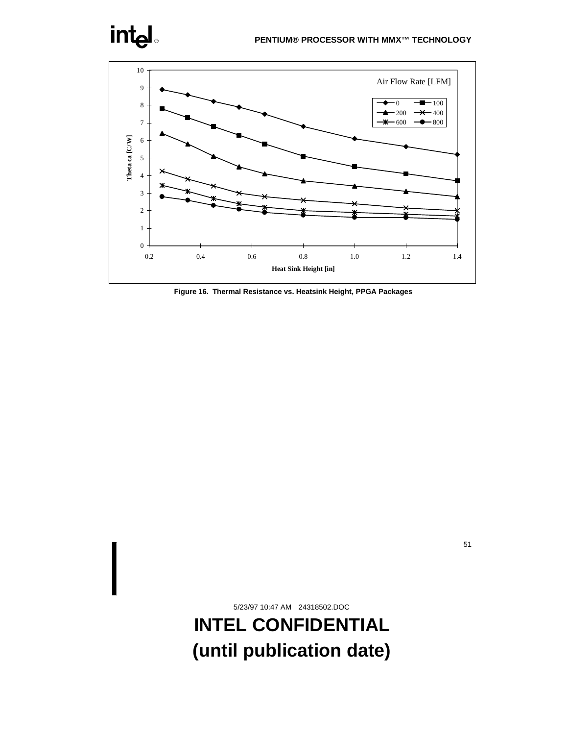Air Flow Rate [LFM]

0
100
200
400
600
800

Theta ca [C/W]

10
9
8
7
6
5
4
3
2
1
0

0.2
0.4
0.6
0.8
1.0
1.2
1.4

Heat Sink Height [in]

**Figure 16. Thermal Resistance vs. Heatsink Height, PPGA Packages**

5/23/97 10:47 AM 24318502.DOC

**INTEL CONFIDENTIAL**
**(until publication date)**